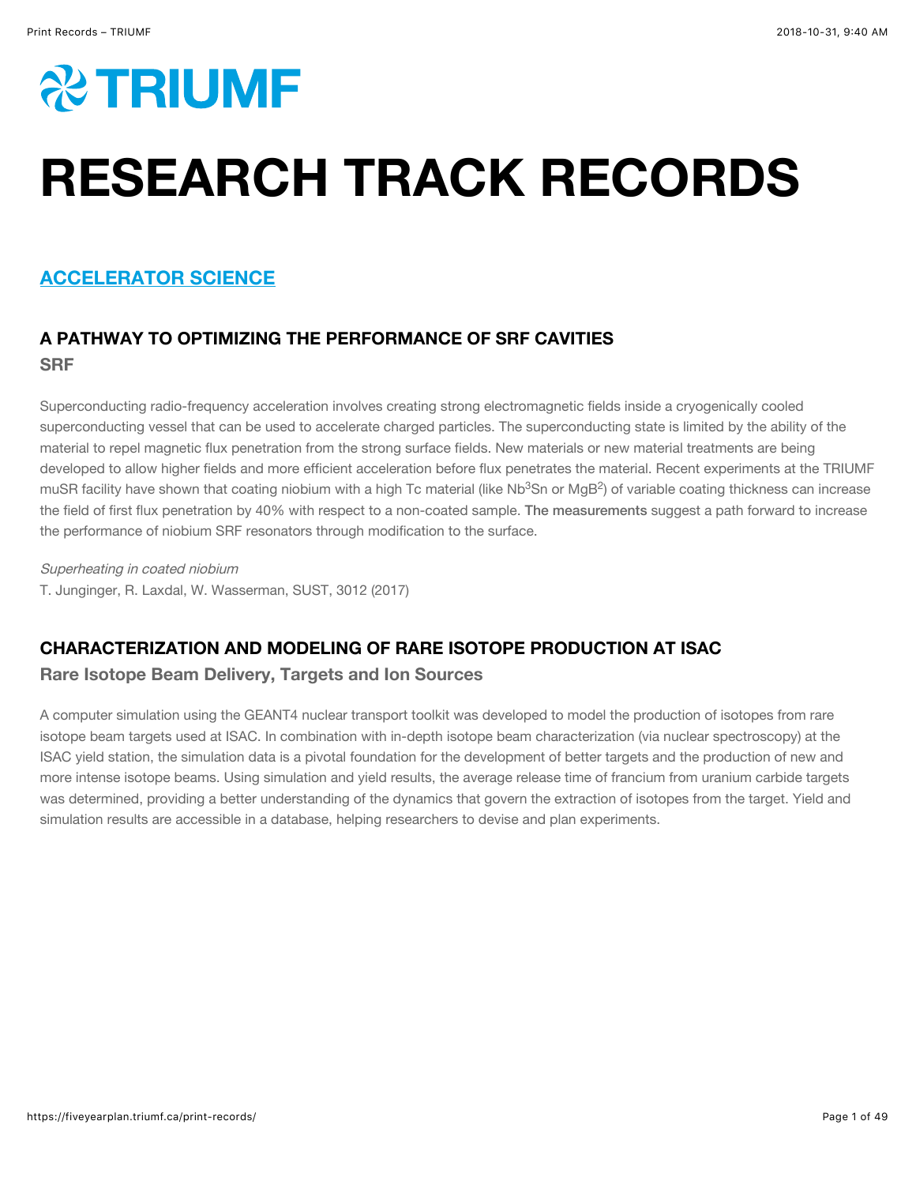# RESEARCH TRACK RECORDS

## ACCELERATOR SCIENCE

### A PATHWAY TO OPTIMIZING THE PERFORMANCE OF SRF CAVITIES

**SRF**

Superconducting radio-frequency acceleration involves creating strong electromagnetic fields inside a cryogenically cooled superconducting vessel that can be used to accelerate charged particles. The superconducting state is limited by the ability of the material to repel magnetic flux penetration from the strong surface fields. New materials or new material treatments are being developed to allow higher fields and more efficient acceleration before flux penetrates the material. Recent experiments at the TRIUMF muSR facility have shown that coating niobium with a high Tc material (like $Nb^3Sn$ or $MgB^2$) of variable coating thickness can increase the field of first flux penetration by 40% with respect to a non-coated sample. The measurements suggest a path forward to increase the performance of niobium SRF resonators through modification to the surface.

*Superheating in coated niobium*
T. Junginger, R. Laxdal, W. Wasserman, SUST, 3012 (2017)

### CHARACTERIZATION AND MODELING OF RARE ISOTOPE PRODUCTION AT ISAC

**Rare Isotope Beam Delivery, Targets and Ion Sources**

A computer simulation using the GEANT4 nuclear transport toolkit was developed to model the production of isotopes from rare isotope beam targets used at ISAC. In combination with in-depth isotope beam characterization (via nuclear spectroscopy) at the ISAC yield station, the simulation data is a pivotal foundation for the development of better targets and the production of new and more intense isotope beams. Using simulation and yield results, the average release time of francium from uranium carbide targets was determined, providing a better understanding of the dynamics that govern the extraction of isotopes from the target. Yield and simulation results are accessible in a database, helping researchers to devise and plan experiments.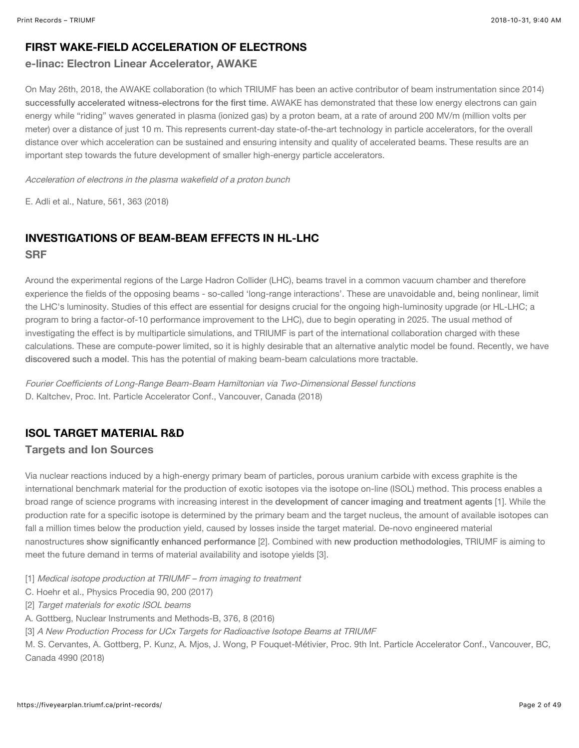## FIRST WAKE-FIELD ACCELERATION OF ELECTRONS

### e-linac: Electron Linear Accelerator, AWAKE

On May 26th, 2018, the AWAKE collaboration (to which TRIUMF has been an active contributor of beam instrumentation since 2014) successfully accelerated witness-electrons for the first time. AWAKE has demonstrated that these low energy electrons can gain energy while "riding" waves generated in plasma (ionized gas) by a proton beam, at a rate of around 200 MV/m (million volts per meter) over a distance of just 10 m. This represents current-day state-of-the-art technology in particle accelerators, for the overall distance over which acceleration can be sustained and ensuring intensity and quality of accelerated beams. These results are an important step towards the future development of smaller high-energy particle accelerators.

*Acceleration of electrons in the plasma wakefield of a proton bunch*

E. Adli et al., Nature, 561, 363 (2018)

## INVESTIGATIONS OF BEAM-BEAM EFFECTS IN HL-LHC

### SRF

Around the experimental regions of the Large Hadron Collider (LHC), beams travel in a common vacuum chamber and therefore experience the fields of the opposing beams - so-called 'long-range interactions'. These are unavoidable and, being nonlinear, limit the LHC's luminosity. Studies of this effect are essential for designs crucial for the ongoing high-luminosity upgrade (or HL-LHC; a program to bring a factor-of-10 performance improvement to the LHC), due to begin operating in 2025. The usual method of investigating the effect is by multiparticle simulations, and TRIUMF is part of the international collaboration charged with these calculations. These are compute-power limited, so it is highly desirable that an alternative analytic model be found. Recently, we have discovered such a model. This has the potential of making beam-beam calculations more tractable.

*Fourier Coefficients of Long-Range Beam-Beam Hamiltonian via Two-Dimensional Bessel functions*
D. Kaltchev, Proc. Int. Particle Accelerator Conf., Vancouver, Canada (2018)

## ISOL TARGET MATERIAL R&D

### Targets and Ion Sources

Via nuclear reactions induced by a high-energy primary beam of particles, porous uranium carbide with excess graphite is the international benchmark material for the production of exotic isotopes via the isotope on-line (ISOL) method. This process enables a broad range of science programs with increasing interest in the development of cancer imaging and treatment agents [1]. While the production rate for a specific isotope is determined by the primary beam and the target nucleus, the amount of available isotopes can fall a million times below the production yield, caused by losses inside the target material. De-novo engineered material nanostructures show significantly enhanced performance [2]. Combined with new production methodologies, TRIUMF is aiming to meet the future demand in terms of material availability and isotope yields [3].

[1] *Medical isotope production at TRIUMF – from imaging to treatment*
C. Hoehr et al., Physics Procedia 90, 200 (2017)
[2] *Target materials for exotic ISOL beams*
A. Gottberg, Nuclear Instruments and Methods-B, 376, 8 (2016)
[3] *A New Production Process for UCx Targets for Radioactive Isotope Beams at TRIUMF*
M. S. Cervantes, A. Gottberg, P. Kunz, A. Mjos, J. Wong, P Fouquet-Métivier, Proc. 9th Int. Particle Accelerator Conf., Vancouver, BC, Canada 4990 (2018)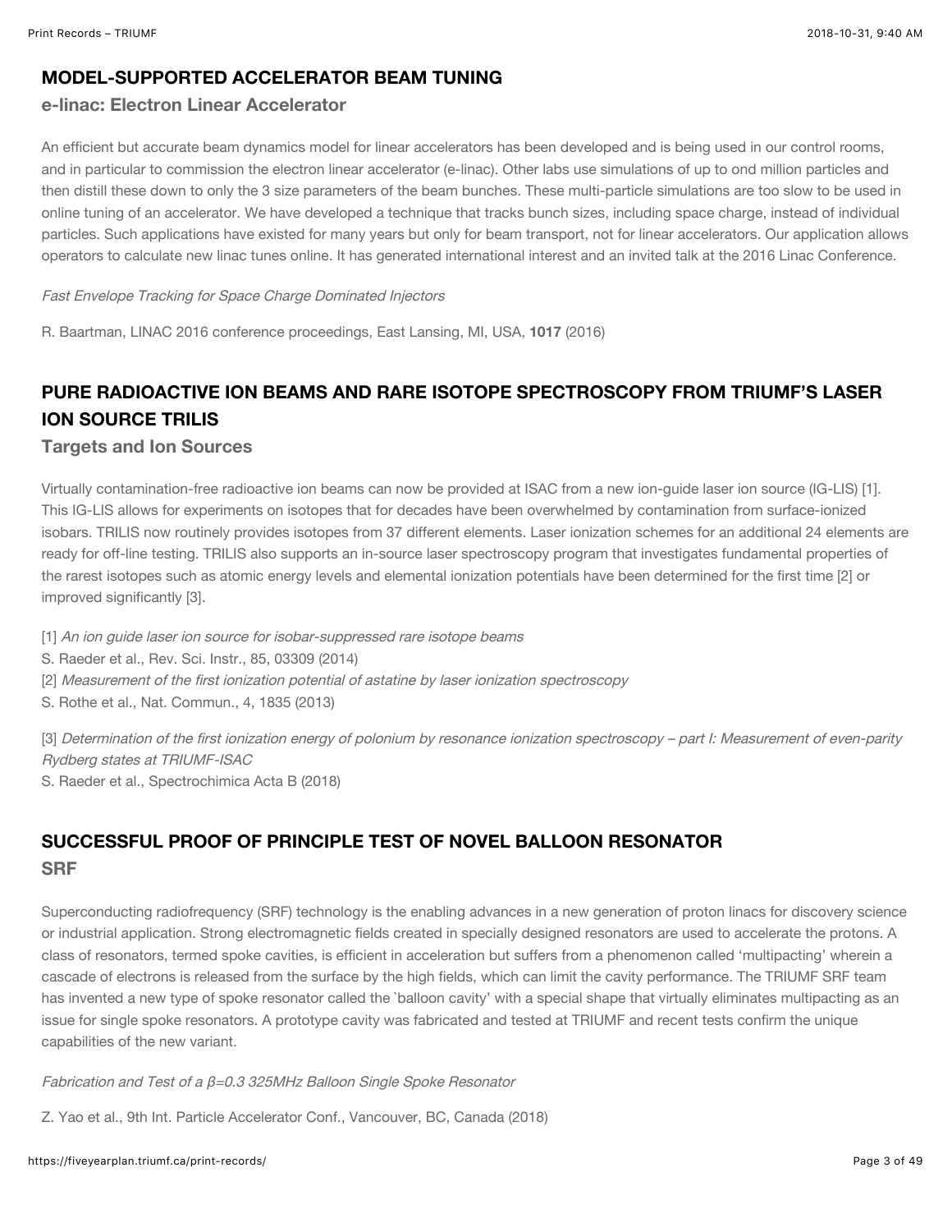## MODEL-SUPPORTED ACCELERATOR BEAM TUNING

### e-linac: Electron Linear Accelerator

An efficient but accurate beam dynamics model for linear accelerators has been developed and is being used in our control rooms, and in particular to commission the electron linear accelerator (e-linac). Other labs use simulations of up to ond million particles and then distill these down to only the 3 size parameters of the beam bunches. These multi-particle simulations are too slow to be used in online tuning of an accelerator. We have developed a technique that tracks bunch sizes, including space charge, instead of individual particles. Such applications have existed for many years but only for beam transport, not for linear accelerators. Our application allows operators to calculate new linac tunes online. It has generated international interest and an invited talk at the 2016 Linac Conference.

*Fast Envelope Tracking for Space Charge Dominated Injectors*

R. Baartman, LINAC 2016 conference proceedings, East Lansing, MI, USA, **1017** (2016)

## PURE RADIOACTIVE ION BEAMS AND RARE ISOTOPE SPECTROSCOPY FROM TRIUMF'S LASER ION SOURCE TRILIS

### Targets and Ion Sources

Virtually contamination-free radioactive ion beams can now be provided at ISAC from a new ion-guide laser ion source (IG-LIS) [1]. This IG-LIS allows for experiments on isotopes that for decades have been overwhelmed by contamination from surface-ionized isobars. TRILIS now routinely provides isotopes from 37 different elements. Laser ionization schemes for an additional 24 elements are ready for off-line testing. TRILIS also supports an in-source laser spectroscopy program that investigates fundamental properties of the rarest isotopes such as atomic energy levels and elemental ionization potentials have been determined for the first time [2] or improved significantly [3].

[1] *An ion guide laser ion source for isobar-suppressed rare isotope beams*
S. Raeder et al., Rev. Sci. Instr., 85, 03309 (2014)
[2] *Measurement of the first ionization potential of astatine by laser ionization spectroscopy*
S. Rothe et al., Nat. Commun., 4, 1835 (2013)

[3] *Determination of the first ionization energy of polonium by resonance ionization spectroscopy – part I: Measurement of even-parity Rydberg states at TRIUMF-ISAC*
S. Raeder et al., Spectrochimica Acta B (2018)

## SUCCESSFUL PROOF OF PRINCIPLE TEST OF NOVEL BALLOON RESONATOR

### SRF

Superconducting radiofrequency (SRF) technology is the enabling advances in a new generation of proton linacs for discovery science or industrial application. Strong electromagnetic fields created in specially designed resonators are used to accelerate the protons. A class of resonators, termed spoke cavities, is efficient in acceleration but suffers from a phenomenon called 'multipacting' wherein a cascade of electrons is released from the surface by the high fields, which can limit the cavity performance. The TRIUMF SRF team has invented a new type of spoke resonator called the `balloon cavity' with a special shape that virtually eliminates multipacting as an issue for single spoke resonators. A prototype cavity was fabricated and tested at TRIUMF and recent tests confirm the unique capabilities of the new variant.

*Fabrication and Test of a $\beta$=0.3 325MHz Balloon Single Spoke Resonator*

Z. Yao et al., 9th Int. Particle Accelerator Conf., Vancouver, BC, Canada (2018)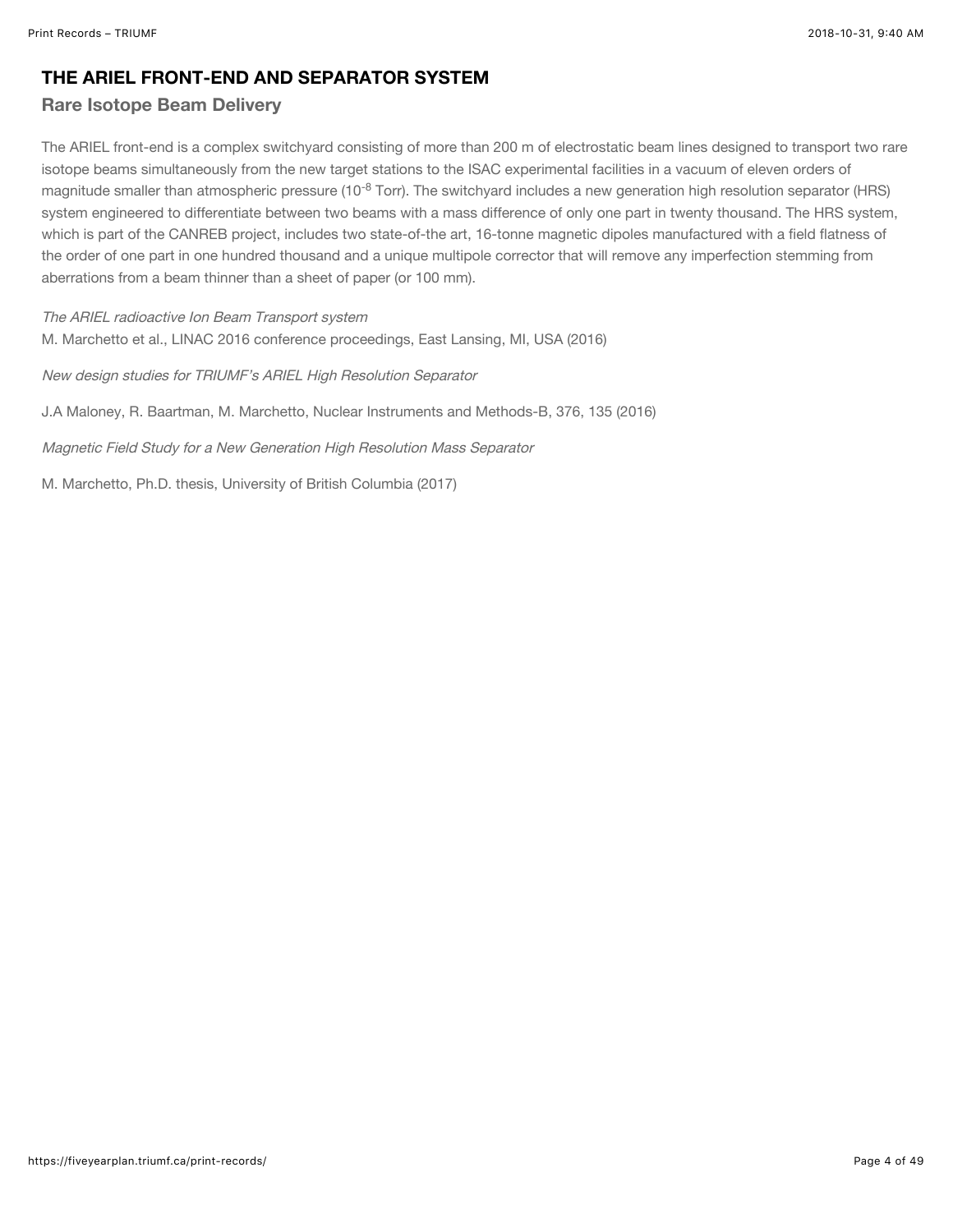## THE ARIEL FRONT-END AND SEPARATOR SYSTEM

### Rare Isotope Beam Delivery

The ARIEL front-end is a complex switchyard consisting of more than 200 m of electrostatic beam lines designed to transport two rare isotope beams simultaneously from the new target stations to the ISAC experimental facilities in a vacuum of eleven orders of magnitude smaller than atmospheric pressure ($10^{-8}$ Torr). The switchyard includes a new generation high resolution separator (HRS) system engineered to differentiate between two beams with a mass difference of only one part in twenty thousand. The HRS system, which is part of the CANREB project, includes two state-of-the art, 16-tonne magnetic dipoles manufactured with a field flatness of the order of one part in one hundred thousand and a unique multipole corrector that will remove any imperfection stemming from aberrations from a beam thinner than a sheet of paper (or 100 mm).

*The ARIEL radioactive Ion Beam Transport system*
M. Marchetto et al., LINAC 2016 conference proceedings, East Lansing, MI, USA (2016)

*New design studies for TRIUMF's ARIEL High Resolution Separator*

J.A Maloney, R. Baartman, M. Marchetto, Nuclear Instruments and Methods-B, 376, 135 (2016)

*Magnetic Field Study for a New Generation High Resolution Mass Separator*

M. Marchetto, Ph.D. thesis, University of British Columbia (2017)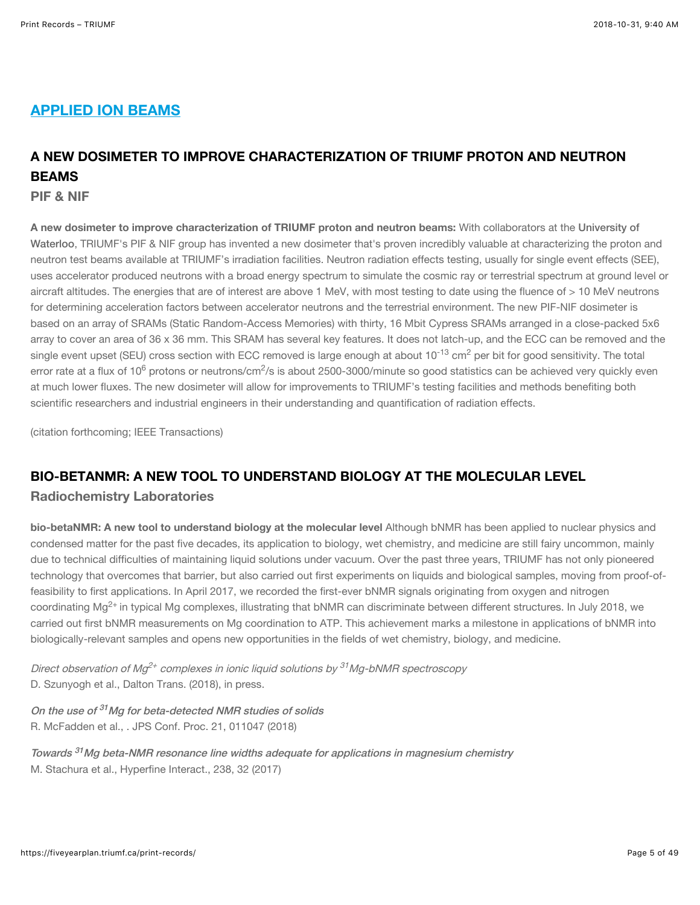## [APPLIED ION BEAMS](https://fiveyearplan.triumf.ca/print-records/)

### A NEW DOSIMETER TO IMPROVE CHARACTERIZATION OF TRIUMF PROTON AND NEUTRON BEAMS

#### PIF & NIF

**A new dosimeter to improve characterization of TRIUMF proton and neutron beams:** With collaborators at the **University of Waterloo**, TRIUMF's PIF & NIF group has invented a new dosimeter that's proven incredibly valuable at characterizing the proton and neutron test beams available at TRIUMF's irradiation facilities. Neutron radiation effects testing, usually for single event effects (SEE), uses accelerator produced neutrons with a broad energy spectrum to simulate the cosmic ray or terrestrial spectrum at ground level or aircraft altitudes. The energies that are of interest are above 1 MeV, with most testing to date using the fluence of > 10 MeV neutrons for determining acceleration factors between accelerator neutrons and the terrestrial environment. The new PIF-NIF dosimeter is based on an array of SRAMs (Static Random-Access Memories) with thirty, 16 Mbit Cypress SRAMs arranged in a close-packed 5x6 array to cover an area of 36 x 36 mm. This SRAM has several key features. It does not latch-up, and the ECC can be removed and the single event upset (SEU) cross section with ECC removed is large enough at about $10^{-13}$ $cm^2$ per bit for good sensitivity. The total error rate at a flux of $10^6$ protons or neutrons/$cm^2$/s is about 2500-3000/minute so good statistics can be achieved very quickly even at much lower fluxes. The new dosimeter will allow for improvements to TRIUMF's testing facilities and methods benefiting both scientific researchers and industrial engineers in their understanding and quantification of radiation effects.

(citation forthcoming; IEEE Transactions)

### BIO-BETANMR: A NEW TOOL TO UNDERSTAND BIOLOGY AT THE MOLECULAR LEVEL

#### Radiochemistry Laboratories

**bio-betaNMR: A new tool to understand biology at the molecular level** Although bNMR has been applied to nuclear physics and condensed matter for the past five decades, its application to biology, wet chemistry, and medicine are still fairy uncommon, mainly due to technical difficulties of maintaining liquid solutions under vacuum. Over the past three years, TRIUMF has not only pioneered technology that overcomes that barrier, but also carried out first experiments on liquids and biological samples, moving from proof-of-feasibility to first applications. In April 2017, we recorded the first-ever bNMR signals originating from oxygen and nitrogen coordinating $Mg^{2+}$ in typical Mg complexes, illustrating that bNMR can discriminate between different structures. In July 2018, we carried out first bNMR measurements on Mg coordination to ATP. This achievement marks a milestone in applications of bNMR into biologically-relevant samples and opens new opportunities in the fields of wet chemistry, biology, and medicine.

*Direct observation of $Mg^{2+}$ complexes in ionic liquid solutions by $^{31}$Mg-bNMR spectroscopy*
D. Szunyogh et al., Dalton Trans. (2018), in press.

*On the use of $^{31}$Mg for beta-detected NMR studies of solids*
R. McFadden et al., . JPS Conf. Proc. 21, 011047 (2018)

*Towards $^{31}$Mg beta-NMR resonance line widths adequate for applications in magnesium chemistry*
M. Stachura et al., Hyperfine Interact., 238, 32 (2017)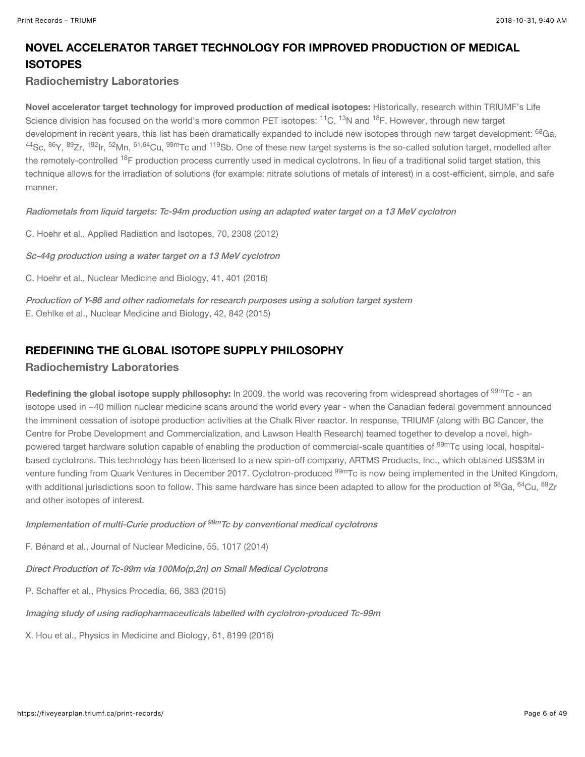## NOVEL ACCELERATOR TARGET TECHNOLOGY FOR IMPROVED PRODUCTION OF MEDICAL ISOTOPES

### Radiochemistry Laboratories

**Novel accelerator target technology for improved production of medical isotopes:** Historically, research within TRIUMF's Life Science division has focused on the world's more common PET isotopes: $^{11}C$, $^{13}N$ and $^{18}F$. However, through new target development in recent years, this list has been dramatically expanded to include new isotopes through new target development: $^{68}Ga$, $^{44}Sc$, $^{86}Y$, $^{89}Zr$, $^{192}Ir$, $^{52}Mn$, $^{61,64}Cu$, $^{99m}Tc$ and $^{119}Sb$. One of these new target systems is the so-called solution target, modelled after the remotely-controlled $^{18}F$ production process currently used in medical cyclotrons. In lieu of a traditional solid target station, this technique allows for the irradiation of solutions (for example: nitrate solutions of metals of interest) in a cost-efficient, simple, and safe manner.

*Radiometals from liquid targets: Tc-94m production using an adapted water target on a 13 MeV cyclotron*

C. Hoehr et al., Applied Radiation and Isotopes, 70, 2308 (2012)

*Sc-44g production using a water target on a 13 MeV cyclotron*

C. Hoehr et al., Nuclear Medicine and Biology, 41, 401 (2016)

*Production of Y-86 and other radiometals for research purposes using a solution target system*
E. Oehlke et al., Nuclear Medicine and Biology, 42, 842 (2015)

## REDEFINING THE GLOBAL ISOTOPE SUPPLY PHILOSOPHY

### Radiochemistry Laboratories

**Redefining the global isotope supply philosophy:** In 2009, the world was recovering from widespread shortages of $^{99m}Tc$ - an isotope used in ~40 million nuclear medicine scans around the world every year - when the Canadian federal government announced the imminent cessation of isotope production activities at the Chalk River reactor. In response, TRIUMF (along with BC Cancer, the Centre for Probe Development and Commercialization, and Lawson Health Research) teamed together to develop a novel, high-powered target hardware solution capable of enabling the production of commercial-scale quantities of $^{99m}Tc$ using local, hospital-based cyclotrons. This technology has been licensed to a new spin-off company, ARTMS Products, Inc., which obtained US$3M in venture funding from Quark Ventures in December 2017. Cyclotron-produced $^{99m}Tc$ is now being implemented in the United Kingdom, with additional jurisdictions soon to follow. This same hardware has since been adapted to allow for the production of $^{68}Ga$, $^{64}Cu$, $^{89}Zr$ and other isotopes of interest.

*Implementation of multi-Curie production of $^{99m}Tc$ by conventional medical cyclotrons*

F. Bénard et al., Journal of Nuclear Medicine, 55, 1017 (2014)

*Direct Production of Tc-99m via 100Mo(p,2n) on Small Medical Cyclotrons*

P. Schaffer et al., Physics Procedia, 66, 383 (2015)

*Imaging study of using radiopharmaceuticals labelled with cyclotron-produced Tc-99m*

X. Hou et al., Physics in Medicine and Biology, 61, 8199 (2016)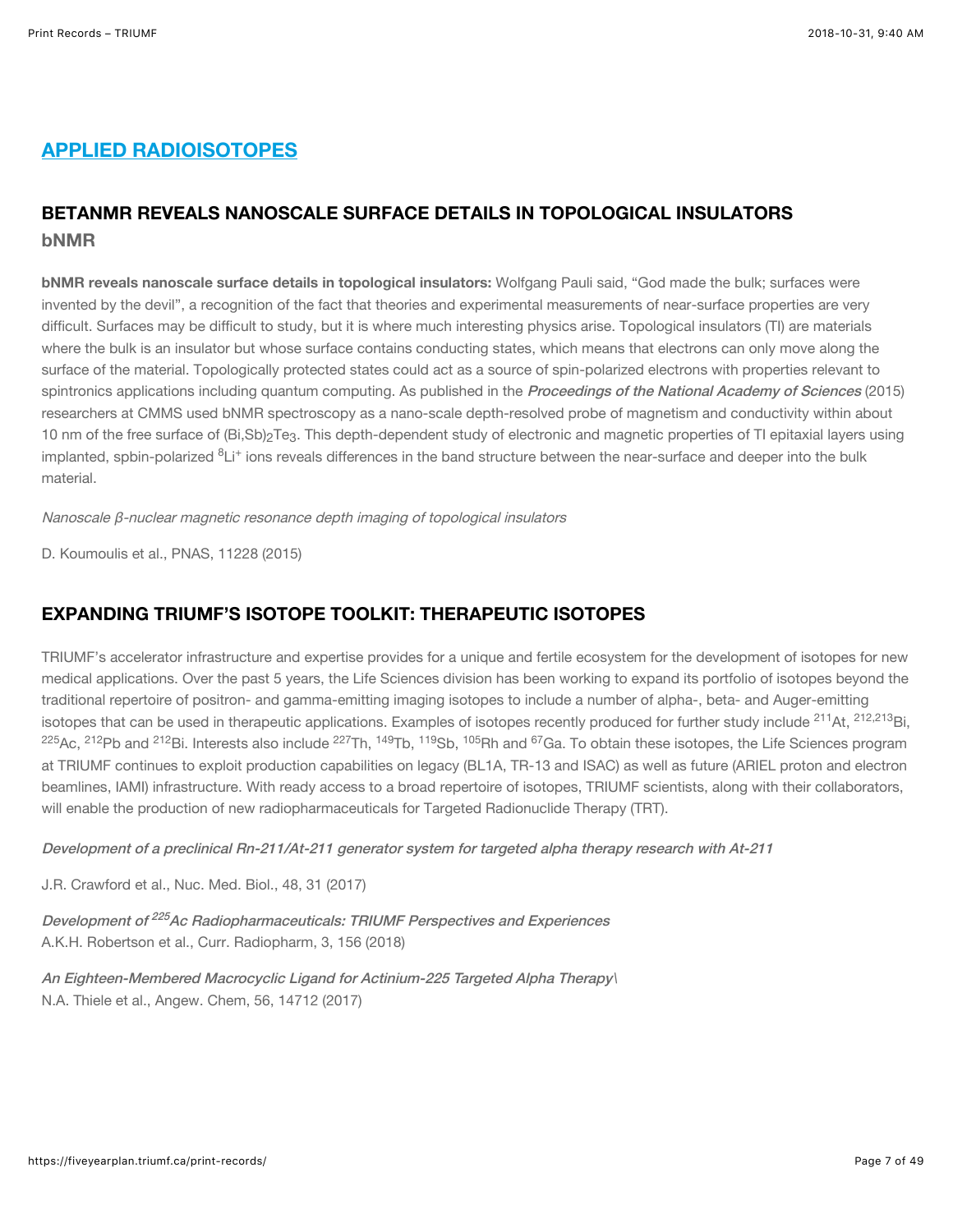## [APPLIED RADIOISOTOPES](#)

### BETANMR REVEALS NANOSCALE SURFACE DETAILS IN TOPOLOGICAL INSULATORS

**bNMR**

**bNMR reveals nanoscale surface details in topological insulators:** Wolfgang Pauli said, "God made the bulk; surfaces were invented by the devil", a recognition of the fact that theories and experimental measurements of near-surface properties are very difficult. Surfaces may be difficult to study, but it is where much interesting physics arise. Topological insulators (TI) are materials where the bulk is an insulator but whose surface contains conducting states, which means that electrons can only move along the surface of the material. Topologically protected states could act as a source of spin-polarized electrons with properties relevant to spintronics applications including quantum computing. As published in the ***Proceedings of the National Academy of Sciences*** (2015) researchers at CMMS used bNMR spectroscopy as a nano-scale depth-resolved probe of magnetism and conductivity within about 10 nm of the free surface of $(Bi,Sb)_2Te_3$. This depth-dependent study of electronic and magnetic properties of TI epitaxial layers using implanted, spbin-polarized $^{8}Li^{+}$ ions reveals differences in the band structure between the near-surface and deeper into the bulk material.

*Nanoscale β-nuclear magnetic resonance depth imaging of topological insulators*

D. Koumoulis et al., PNAS, 11228 (2015)

### EXPANDING TRIUMF'S ISOTOPE TOOLKIT: THERAPEUTIC ISOTOPES

TRIUMF's accelerator infrastructure and expertise provides for a unique and fertile ecosystem for the development of isotopes for new medical applications. Over the past 5 years, the Life Sciences division has been working to expand its portfolio of isotopes beyond the traditional repertoire of positron- and gamma-emitting imaging isotopes to include a number of alpha-, beta- and Auger-emitting isotopes that can be used in therapeutic applications. Examples of isotopes recently produced for further study include $^{211}At$, $^{212,213}Bi$, $^{225}Ac$, $^{212}Pb$ and $^{212}Bi$. Interests also include $^{227}Th$, $^{149}Tb$, $^{119}Sb$, $^{105}Rh$ and $^{67}Ga$. To obtain these isotopes, the Life Sciences program at TRIUMF continues to exploit production capabilities on legacy (BL1A, TR-13 and ISAC) as well as future (ARIEL proton and electron beamlines, IAMI) infrastructure. With ready access to a broad repertoire of isotopes, TRIUMF scientists, along with their collaborators, will enable the production of new radiopharmaceuticals for Targeted Radionuclide Therapy (TRT).

*Development of a preclinical Rn-211/At-211 generator system for targeted alpha therapy research with At-211*

J.R. Crawford et al., Nuc. Med. Biol., 48, 31 (2017)

*Development of $^{225}$Ac Radiopharmaceuticals: TRIUMF Perspectives and Experiences*
A.K.H. Robertson et al., Curr. Radiopharm, 3, 156 (2018)

*An Eighteen-Membered Macrocyclic Ligand for Actinium-225 Targeted Alpha Therapy\*
N.A. Thiele et al., Angew. Chem, 56, 14712 (2017)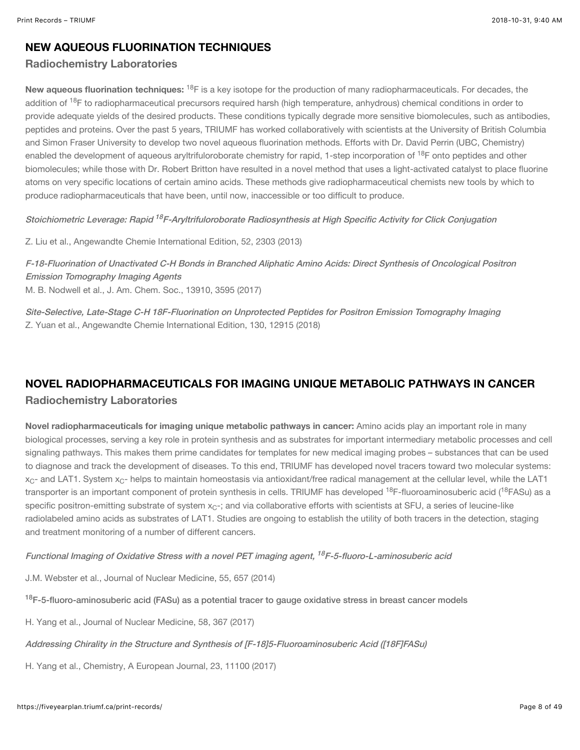## NEW AQUEOUS FLUORINATION TECHNIQUES

### Radiochemistry Laboratories

**New aqueous fluorination techniques:** $^{18}F$ is a key isotope for the production of many radiopharmaceuticals. For decades, the addition of $^{18}F$ to radiopharmaceutical precursors required harsh (high temperature, anhydrous) chemical conditions in order to provide adequate yields of the desired products. These conditions typically degrade more sensitive biomolecules, such as antibodies, peptides and proteins. Over the past 5 years, TRIUMF has worked collaboratively with scientists at the University of British Columbia and Simon Fraser University to develop two novel aqueous fluorination methods. Efforts with Dr. David Perrin (UBC, Chemistry) enabled the development of aqueous aryltrifuloroborate chemistry for rapid, 1-step incorporation of $^{18}F$ onto peptides and other biomolecules; while those with Dr. Robert Britton have resulted in a novel method that uses a light-activated catalyst to place fluorine atoms on very specific locations of certain amino acids. These methods give radiopharmaceutical chemists new tools by which to produce radiopharmaceuticals that have been, until now, inaccessible or too difficult to produce.

*Stoichiometric Leverage: Rapid $^{18}F$-Aryltrifuloroborate Radiosynthesis at High Specific Activity for Click Conjugation*

Z. Liu et al., Angewandte Chemie International Edition, 52, 2303 (2013)

*F-18-Fluorination of Unactivated C-H Bonds in Branched Aliphatic Amino Acids: Direct Synthesis of Oncological Positron Emission Tomography Imaging Agents*
M. B. Nodwell et al., J. Am. Chem. Soc., 13910, 3595 (2017)

*Site-Selective, Late-Stage C-H 18F-Fluorination on Unprotected Peptides for Positron Emission Tomography Imaging*
Z. Yuan et al., Angewandte Chemie International Edition, 130, 12915 (2018)

## NOVEL RADIOPHARMACEUTICALS FOR IMAGING UNIQUE METABOLIC PATHWAYS IN CANCER

### Radiochemistry Laboratories

**Novel radiopharmaceuticals for imaging unique metabolic pathways in cancer:** Amino acids play an important role in many biological processes, serving a key role in protein synthesis and as substrates for important intermediary metabolic processes and cell signaling pathways. This makes them prime candidates for templates for new medical imaging probes – substances that can be used to diagnose and track the development of diseases. To this end, TRIUMF has developed novel tracers toward two molecular systems: $x_C$- and LAT1. System $x_C$- helps to maintain homeostasis via antioxidant/free radical management at the cellular level, while the LAT1 transporter is an important component of protein synthesis in cells. TRIUMF has developed $^{18}F$-fluoroaminosuberic acid ($^{18}$FASu) as a specific positron-emitting substrate of system $x_C$-; and via collaborative efforts with scientists at SFU, a series of leucine-like radiolabeled amino acids as substrates of LAT1. Studies are ongoing to establish the utility of both tracers in the detection, staging and treatment monitoring of a number of different cancers.

*Functional Imaging of Oxidative Stress with a novel PET imaging agent, $^{18}F$-5-fluoro-L-aminosuberic acid*

J.M. Webster et al., Journal of Nuclear Medicine, 55, 657 (2014)

$^{18}F$-5-fluoro-aminosuberic acid (FASu) as a potential tracer to gauge oxidative stress in breast cancer models

H. Yang et al., Journal of Nuclear Medicine, 58, 367 (2017)

*Addressing Chirality in the Structure and Synthesis of [F-18]5-Fluoroaminosuberic Acid ([18F]FASu)*

H. Yang et al., Chemistry, A European Journal, 23, 11100 (2017)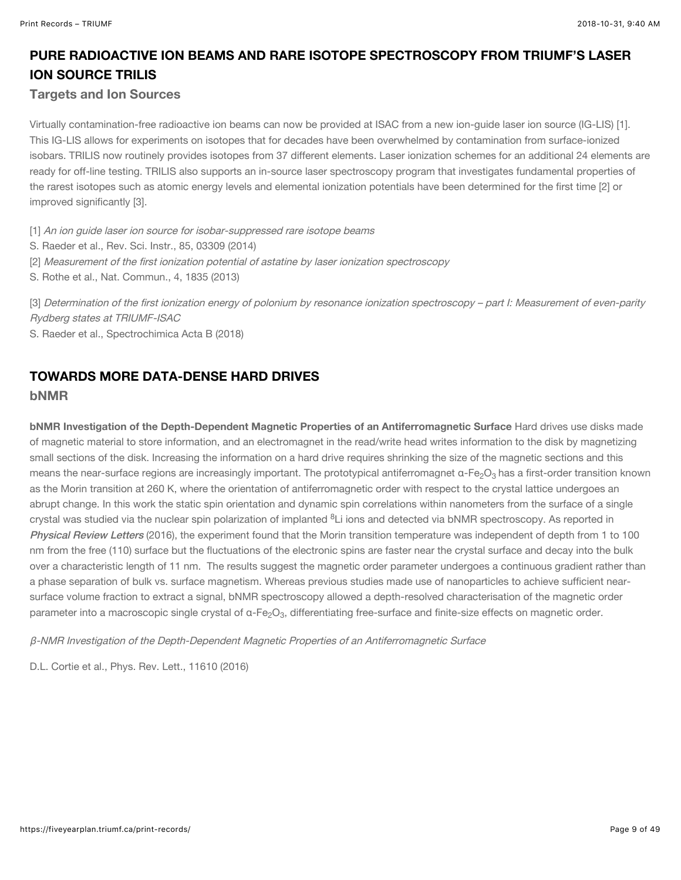## PURE RADIOACTIVE ION BEAMS AND RARE ISOTOPE SPECTROSCOPY FROM TRIUMF'S LASER ION SOURCE TRILIS

### Targets and Ion Sources

Virtually contamination-free radioactive ion beams can now be provided at ISAC from a new ion-guide laser ion source (IG-LIS) [1]. This IG-LIS allows for experiments on isotopes that for decades have been overwhelmed by contamination from surface-ionized isobars. TRILIS now routinely provides isotopes from 37 different elements. Laser ionization schemes for an additional 24 elements are ready for off-line testing. TRILIS also supports an in-source laser spectroscopy program that investigates fundamental properties of the rarest isotopes such as atomic energy levels and elemental ionization potentials have been determined for the first time [2] or improved significantly [3].

[1] *An ion guide laser ion source for isobar-suppressed rare isotope beams*
S. Raeder et al., Rev. Sci. Instr., 85, 03309 (2014)
[2] *Measurement of the first ionization potential of astatine by laser ionization spectroscopy*
S. Rothe et al., Nat. Commun., 4, 1835 (2013)

[3] *Determination of the first ionization energy of polonium by resonance ionization spectroscopy – part I: Measurement of even-parity Rydberg states at TRIUMF-ISAC*
S. Raeder et al., Spectrochimica Acta B (2018)

## TOWARDS MORE DATA-DENSE HARD DRIVES

### bNMR

**bNMR Investigation of the Depth-Dependent Magnetic Properties of an Antiferromagnetic Surface** Hard drives use disks made of magnetic material to store information, and an electromagnet in the read/write head writes information to the disk by magnetizing small sections of the disk. Increasing the information on a hard drive requires shrinking the size of the magnetic sections and this means the near-surface regions are increasingly important. The prototypical antiferromagnet $\alpha$-$Fe_2O_3$ has a first-order transition known as the Morin transition at 260 K, where the orientation of antiferromagnetic order with respect to the crystal lattice undergoes an abrupt change. In this work the static spin orientation and dynamic spin correlations within nanometers from the surface of a single crystal was studied via the nuclear spin polarization of implanted $^8$Li ions and detected via bNMR spectroscopy. As reported in ***Physical Review Letters*** (2016), the experiment found that the Morin transition temperature was independent of depth from 1 to 100 nm from the free (110) surface but the fluctuations of the electronic spins are faster near the crystal surface and decay into the bulk over a characteristic length of 11 nm. The results suggest the magnetic order parameter undergoes a continuous gradient rather than a phase separation of bulk vs. surface magnetism. Whereas previous studies made use of nanoparticles to achieve sufficient near-surface volume fraction to extract a signal, bNMR spectroscopy allowed a depth-resolved characterisation of the magnetic order parameter into a macroscopic single crystal of $\alpha$-$Fe_2O_3$, differentiating free-surface and finite-size effects on magnetic order.

*β-NMR Investigation of the Depth-Dependent Magnetic Properties of an Antiferromagnetic Surface*

D.L. Cortie et al., Phys. Rev. Lett., 11610 (2016)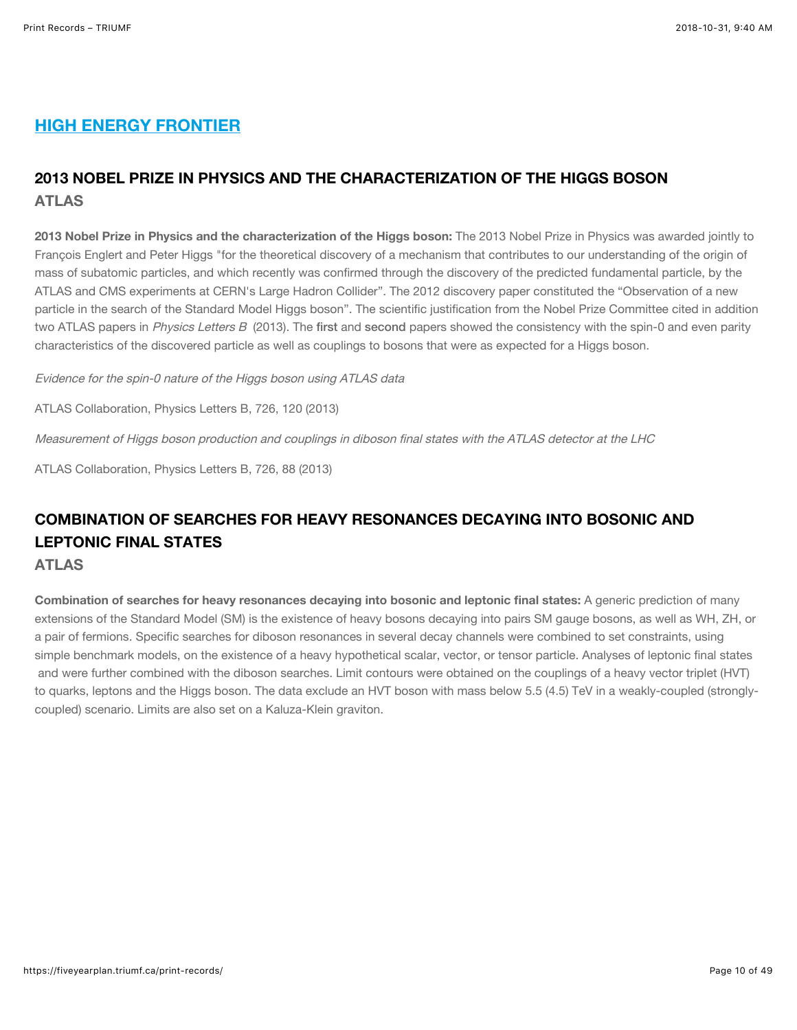## HIGH ENERGY FRONTIER

### 2013 NOBEL PRIZE IN PHYSICS AND THE CHARACTERIZATION OF THE HIGGS BOSON

**ATLAS**

**2013 Nobel Prize in Physics and the characterization of the Higgs boson:** The 2013 Nobel Prize in Physics was awarded jointly to François Englert and Peter Higgs "for the theoretical discovery of a mechanism that contributes to our understanding of the origin of mass of subatomic particles, and which recently was confirmed through the discovery of the predicted fundamental particle, by the ATLAS and CMS experiments at CERN's Large Hadron Collider". The 2012 discovery paper constituted the "Observation of a new particle in the search of the Standard Model Higgs boson". The scientific justification from the Nobel Prize Committee cited in addition two ATLAS papers in *Physics Letters B* (2013). The first and second papers showed the consistency with the spin-0 and even parity characteristics of the discovered particle as well as couplings to bosons that were as expected for a Higgs boson.

*Evidence for the spin-0 nature of the Higgs boson using ATLAS data*

ATLAS Collaboration, Physics Letters B, 726, 120 (2013)

*Measurement of Higgs boson production and couplings in diboson final states with the ATLAS detector at the LHC*

ATLAS Collaboration, Physics Letters B, 726, 88 (2013)

### COMBINATION OF SEARCHES FOR HEAVY RESONANCES DECAYING INTO BOSONIC AND LEPTONIC FINAL STATES

**ATLAS**

**Combination of searches for heavy resonances decaying into bosonic and leptonic final states:** A generic prediction of many extensions of the Standard Model (SM) is the existence of heavy bosons decaying into pairs SM gauge bosons, as well as WH, ZH, or a pair of fermions. Specific searches for diboson resonances in several decay channels were combined to set constraints, using simple benchmark models, on the existence of a heavy hypothetical scalar, vector, or tensor particle. Analyses of leptonic final states and were further combined with the diboson searches. Limit contours were obtained on the couplings of a heavy vector triplet (HVT) to quarks, leptons and the Higgs boson. The data exclude an HVT boson with mass below 5.5 (4.5) TeV in a weakly-coupled (strongly-coupled) scenario. Limits are also set on a Kaluza-Klein graviton.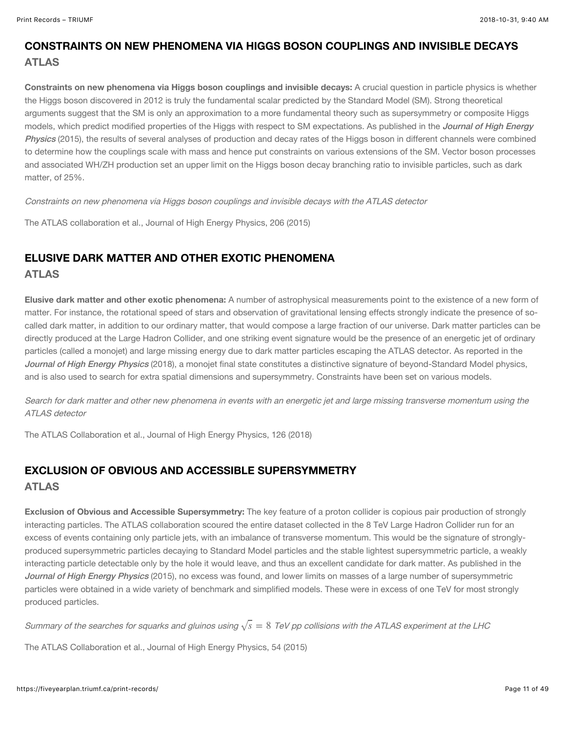## CONSTRAINTS ON NEW PHENOMENA VIA HIGGS BOSON COUPLINGS AND INVISIBLE DECAYS

### ATLAS

**Constraints on new phenomena via Higgs boson couplings and invisible decays:** A crucial question in particle physics is whether the Higgs boson discovered in 2012 is truly the fundamental scalar predicted by the Standard Model (SM). Strong theoretical arguments suggest that the SM is only an approximation to a more fundamental theory such as supersymmetry or composite Higgs models, which predict modified properties of the Higgs with respect to SM expectations. As published in the ***Journal of High Energy Physics*** (2015), the results of several analyses of production and decay rates of the Higgs boson in different channels were combined to determine how the couplings scale with mass and hence put constraints on various extensions of the SM. Vector boson processes and associated WH/ZH production set an upper limit on the Higgs boson decay branching ratio to invisible particles, such as dark matter, of 25%.

*Constraints on new phenomena via Higgs boson couplings and invisible decays with the ATLAS detector*

The ATLAS collaboration et al., Journal of High Energy Physics, 206 (2015)

## ELUSIVE DARK MATTER AND OTHER EXOTIC PHENOMENA

### ATLAS

**Elusive dark matter and other exotic phenomena:** A number of astrophysical measurements point to the existence of a new form of matter. For instance, the rotational speed of stars and observation of gravitational lensing effects strongly indicate the presence of so-called dark matter, in addition to our ordinary matter, that would compose a large fraction of our universe. Dark matter particles can be directly produced at the Large Hadron Collider, and one striking event signature would be the presence of an energetic jet of ordinary particles (called a monojet) and large missing energy due to dark matter particles escaping the ATLAS detector. As reported in the ***Journal of High Energy Physics*** (2018), a monojet final state constitutes a distinctive signature of beyond-Standard Model physics, and is also used to search for extra spatial dimensions and supersymmetry. Constraints have been set on various models.

*Search for dark matter and other new phenomena in events with an energetic jet and large missing transverse momentum using the ATLAS detector*

The ATLAS Collaboration et al., Journal of High Energy Physics, 126 (2018)

## EXCLUSION OF OBVIOUS AND ACCESSIBLE SUPERSYMMETRY

### ATLAS

**Exclusion of Obvious and Accessible Supersymmetry:** The key feature of a proton collider is copious pair production of strongly interacting particles. The ATLAS collaboration scoured the entire dataset collected in the 8 TeV Large Hadron Collider run for an excess of events containing only particle jets, with an imbalance of transverse momentum. This would be the signature of strongly-produced supersymmetric particles decaying to Standard Model particles and the stable lightest supersymmetric particle, a weakly interacting particle detectable only by the hole it would leave, and thus an excellent candidate for dark matter. As published in the ***Journal of High Energy Physics*** (2015), no excess was found, and lower limits on masses of a large number of supersymmetric particles were obtained in a wide variety of benchmark and simplified models. These were in excess of one TeV for most strongly produced particles.

*Summary of the searches for squarks and gluinos using $\sqrt{s} = 8$ TeV pp collisions with the ATLAS experiment at the LHC*

The ATLAS Collaboration et al., Journal of High Energy Physics, 54 (2015)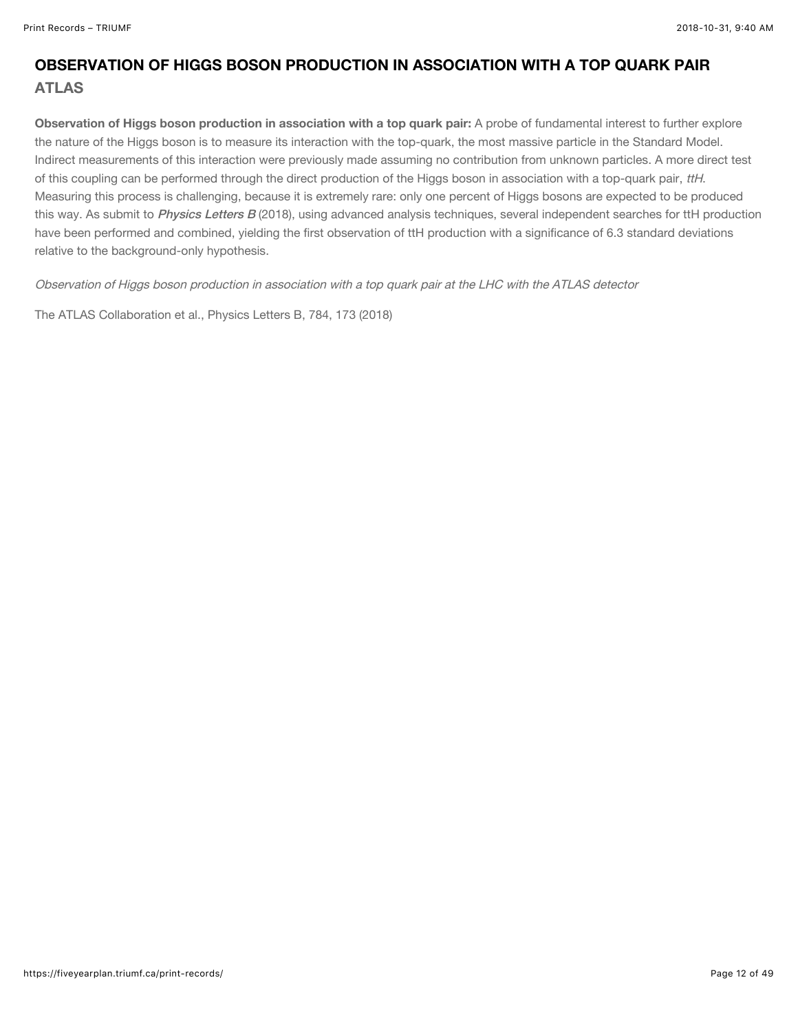## OBSERVATION OF HIGGS BOSON PRODUCTION IN ASSOCIATION WITH A TOP QUARK PAIR

### ATLAS

**Observation of Higgs boson production in association with a top quark pair:** A probe of fundamental interest to further explore the nature of the Higgs boson is to measure its interaction with the top-quark, the most massive particle in the Standard Model. Indirect measurements of this interaction were previously made assuming no contribution from unknown particles. A more direct test of this coupling can be performed through the direct production of the Higgs boson in association with a top-quark pair, *ttH*. Measuring this process is challenging, because it is extremely rare: only one percent of Higgs bosons are expected to be produced this way. As submit to ***Physics Letters B*** (2018), using advanced analysis techniques, several independent searches for ttH production have been performed and combined, yielding the first observation of ttH production with a significance of 6.3 standard deviations relative to the background-only hypothesis.

*Observation of Higgs boson production in association with a top quark pair at the LHC with the ATLAS detector*

The ATLAS Collaboration et al., Physics Letters B, 784, 173 (2018)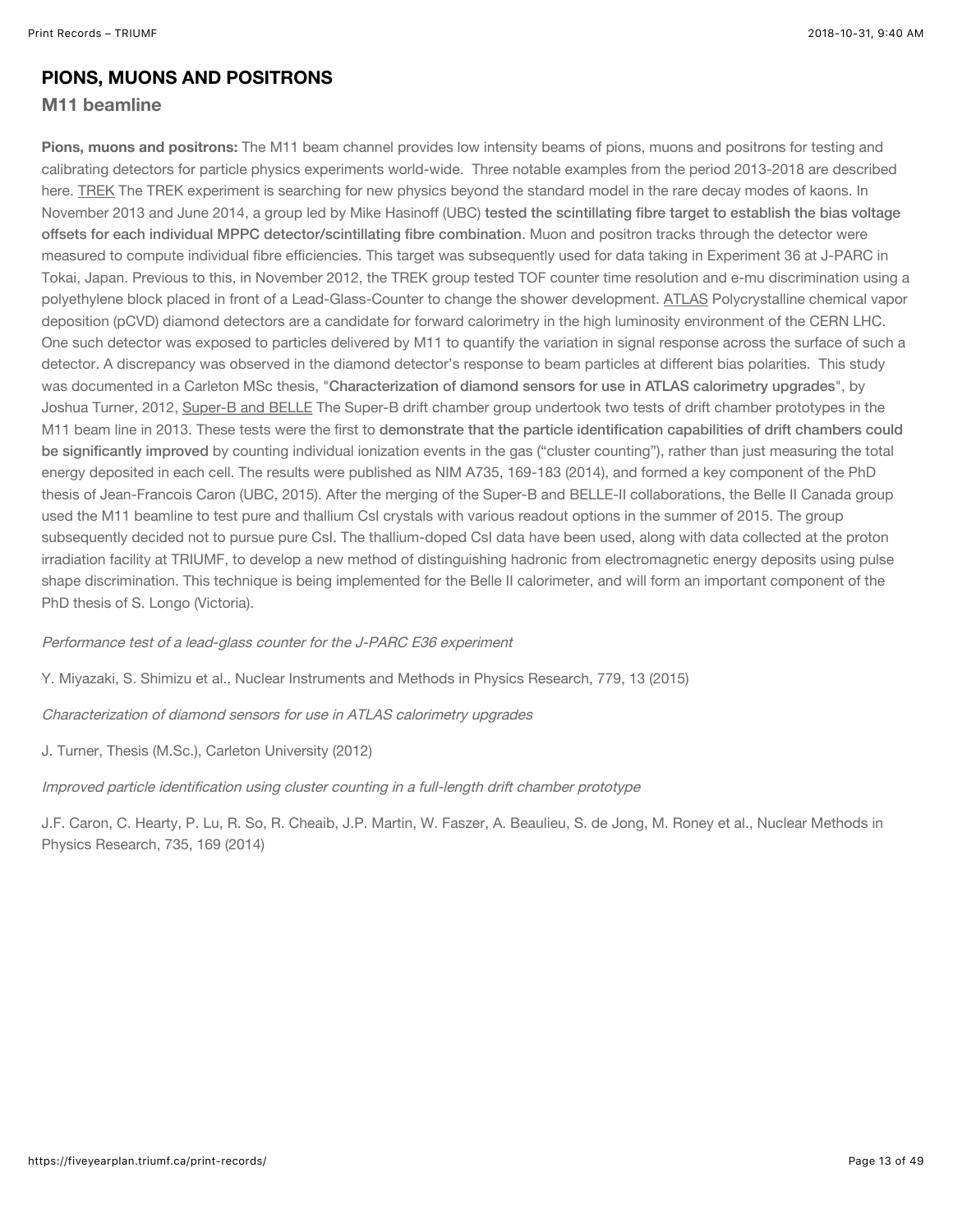## PIONS, MUONS AND POSITRONS

### M11 beamline

**Pions, muons and positrons:** The M11 beam channel provides low intensity beams of pions, muons and positrons for testing and calibrating detectors for particle physics experiments world-wide. Three notable examples from the period 2013-2018 are described here. TREK The TREK experiment is searching for new physics beyond the standard model in the rare decay modes of kaons. In November 2013 and June 2014, a group led by Mike Hasinoff (UBC) tested the scintillating fibre target to establish the bias voltage offsets for each individual MPPC detector/scintillating fibre combination. Muon and positron tracks through the detector were measured to compute individual fibre efficiencies. This target was subsequently used for data taking in Experiment 36 at J-PARC in Tokai, Japan. Previous to this, in November 2012, the TREK group tested TOF counter time resolution and e-mu discrimination using a polyethylene block placed in front of a Lead-Glass-Counter to change the shower development. ATLAS Polycrystalline chemical vapor deposition (pCVD) diamond detectors are a candidate for forward calorimetry in the high luminosity environment of the CERN LHC. One such detector was exposed to particles delivered by M11 to quantify the variation in signal response across the surface of such a detector. A discrepancy was observed in the diamond detector's response to beam particles at different bias polarities. This study was documented in a Carleton MSc thesis, "Characterization of diamond sensors for use in ATLAS calorimetry upgrades", by Joshua Turner, 2012, Super-B and BELLE The Super-B drift chamber group undertook two tests of drift chamber prototypes in the M11 beam line in 2013. These tests were the first to demonstrate that the particle identification capabilities of drift chambers could be significantly improved by counting individual ionization events in the gas ("cluster counting"), rather than just measuring the total energy deposited in each cell. The results were published as NIM A735, 169-183 (2014), and formed a key component of the PhD thesis of Jean-Francois Caron (UBC, 2015). After the merging of the Super-B and BELLE-II collaborations, the Belle II Canada group used the M11 beamline to test pure and thallium CsI crystals with various readout options in the summer of 2015. The group subsequently decided not to pursue pure CsI. The thallium-doped CsI data have been used, along with data collected at the proton irradiation facility at TRIUMF, to develop a new method of distinguishing hadronic from electromagnetic energy deposits using pulse shape discrimination. This technique is being implemented for the Belle II calorimeter, and will form an important component of the PhD thesis of S. Longo (Victoria).

*Performance test of a lead-glass counter for the J-PARC E36 experiment*

Y. Miyazaki, S. Shimizu et al., Nuclear Instruments and Methods in Physics Research, 779, 13 (2015)

*Characterization of diamond sensors for use in ATLAS calorimetry upgrades*

J. Turner, Thesis (M.Sc.), Carleton University (2012)

*Improved particle identification using cluster counting in a full-length drift chamber prototype*

J.F. Caron, C. Hearty, P. Lu, R. So, R. Cheaib, J.P. Martin, W. Faszer, A. Beaulieu, S. de Jong, M. Roney et al., Nuclear Methods in Physics Research, 735, 169 (2014)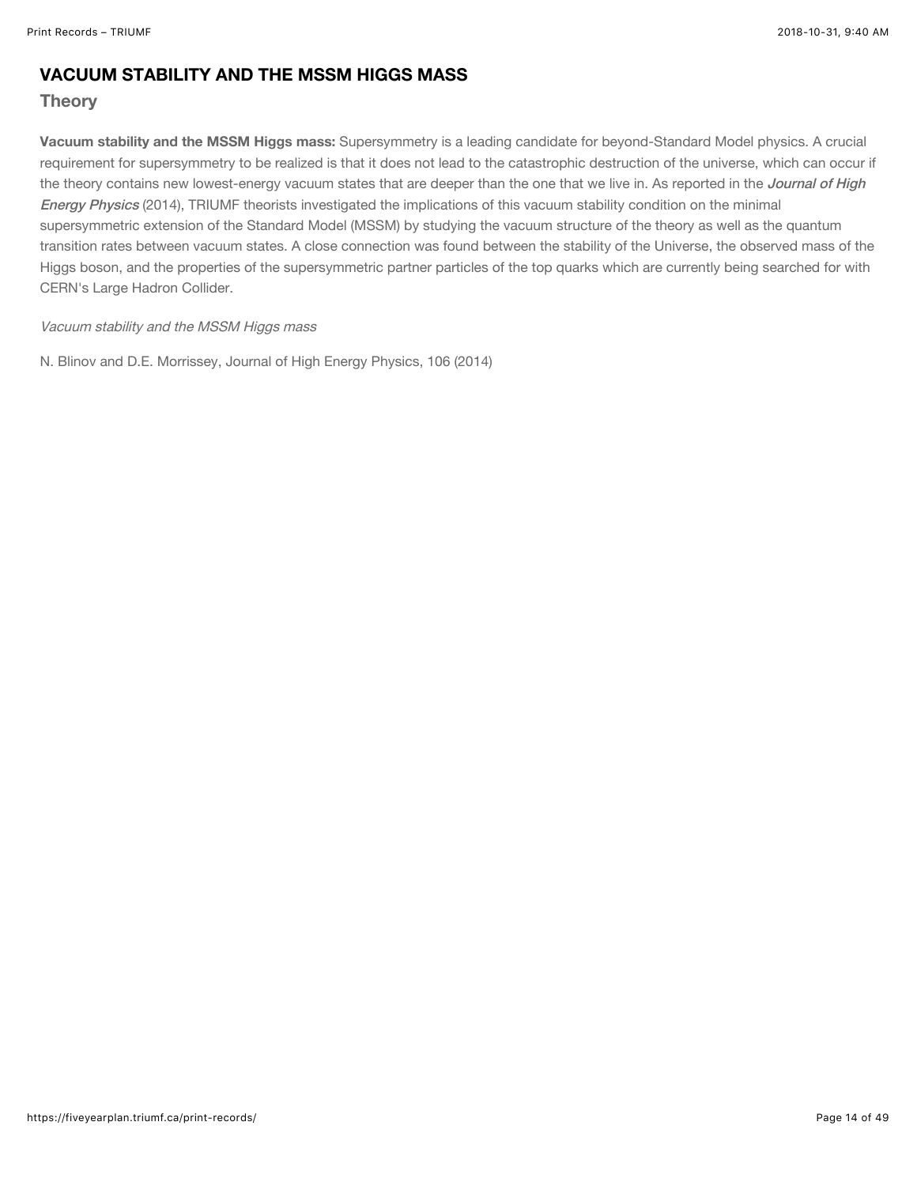## VACUUM STABILITY AND THE MSSM HIGGS MASS

### Theory

**Vacuum stability and the MSSM Higgs mass:** Supersymmetry is a leading candidate for beyond-Standard Model physics. A crucial requirement for supersymmetry to be realized is that it does not lead to the catastrophic destruction of the universe, which can occur if the theory contains new lowest-energy vacuum states that are deeper than the one that we live in. As reported in the ***Journal of High Energy Physics*** (2014), TRIUMF theorists investigated the implications of this vacuum stability condition on the minimal supersymmetric extension of the Standard Model (MSSM) by studying the vacuum structure of the theory as well as the quantum transition rates between vacuum states. A close connection was found between the stability of the Universe, the observed mass of the Higgs boson, and the properties of the supersymmetric partner particles of the top quarks which are currently being searched for with CERN's Large Hadron Collider.

*Vacuum stability and the MSSM Higgs mass*

N. Blinov and D.E. Morrissey, Journal of High Energy Physics, 106 (2014)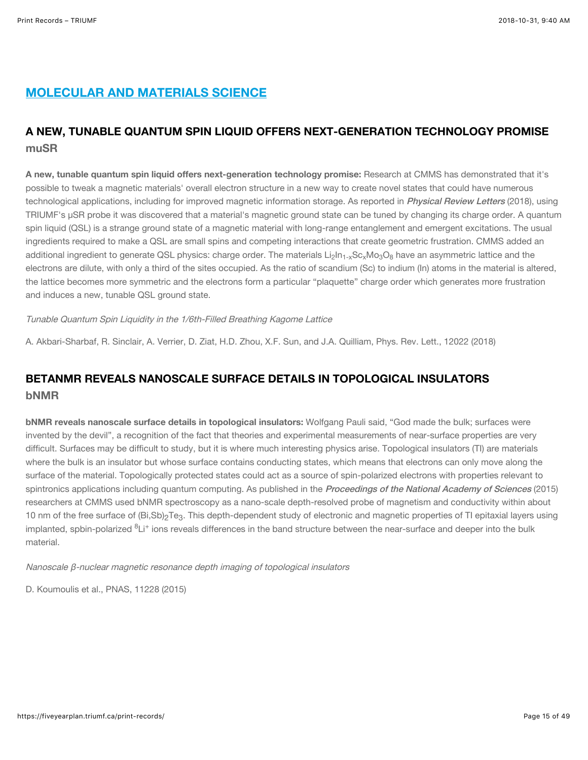## MOLECULAR AND MATERIALS SCIENCE

### A NEW, TUNABLE QUANTUM SPIN LIQUID OFFERS NEXT-GENERATION TECHNOLOGY PROMISE

**muSR**

**A new, tunable quantum spin liquid offers next-generation technology promise:** Research at CMMS has demonstrated that it's possible to tweak a magnetic materials' overall electron structure in a new way to create novel states that could have numerous technological applications, including for improved magnetic information storage. As reported in ***Physical Review Letters*** (2018), using TRIUMF's μSR probe it was discovered that a material's magnetic ground state can be tuned by changing its charge order. A quantum spin liquid (QSL) is a strange ground state of a magnetic material with long-range entanglement and emergent excitations. The usual ingredients required to make a QSL are small spins and competing interactions that create geometric frustration. CMMS added an additional ingredient to generate QSL physics: charge order. The materials $Li_2In_{1-x}Sc_xMo_3O_8$ have an asymmetric lattice and the electrons are dilute, with only a third of the sites occupied. As the ratio of scandium (Sc) to indium (In) atoms in the material is altered, the lattice becomes more symmetric and the electrons form a particular "plaquette" charge order which generates more frustration and induces a new, tunable QSL ground state.

*Tunable Quantum Spin Liquidity in the 1/6th-Filled Breathing Kagome Lattice*

A. Akbari-Sharbaf, R. Sinclair, A. Verrier, D. Ziat, H.D. Zhou, X.F. Sun, and J.A. Quilliam, Phys. Rev. Lett., 12022 (2018)

### BETANMR REVEALS NANOSCALE SURFACE DETAILS IN TOPOLOGICAL INSULATORS

**bNMR**

**bNMR reveals nanoscale surface details in topological insulators:** Wolfgang Pauli said, "God made the bulk; surfaces were invented by the devil", a recognition of the fact that theories and experimental measurements of near-surface properties are very difficult. Surfaces may be difficult to study, but it is where much interesting physics arise. Topological insulators (TI) are materials where the bulk is an insulator but whose surface contains conducting states, which means that electrons can only move along the surface of the material. Topologically protected states could act as a source of spin-polarized electrons with properties relevant to spintronics applications including quantum computing. As published in the ***Proceedings of the National Academy of Sciences*** (2015) researchers at CMMS used bNMR spectroscopy as a nano-scale depth-resolved probe of magnetism and conductivity within about 10 nm of the free surface of $(Bi,Sb)_2Te_3$. This depth-dependent study of electronic and magnetic properties of TI epitaxial layers using implanted, spbin-polarized $^8Li^+$ ions reveals differences in the band structure between the near-surface and deeper into the bulk material.

*Nanoscale β-nuclear magnetic resonance depth imaging of topological insulators*

D. Koumoulis et al., PNAS, 11228 (2015)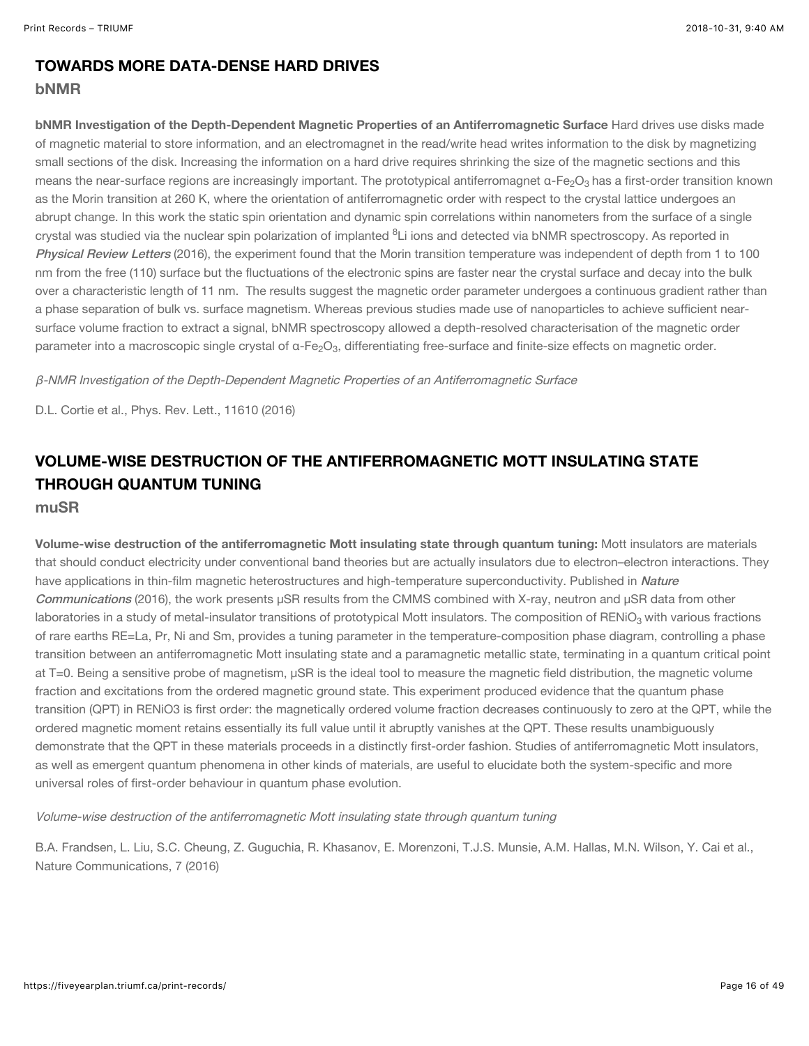## TOWARDS MORE DATA-DENSE HARD DRIVES

### bNMR

**bNMR Investigation of the Depth-Dependent Magnetic Properties of an Antiferromagnetic Surface** Hard drives use disks made of magnetic material to store information, and an electromagnet in the read/write head writes information to the disk by magnetizing small sections of the disk. Increasing the information on a hard drive requires shrinking the size of the magnetic sections and this means the near-surface regions are increasingly important. The prototypical antiferromagnet α-$Fe_2O_3$ has a first-order transition known as the Morin transition at 260 K, where the orientation of antiferromagnetic order with respect to the crystal lattice undergoes an abrupt change. In this work the static spin orientation and dynamic spin correlations within nanometers from the surface of a single crystal was studied via the nuclear spin polarization of implanted $^8$Li ions and detected via bNMR spectroscopy. As reported in ***Physical Review Letters*** (2016), the experiment found that the Morin transition temperature was independent of depth from 1 to 100 nm from the free (110) surface but the fluctuations of the electronic spins are faster near the crystal surface and decay into the bulk over a characteristic length of 11 nm. The results suggest the magnetic order parameter undergoes a continuous gradient rather than a phase separation of bulk vs. surface magnetism. Whereas previous studies made use of nanoparticles to achieve sufficient near-surface volume fraction to extract a signal, bNMR spectroscopy allowed a depth-resolved characterisation of the magnetic order parameter into a macroscopic single crystal of α-$Fe_2O_3$, differentiating free-surface and finite-size effects on magnetic order.

*β-NMR Investigation of the Depth-Dependent Magnetic Properties of an Antiferromagnetic Surface*

D.L. Cortie et al., Phys. Rev. Lett., 11610 (2016)

## VOLUME-WISE DESTRUCTION OF THE ANTIFERROMAGNETIC MOTT INSULATING STATE THROUGH QUANTUM TUNING

### muSR

**Volume-wise destruction of the antiferromagnetic Mott insulating state through quantum tuning:** Mott insulators are materials that should conduct electricity under conventional band theories but are actually insulators due to electron–electron interactions. They have applications in thin-film magnetic heterostructures and high-temperature superconductivity. Published in ***Nature Communications*** (2016), the work presents μSR results from the CMMS combined with X-ray, neutron and μSR data from other laboratories in a study of metal-insulator transitions of prototypical Mott insulators. The composition of $RENiO_3$ with various fractions of rare earths RE=La, Pr, Ni and Sm, provides a tuning parameter in the temperature-composition phase diagram, controlling a phase transition between an antiferromagnetic Mott insulating state and a paramagnetic metallic state, terminating in a quantum critical point at T=0. Being a sensitive probe of magnetism, μSR is the ideal tool to measure the magnetic field distribution, the magnetic volume fraction and excitations from the ordered magnetic ground state. This experiment produced evidence that the quantum phase transition (QPT) in RENiO3 is first order: the magnetically ordered volume fraction decreases continuously to zero at the QPT, while the ordered magnetic moment retains essentially its full value until it abruptly vanishes at the QPT. These results unambiguously demonstrate that the QPT in these materials proceeds in a distinctly first-order fashion. Studies of antiferromagnetic Mott insulators, as well as emergent quantum phenomena in other kinds of materials, are useful to elucidate both the system-specific and more universal roles of first-order behaviour in quantum phase evolution.

*Volume-wise destruction of the antiferromagnetic Mott insulating state through quantum tuning*

B.A. Frandsen, L. Liu, S.C. Cheung, Z. Guguchia, R. Khasanov, E. Morenzoni, T.J.S. Munsie, A.M. Hallas, M.N. Wilson, Y. Cai et al., Nature Communications, 7 (2016)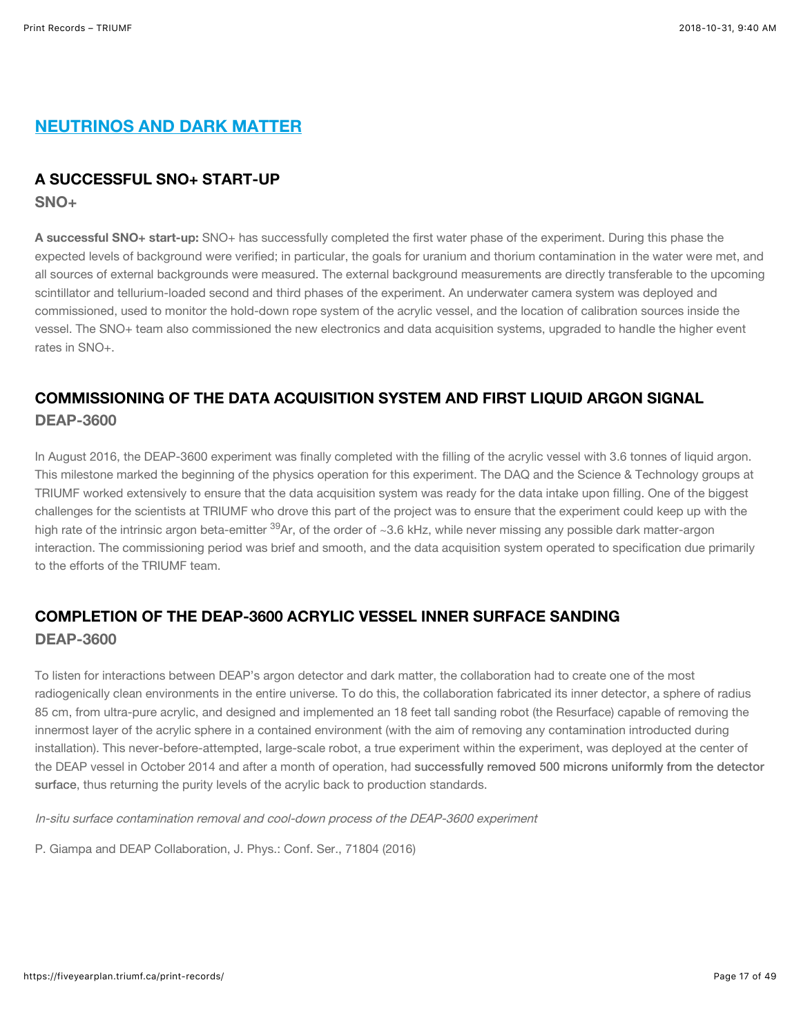## NEUTRINOS AND DARK MATTER

### A SUCCESSFUL SNO+ START-UP

**SNO+**

**A successful SNO+ start-up:** SNO+ has successfully completed the first water phase of the experiment. During this phase the expected levels of background were verified; in particular, the goals for uranium and thorium contamination in the water were met, and all sources of external backgrounds were measured. The external background measurements are directly transferable to the upcoming scintillator and tellurium-loaded second and third phases of the experiment. An underwater camera system was deployed and commissioned, used to monitor the hold-down rope system of the acrylic vessel, and the location of calibration sources inside the vessel. The SNO+ team also commissioned the new electronics and data acquisition systems, upgraded to handle the higher event rates in SNO+.

### COMMISSIONING OF THE DATA ACQUISITION SYSTEM AND FIRST LIQUID ARGON SIGNAL

**DEAP-3600**

In August 2016, the DEAP-3600 experiment was finally completed with the filling of the acrylic vessel with 3.6 tonnes of liquid argon. This milestone marked the beginning of the physics operation for this experiment. The DAQ and the Science & Technology groups at TRIUMF worked extensively to ensure that the data acquisition system was ready for the data intake upon filling. One of the biggest challenges for the scientists at TRIUMF who drove this part of the project was to ensure that the experiment could keep up with the high rate of the intrinsic argon beta-emitter $^{39}$Ar, of the order of ~3.6 kHz, while never missing any possible dark matter-argon interaction. The commissioning period was brief and smooth, and the data acquisition system operated to specification due primarily to the efforts of the TRIUMF team.

### COMPLETION OF THE DEAP-3600 ACRYLIC VESSEL INNER SURFACE SANDING

**DEAP-3600**

To listen for interactions between DEAP's argon detector and dark matter, the collaboration had to create one of the most radiogenically clean environments in the entire universe. To do this, the collaboration fabricated its inner detector, a sphere of radius 85 cm, from ultra-pure acrylic, and designed and implemented an 18 feet tall sanding robot (the Resurface) capable of removing the innermost layer of the acrylic sphere in a contained environment (with the aim of removing any contamination introducted during installation). This never-before-attempted, large-scale robot, a true experiment within the experiment, was deployed at the center of the DEAP vessel in October 2014 and after a month of operation, had successfully removed 500 microns uniformly from the detector surface, thus returning the purity levels of the acrylic back to production standards.

*In-situ surface contamination removal and cool-down process of the DEAP-3600 experiment*

P. Giampa and DEAP Collaboration, J. Phys.: Conf. Ser., 71804 (2016)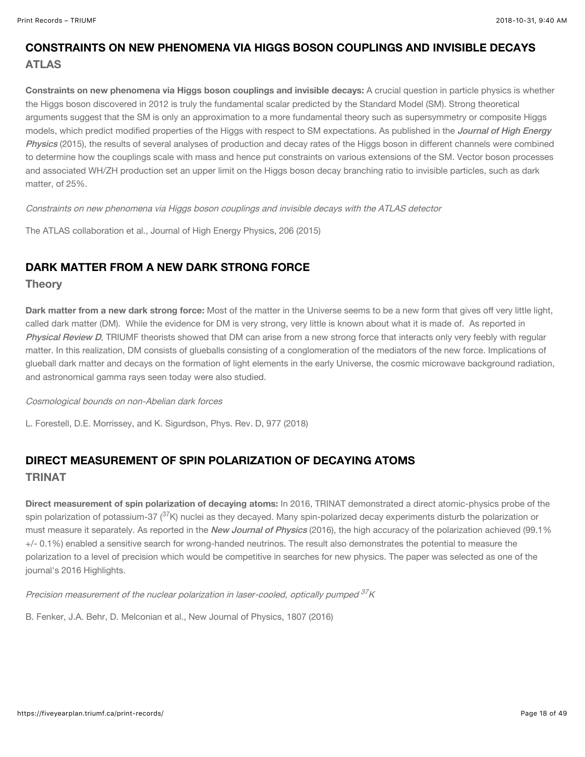## CONSTRAINTS ON NEW PHENOMENA VIA HIGGS BOSON COUPLINGS AND INVISIBLE DECAYS

### ATLAS

**Constraints on new phenomena via Higgs boson couplings and invisible decays:** A crucial question in particle physics is whether the Higgs boson discovered in 2012 is truly the fundamental scalar predicted by the Standard Model (SM). Strong theoretical arguments suggest that the SM is only an approximation to a more fundamental theory such as supersymmetry or composite Higgs models, which predict modified properties of the Higgs with respect to SM expectations. As published in the ***Journal of High Energy Physics*** (2015), the results of several analyses of production and decay rates of the Higgs boson in different channels were combined to determine how the couplings scale with mass and hence put constraints on various extensions of the SM. Vector boson processes and associated WH/ZH production set an upper limit on the Higgs boson decay branching ratio to invisible particles, such as dark matter, of 25%.

*Constraints on new phenomena via Higgs boson couplings and invisible decays with the ATLAS detector*

The ATLAS collaboration et al., Journal of High Energy Physics, 206 (2015)

## DARK MATTER FROM A NEW DARK STRONG FORCE

### Theory

**Dark matter from a new dark strong force:** Most of the matter in the Universe seems to be a new form that gives off very little light, called dark matter (DM). While the evidence for DM is very strong, very little is known about what it is made of. As reported in ***Physical Review D***, TRIUMF theorists showed that DM can arise from a new strong force that interacts only very feebly with regular matter. In this realization, DM consists of glueballs consisting of a conglomeration of the mediators of the new force. Implications of glueball dark matter and decays on the formation of light elements in the early Universe, the cosmic microwave background radiation, and astronomical gamma rays seen today were also studied.

*Cosmological bounds on non-Abelian dark forces*

L. Forestell, D.E. Morrissey, and K. Sigurdson, Phys. Rev. D, 977 (2018)

## DIRECT MEASUREMENT OF SPIN POLARIZATION OF DECAYING ATOMS

### TRINAT

**Direct measurement of spin polarization of decaying atoms:** In 2016, TRINAT demonstrated a direct atomic-physics probe of the spin polarization of potassium-37 ($^{37}K$) nuclei as they decayed. Many spin-polarized decay experiments disturb the polarization or must measure it separately. As reported in the ***New Journal of Physics*** (2016), the high accuracy of the polarization achieved (99.1% +/- 0.1%) enabled a sensitive search for wrong-handed neutrinos. The result also demonstrates the potential to measure the polarization to a level of precision which would be competitive in searches for new physics. The paper was selected as one of the journal's 2016 Highlights.

*Precision measurement of the nuclear polarization in laser-cooled, optically pumped $^{37}K$*

B. Fenker, J.A. Behr, D. Melconian et al., New Journal of Physics, 1807 (2016)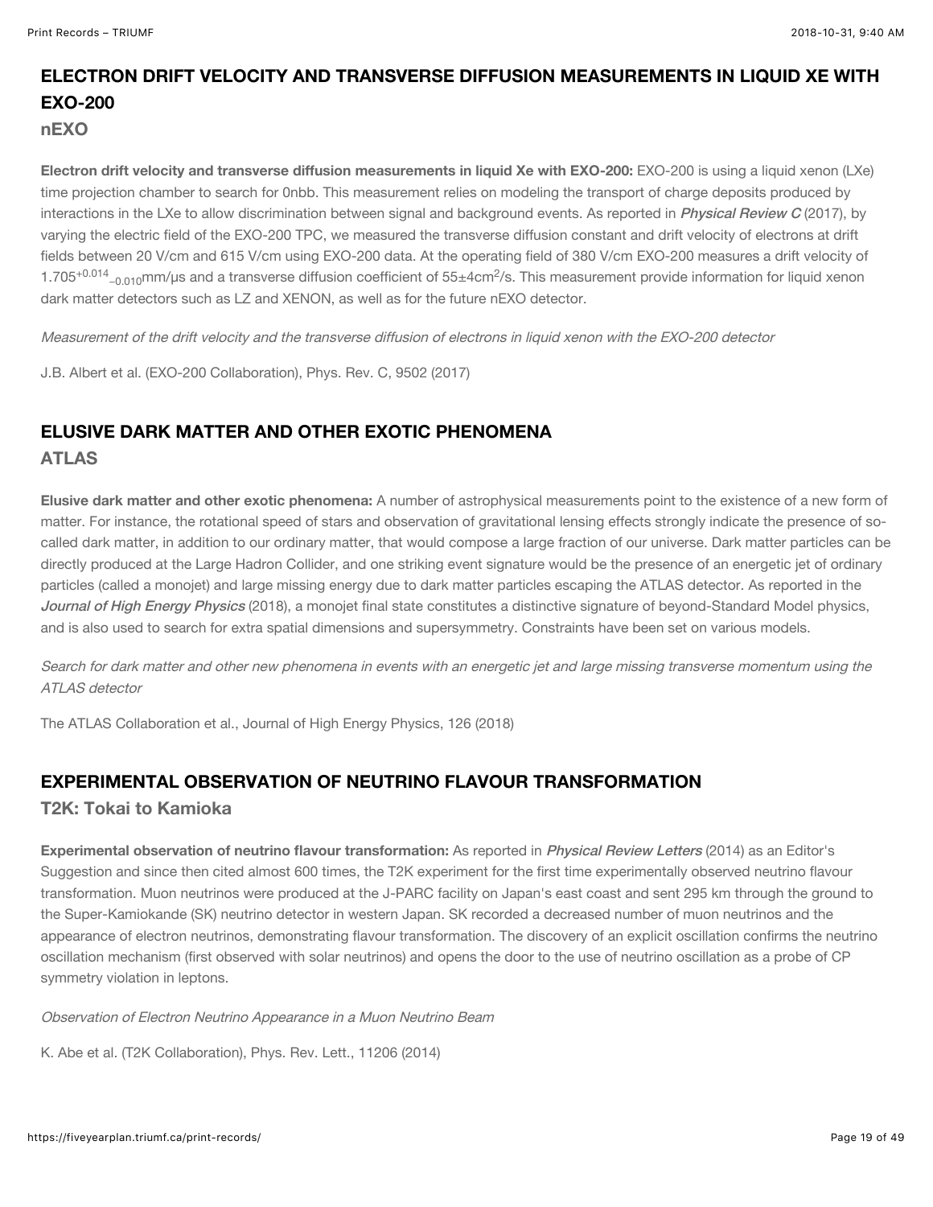## ELECTRON DRIFT VELOCITY AND TRANSVERSE DIFFUSION MEASUREMENTS IN LIQUID XE WITH EXO-200

### nEXO

**Electron drift velocity and transverse diffusion measurements in liquid Xe with EXO-200:** EXO-200 is using a liquid xenon (LXe) time projection chamber to search for 0nbb. This measurement relies on modeling the transport of charge deposits produced by interactions in the LXe to allow discrimination between signal and background events. As reported in ***Physical Review C*** (2017), by varying the electric field of the EXO-200 TPC, we measured the transverse diffusion constant and drift velocity of electrons at drift fields between 20 V/cm and 615 V/cm using EXO-200 data. At the operating field of 380 V/cm EXO-200 measures a drift velocity of $1.705^{+0.014}_{-0.010}$mm/μs and a transverse diffusion coefficient of 55±4cm$^2$/s. This measurement provide information for liquid xenon dark matter detectors such as LZ and XENON, as well as for the future nEXO detector.

*Measurement of the drift velocity and the transverse diffusion of electrons in liquid xenon with the EXO-200 detector*

J.B. Albert et al. (EXO-200 Collaboration), Phys. Rev. C, 9502 (2017)

## ELUSIVE DARK MATTER AND OTHER EXOTIC PHENOMENA

### ATLAS

**Elusive dark matter and other exotic phenomena:** A number of astrophysical measurements point to the existence of a new form of matter. For instance, the rotational speed of stars and observation of gravitational lensing effects strongly indicate the presence of so-called dark matter, in addition to our ordinary matter, that would compose a large fraction of our universe. Dark matter particles can be directly produced at the Large Hadron Collider, and one striking event signature would be the presence of an energetic jet of ordinary particles (called a monojet) and large missing energy due to dark matter particles escaping the ATLAS detector. As reported in the ***Journal of High Energy Physics*** (2018), a monojet final state constitutes a distinctive signature of beyond-Standard Model physics, and is also used to search for extra spatial dimensions and supersymmetry. Constraints have been set on various models.

*Search for dark matter and other new phenomena in events with an energetic jet and large missing transverse momentum using the ATLAS detector*

The ATLAS Collaboration et al., Journal of High Energy Physics, 126 (2018)

## EXPERIMENTAL OBSERVATION OF NEUTRINO FLAVOUR TRANSFORMATION

### T2K: Tokai to Kamioka

**Experimental observation of neutrino flavour transformation:** As reported in ***Physical Review Letters*** (2014) as an Editor's Suggestion and since then cited almost 600 times, the T2K experiment for the first time experimentally observed neutrino flavour transformation. Muon neutrinos were produced at the J-PARC facility on Japan's east coast and sent 295 km through the ground to the Super-Kamiokande (SK) neutrino detector in western Japan. SK recorded a decreased number of muon neutrinos and the appearance of electron neutrinos, demonstrating flavour transformation. The discovery of an explicit oscillation confirms the neutrino oscillation mechanism (first observed with solar neutrinos) and opens the door to the use of neutrino oscillation as a probe of CP symmetry violation in leptons.

*Observation of Electron Neutrino Appearance in a Muon Neutrino Beam*

K. Abe et al. (T2K Collaboration), Phys. Rev. Lett., 11206 (2014)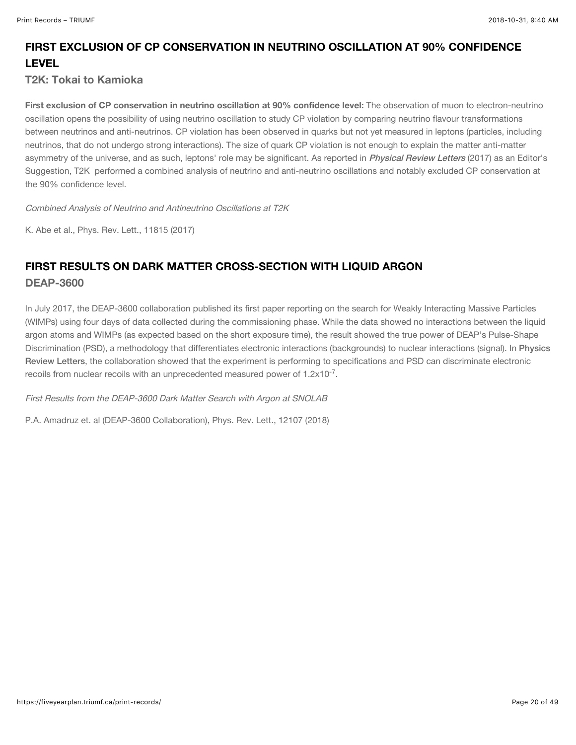## FIRST EXCLUSION OF CP CONSERVATION IN NEUTRINO OSCILLATION AT 90% CONFIDENCE LEVEL

### T2K: Tokai to Kamioka

**First exclusion of CP conservation in neutrino oscillation at 90% confidence level:** The observation of muon to electron-neutrino oscillation opens the possibility of using neutrino oscillation to study CP violation by comparing neutrino flavour transformations between neutrinos and anti-neutrinos. CP violation has been observed in quarks but not yet measured in leptons (particles, including neutrinos, that do not undergo strong interactions). The size of quark CP violation is not enough to explain the matter anti-matter asymmetry of the universe, and as such, leptons' role may be significant. As reported in ***Physical Review Letters*** (2017) as an Editor's Suggestion, T2K performed a combined analysis of neutrino and anti-neutrino oscillations and notably excluded CP conservation at the 90% confidence level.

*Combined Analysis of Neutrino and Antineutrino Oscillations at T2K*

K. Abe et al., Phys. Rev. Lett., 11815 (2017)

## FIRST RESULTS ON DARK MATTER CROSS-SECTION WITH LIQUID ARGON

### DEAP-3600

In July 2017, the DEAP-3600 collaboration published its first paper reporting on the search for Weakly Interacting Massive Particles (WIMPs) using four days of data collected during the commissioning phase. While the data showed no interactions between the liquid argon atoms and WIMPs (as expected based on the short exposure time), the result showed the true power of DEAP's Pulse-Shape Discrimination (PSD), a methodology that differentiates electronic interactions (backgrounds) to nuclear interactions (signal). In **Physics Review Letters**, the collaboration showed that the experiment is performing to specifications and PSD can discriminate electronic recoils from nuclear recoils with an unprecedented measured power of $1.2 \times 10^{-7}$.

*First Results from the DEAP-3600 Dark Matter Search with Argon at SNOLAB*

P.A. Amadruz et. al (DEAP-3600 Collaboration), Phys. Rev. Lett., 12107 (2018)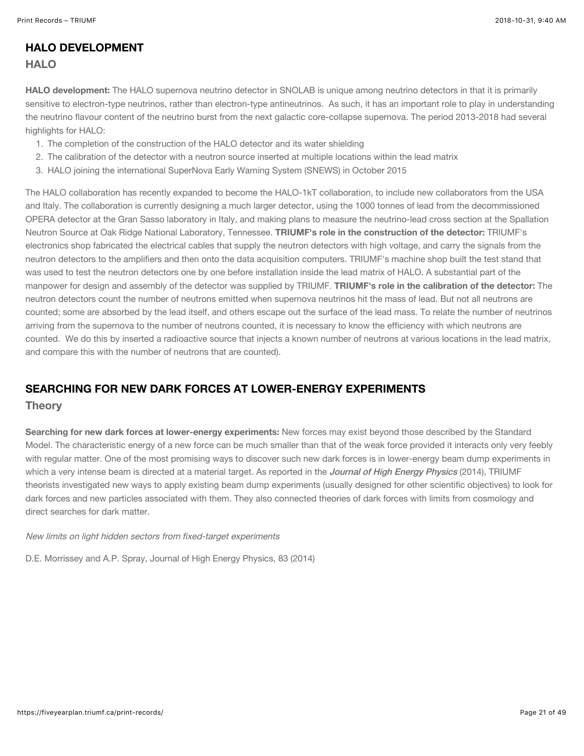## HALO DEVELOPMENT

### HALO

**HALO development:** The HALO supernova neutrino detector in SNOLAB is unique among neutrino detectors in that it is primarily sensitive to electron-type neutrinos, rather than electron-type antineutrinos. As such, it has an important role to play in understanding the neutrino flavour content of the neutrino burst from the next galactic core-collapse supernova. The period 2013-2018 had several highlights for HALO:

1. The completion of the construction of the HALO detector and its water shielding
2. The calibration of the detector with a neutron source inserted at multiple locations within the lead matrix
3. HALO joining the international SuperNova Early Warning System (SNEWS) in October 2015

The HALO collaboration has recently expanded to become the HALO-1kT collaboration, to include new collaborators from the USA and Italy. The collaboration is currently designing a much larger detector, using the 1000 tonnes of lead from the decommissioned OPERA detector at the Gran Sasso laboratory in Italy, and making plans to measure the neutrino-lead cross section at the Spallation Neutron Source at Oak Ridge National Laboratory, Tennessee. **TRIUMF's role in the construction of the detector:** TRIUMF's electronics shop fabricated the electrical cables that supply the neutron detectors with high voltage, and carry the signals from the neutron detectors to the amplifiers and then onto the data acquisition computers. TRIUMF's machine shop built the test stand that was used to test the neutron detectors one by one before installation inside the lead matrix of HALO. A substantial part of the manpower for design and assembly of the detector was supplied by TRIUMF. **TRIUMF's role in the calibration of the detector:** The neutron detectors count the number of neutrons emitted when supernova neutrinos hit the mass of lead. But not all neutrons are counted; some are absorbed by the lead itself, and others escape out the surface of the lead mass. To relate the number of neutrinos arriving from the supernova to the number of neutrons counted, it is necessary to know the efficiency with which neutrons are counted. We do this by inserted a radioactive source that injects a known number of neutrons at various locations in the lead matrix, and compare this with the number of neutrons that are counted).

## SEARCHING FOR NEW DARK FORCES AT LOWER-ENERGY EXPERIMENTS

### Theory

**Searching for new dark forces at lower-energy experiments:** New forces may exist beyond those described by the Standard Model. The characteristic energy of a new force can be much smaller than that of the weak force provided it interacts only very feebly with regular matter. One of the most promising ways to discover such new dark forces is in lower-energy beam dump experiments in which a very intense beam is directed at a material target. As reported in the ***Journal of High Energy Physics*** (2014), TRIUMF theorists investigated new ways to apply existing beam dump experiments (usually designed for other scientific objectives) to look for dark forces and new particles associated with them. They also connected theories of dark forces with limits from cosmology and direct searches for dark matter.

*New limits on light hidden sectors from fixed-target experiments*

D.E. Morrissey and A.P. Spray, Journal of High Energy Physics, 83 (2014)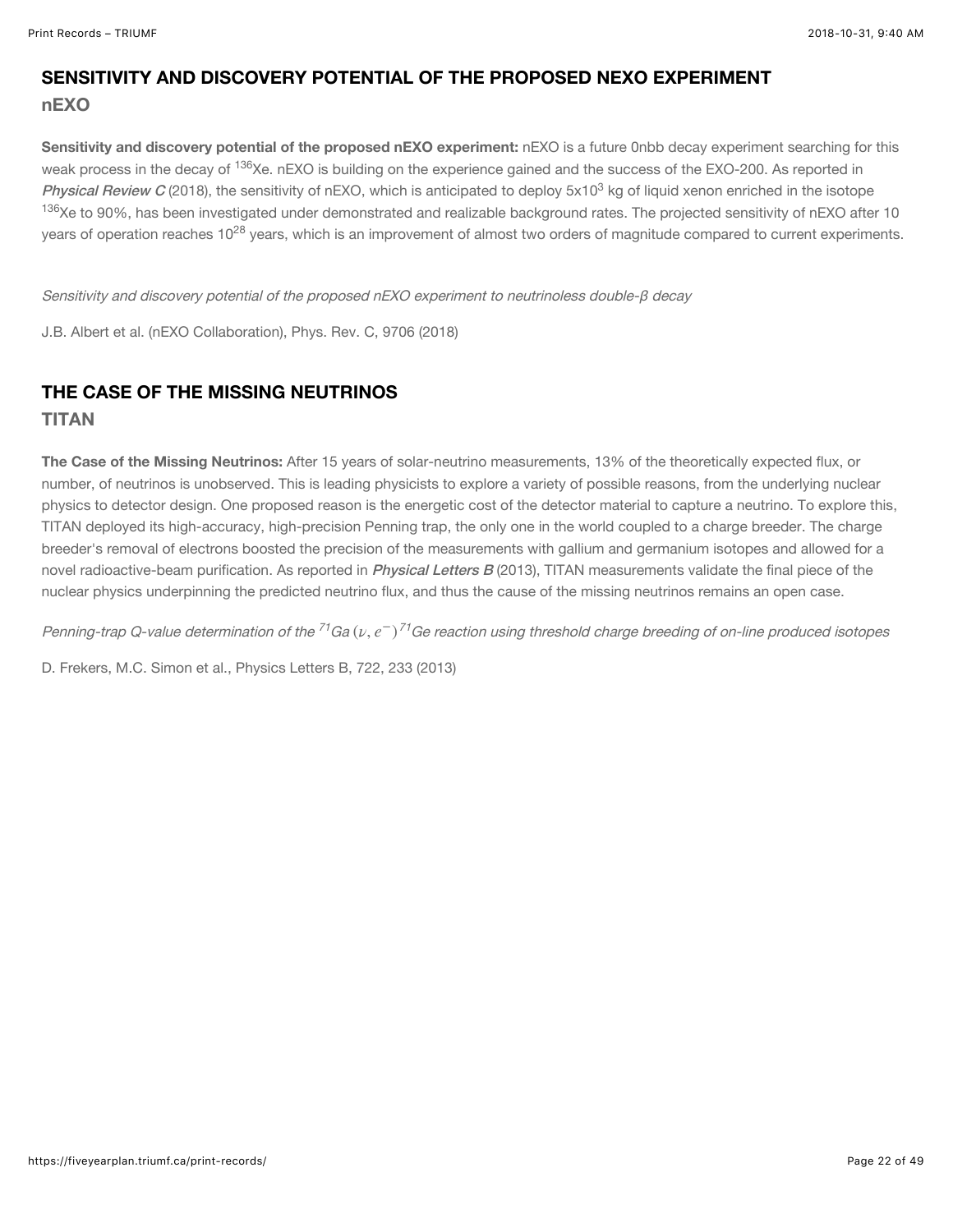## SENSITIVITY AND DISCOVERY POTENTIAL OF THE PROPOSED NEXO EXPERIMENT

### nEXO

**Sensitivity and discovery potential of the proposed nEXO experiment:** nEXO is a future 0nbb decay experiment searching for this weak process in the decay of $^{136}Xe$. nEXO is building on the experience gained and the success of the EXO-200. As reported in ***Physical Review C*** (2018), the sensitivity of nEXO, which is anticipated to deploy $5 \times 10^3$ kg of liquid xenon enriched in the isotope $^{136}Xe$ to 90%, has been investigated under demonstrated and realizable background rates. The projected sensitivity of nEXO after 10 years of operation reaches $10^{28}$ years, which is an improvement of almost two orders of magnitude compared to current experiments.

*Sensitivity and discovery potential of the proposed nEXO experiment to neutrinoless double-β decay*

J.B. Albert et al. (nEXO Collaboration), Phys. Rev. C, 9706 (2018)

## THE CASE OF THE MISSING NEUTRINOS

### TITAN

**The Case of the Missing Neutrinos:** After 15 years of solar-neutrino measurements, 13% of the theoretically expected flux, or number, of neutrinos is unobserved. This is leading physicists to explore a variety of possible reasons, from the underlying nuclear physics to detector design. One proposed reason is the energetic cost of the detector material to capture a neutrino. To explore this, TITAN deployed its high-accuracy, high-precision Penning trap, the only one in the world coupled to a charge breeder. The charge breeder's removal of electrons boosted the precision of the measurements with gallium and germanium isotopes and allowed for a novel radioactive-beam purification. As reported in ***Physical Letters B*** (2013), TITAN measurements validate the final piece of the nuclear physics underpinning the predicted neutrino flux, and thus the cause of the missing neutrinos remains an open case.

*Penning-trap Q-value determination of the $^{71}Ga\,(\nu, e^-)\,^{71}Ge$ reaction using threshold charge breeding of on-line produced isotopes*

D. Frekers, M.C. Simon et al., Physics Letters B, 722, 233 (2013)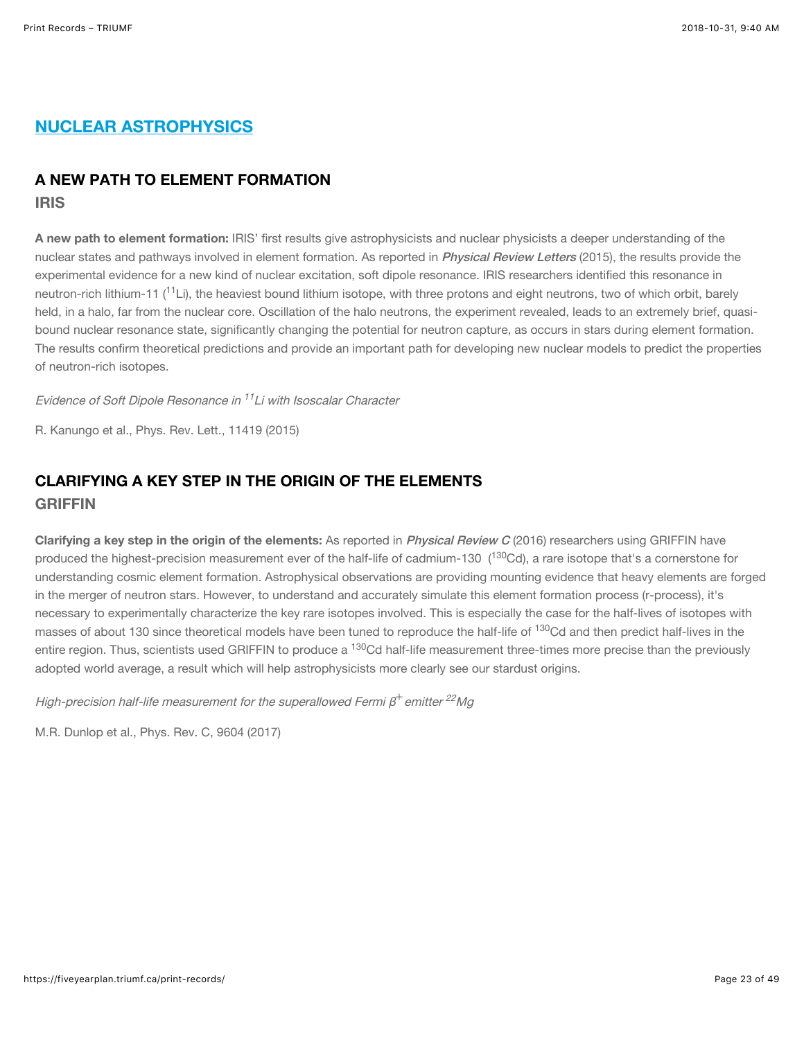## NUCLEAR ASTROPHYSICS

### A NEW PATH TO ELEMENT FORMATION

#### IRIS

**A new path to element formation:** IRIS' first results give astrophysicists and nuclear physicists a deeper understanding of the nuclear states and pathways involved in element formation. As reported in ***Physical Review Letters*** (2015), the results provide the experimental evidence for a new kind of nuclear excitation, soft dipole resonance. IRIS researchers identified this resonance in neutron-rich lithium-11 ($^{11}$Li), the heaviest bound lithium isotope, with three protons and eight neutrons, two of which orbit, barely held, in a halo, far from the nuclear core. Oscillation of the halo neutrons, the experiment revealed, leads to an extremely brief, quasi-bound nuclear resonance state, significantly changing the potential for neutron capture, as occurs in stars during element formation. The results confirm theoretical predictions and provide an important path for developing new nuclear models to predict the properties of neutron-rich isotopes.

*Evidence of Soft Dipole Resonance in $^{11}$Li with Isoscalar Character*

R. Kanungo et al., Phys. Rev. Lett., 11419 (2015)

### CLARIFYING A KEY STEP IN THE ORIGIN OF THE ELEMENTS

#### GRIFFIN

**Clarifying a key step in the origin of the elements:** As reported in ***Physical Review C*** (2016) researchers using GRIFFIN have produced the highest-precision measurement ever of the half-life of cadmium-130 ($^{130}$Cd), a rare isotope that's a cornerstone for understanding cosmic element formation. Astrophysical observations are providing mounting evidence that heavy elements are forged in the merger of neutron stars. However, to understand and accurately simulate this element formation process (r-process), it's necessary to experimentally characterize the key rare isotopes involved. This is especially the case for the half-lives of isotopes with masses of about 130 since theoretical models have been tuned to reproduce the half-life of $^{130}$Cd and then predict half-lives in the entire region. Thus, scientists used GRIFFIN to produce a $^{130}$Cd half-life measurement three-times more precise than the previously adopted world average, a result which will help astrophysicists more clearly see our stardust origins.

*High-precision half-life measurement for the superallowed Fermi $\beta^+$ emitter $^{22}$Mg*

M.R. Dunlop et al., Phys. Rev. C, 9604 (2017)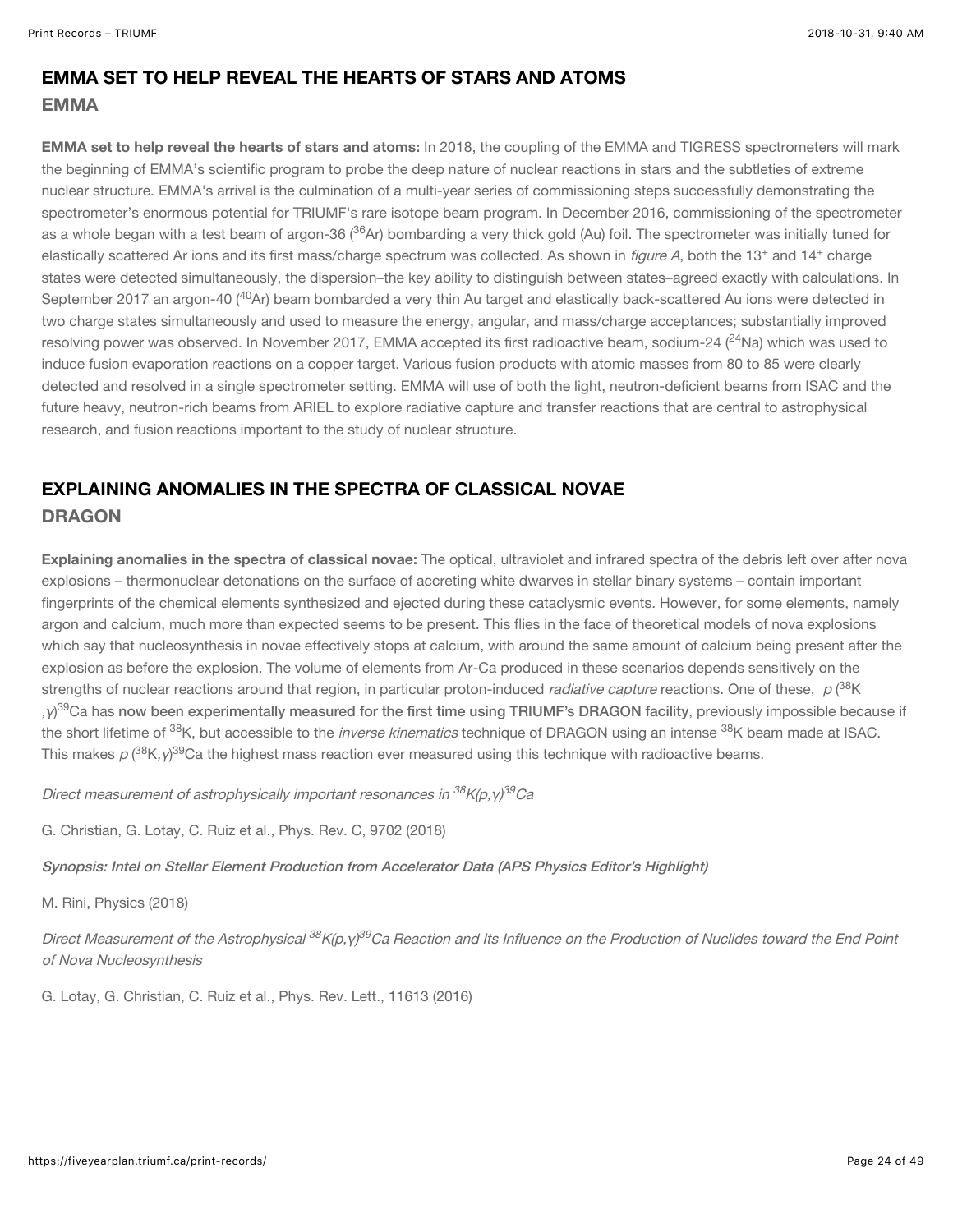## EMMA SET TO HELP REVEAL THE HEARTS OF STARS AND ATOMS

### EMMA

**EMMA set to help reveal the hearts of stars and atoms:** In 2018, the coupling of the EMMA and TIGRESS spectrometers will mark the beginning of EMMA's scientific program to probe the deep nature of nuclear reactions in stars and the subtleties of extreme nuclear structure. EMMA's arrival is the culmination of a multi-year series of commissioning steps successfully demonstrating the spectrometer's enormous potential for TRIUMF's rare isotope beam program. In December 2016, commissioning of the spectrometer as a whole began with a test beam of argon-36 ($^{36}Ar$) bombarding a very thick gold (Au) foil. The spectrometer was initially tuned for elastically scattered Ar ions and its first mass/charge spectrum was collected. As shown in *figure A*, both the $13^{+}$ and $14^{+}$ charge states were detected simultaneously, the dispersion–the key ability to distinguish between states–agreed exactly with calculations. In September 2017 an argon-40 ($^{40}Ar$) beam bombarded a very thin Au target and elastically back-scattered Au ions were detected in two charge states simultaneously and used to measure the energy, angular, and mass/charge acceptances; substantially improved resolving power was observed. In November 2017, EMMA accepted its first radioactive beam, sodium-24 ($^{24}Na$) which was used to induce fusion evaporation reactions on a copper target. Various fusion products with atomic masses from 80 to 85 were clearly detected and resolved in a single spectrometer setting. EMMA will use of both the light, neutron-deficient beams from ISAC and the future heavy, neutron-rich beams from ARIEL to explore radiative capture and transfer reactions that are central to astrophysical research, and fusion reactions important to the study of nuclear structure.

## EXPLAINING ANOMALIES IN THE SPECTRA OF CLASSICAL NOVAE

### DRAGON

**Explaining anomalies in the spectra of classical novae:** The optical, ultraviolet and infrared spectra of the debris left over after nova explosions – thermonuclear detonations on the surface of accreting white dwarves in stellar binary systems – contain important fingerprints of the chemical elements synthesized and ejected during these cataclysmic events. However, for some elements, namely argon and calcium, much more than expected seems to be present. This flies in the face of theoretical models of nova explosions which say that nucleosynthesis in novae effectively stops at calcium, with around the same amount of calcium being present after the explosion as before the explosion. The volume of elements from Ar-Ca produced in these scenarios depends sensitively on the strengths of nuclear reactions around that region, in particular proton-induced *radiative capture* reactions. One of these, $p\,(^{38}K,\gamma)^{39}Ca$ has now been experimentally measured for the first time using TRIUMF's DRAGON facility, previously impossible because if the short lifetime of $^{38}K$, but accessible to the *inverse kinematics* technique of DRAGON using an intense $^{38}K$ beam made at ISAC. This makes $p\,(^{38}K,\gamma)^{39}Ca$ the highest mass reaction ever measured using this technique with radioactive beams.

*Direct measurement of astrophysically important resonances in $^{38}K(p,\gamma)^{39}Ca$*

G. Christian, G. Lotay, C. Ruiz et al., Phys. Rev. C, 9702 (2018)

*Synopsis: Intel on Stellar Element Production from Accelerator Data (APS Physics Editor's Highlight)*

M. Rini, Physics (2018)

*Direct Measurement of the Astrophysical $^{38}K(p,\gamma)^{39}Ca$ Reaction and Its Influence on the Production of Nuclides toward the End Point of Nova Nucleosynthesis*

G. Lotay, G. Christian, C. Ruiz et al., Phys. Rev. Lett., 11613 (2016)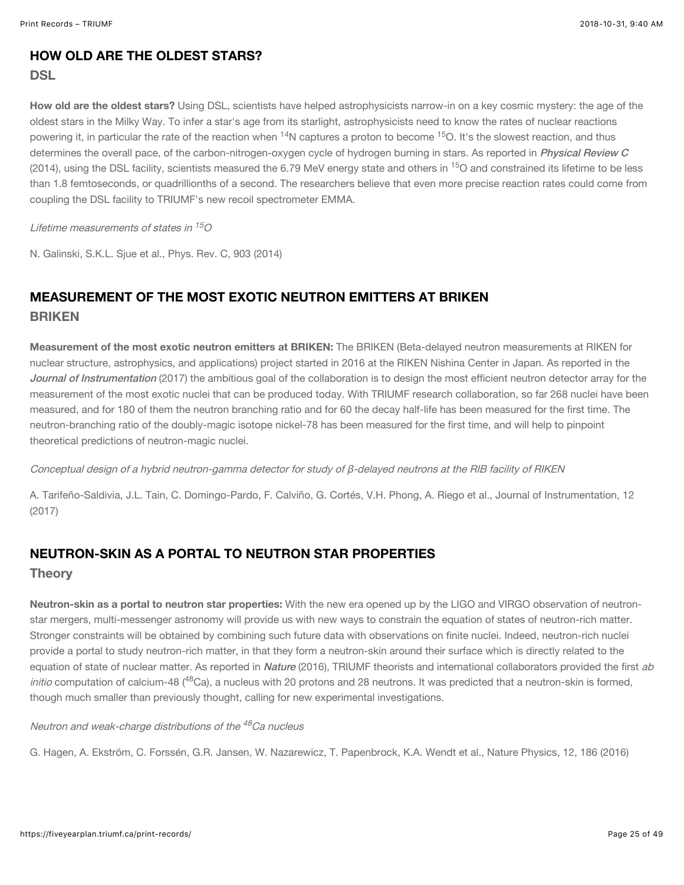## HOW OLD ARE THE OLDEST STARS?

### DSL

**How old are the oldest stars?** Using DSL, scientists have helped astrophysicists narrow-in on a key cosmic mystery: the age of the oldest stars in the Milky Way. To infer a star's age from its starlight, astrophysicists need to know the rates of nuclear reactions powering it, in particular the rate of the reaction when $^{14}N$ captures a proton to become $^{15}O$. It's the slowest reaction, and thus determines the overall pace, of the carbon-nitrogen-oxygen cycle of hydrogen burning in stars. As reported in ***Physical Review C*** (2014), using the DSL facility, scientists measured the 6.79 MeV energy state and others in $^{15}O$ and constrained its lifetime to be less than 1.8 femtoseconds, or quadrillionths of a second. The researchers believe that even more precise reaction rates could come from coupling the DSL facility to TRIUMF's new recoil spectrometer EMMA.

*Lifetime measurements of states in $^{15}O$*

N. Galinski, S.K.L. Sjue et al., Phys. Rev. C, 903 (2014)

## MEASUREMENT OF THE MOST EXOTIC NEUTRON EMITTERS AT BRIKEN

### BRIKEN

**Measurement of the most exotic neutron emitters at BRIKEN:** The BRIKEN (Beta-delayed neutron measurements at RIKEN for nuclear structure, astrophysics, and applications) project started in 2016 at the RIKEN Nishina Center in Japan. As reported in the ***Journal of Instrumentation*** (2017) the ambitious goal of the collaboration is to design the most efficient neutron detector array for the measurement of the most exotic nuclei that can be produced today. With TRIUMF research collaboration, so far 268 nuclei have been measured, and for 180 of them the neutron branching ratio and for 60 the decay half-life has been measured for the first time. The neutron-branching ratio of the doubly-magic isotope nickel-78 has been measured for the first time, and will help to pinpoint theoretical predictions of neutron-magic nuclei.

*Conceptual design of a hybrid neutron-gamma detector for study of β-delayed neutrons at the RIB facility of RIKEN*

A. Tarifeño-Saldivia, J.L. Tain, C. Domingo-Pardo, F. Calviño, G. Cortés, V.H. Phong, A. Riego et al., Journal of Instrumentation, 12 (2017)

## NEUTRON-SKIN AS A PORTAL TO NEUTRON STAR PROPERTIES

### Theory

**Neutron-skin as a portal to neutron star properties:** With the new era opened up by the LIGO and VIRGO observation of neutron-star mergers, multi-messenger astronomy will provide us with new ways to constrain the equation of states of neutron-rich matter. Stronger constraints will be obtained by combining such future data with observations on finite nuclei. Indeed, neutron-rich nuclei provide a portal to study neutron-rich matter, in that they form a neutron-skin around their surface which is directly related to the equation of state of nuclear matter. As reported in ***Nature*** (2016), TRIUMF theorists and international collaborators provided the first *ab initio* computation of calcium-48 ($^{48}Ca$), a nucleus with 20 protons and 28 neutrons. It was predicted that a neutron-skin is formed, though much smaller than previously thought, calling for new experimental investigations.

*Neutron and weak-charge distributions of the $^{48}Ca$ nucleus*

G. Hagen, A. Ekström, C. Forssén, G.R. Jansen, W. Nazarewicz, T. Papenbrock, K.A. Wendt et al., Nature Physics, 12, 186 (2016)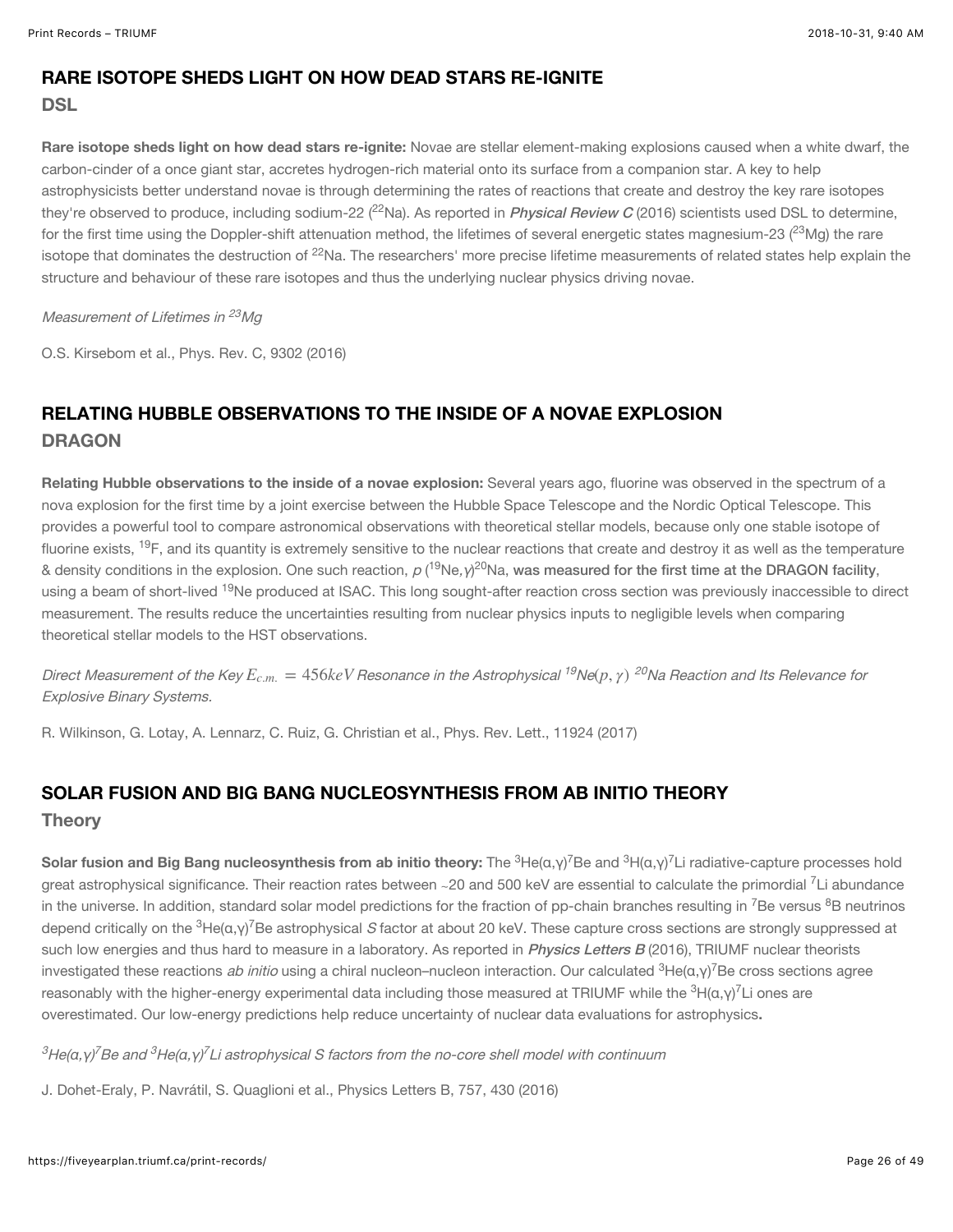## RARE ISOTOPE SHEDS LIGHT ON HOW DEAD STARS RE-IGNITE

### DSL

**Rare isotope sheds light on how dead stars re-ignite:** Novae are stellar element-making explosions caused when a white dwarf, the carbon-cinder of a once giant star, accretes hydrogen-rich material onto its surface from a companion star. A key to help astrophysicists better understand novae is through determining the rates of reactions that create and destroy the key rare isotopes they're observed to produce, including sodium-22 ($^{22}Na$). As reported in ***Physical Review C*** (2016) scientists used DSL to determine, for the first time using the Doppler-shift attenuation method, the lifetimes of several energetic states magnesium-23 ($^{23}Mg$) the rare isotope that dominates the destruction of $^{22}Na$. The researchers' more precise lifetime measurements of related states help explain the structure and behaviour of these rare isotopes and thus the underlying nuclear physics driving novae.

*Measurement of Lifetimes in $^{23}Mg$*

O.S. Kirsebom et al., Phys. Rev. C, 9302 (2016)

## RELATING HUBBLE OBSERVATIONS TO THE INSIDE OF A NOVAE EXPLOSION

### DRAGON

**Relating Hubble observations to the inside of a novae explosion:** Several years ago, fluorine was observed in the spectrum of a nova explosion for the first time by a joint exercise between the Hubble Space Telescope and the Nordic Optical Telescope. This provides a powerful tool to compare astronomical observations with theoretical stellar models, because only one stable isotope of fluorine exists, $^{19}F$, and its quantity is extremely sensitive to the nuclear reactions that create and destroy it as well as the temperature & density conditions in the explosion. One such reaction, $p(^{19}Ne,\gamma)^{20}Na$, **was measured for the first time at the DRAGON facility**, using a beam of short-lived $^{19}Ne$ produced at ISAC. This long sought-after reaction cross section was previously inaccessible to direct measurement. The results reduce the uncertainties resulting from nuclear physics inputs to negligible levels when comparing theoretical stellar models to the HST observations.

*Direct Measurement of the Key $E_{c.m.} = 456 keV$ Resonance in the Astrophysical $^{19}Ne(p,\gamma)\,^{20}Na$ Reaction and Its Relevance for Explosive Binary Systems.*

R. Wilkinson, G. Lotay, A. Lennarz, C. Ruiz, G. Christian et al., Phys. Rev. Lett., 11924 (2017)

## SOLAR FUSION AND BIG BANG NUCLEOSYNTHESIS FROM AB INITIO THEORY

### Theory

**Solar fusion and Big Bang nucleosynthesis from ab initio theory:** The $^{3}He(\alpha,\gamma)^{7}Be$ and $^{3}H(\alpha,\gamma)^{7}Li$ radiative-capture processes hold great astrophysical significance. Their reaction rates between ~20 and 500 keV are essential to calculate the primordial $^{7}Li$ abundance in the universe. In addition, standard solar model predictions for the fraction of pp-chain branches resulting in $^{7}Be$ versus $^{8}B$ neutrinos depend critically on the $^{3}He(\alpha,\gamma)^{7}Be$ astrophysical *S* factor at about 20 keV. These capture cross sections are strongly suppressed at such low energies and thus hard to measure in a laboratory. As reported in ***Physics Letters B*** (2016), TRIUMF nuclear theorists investigated these reactions *ab initio* using a chiral nucleon–nucleon interaction. Our calculated $^{3}He(\alpha,\gamma)^{7}Be$ cross sections agree reasonably with the higher-energy experimental data including those measured at TRIUMF while the $^{3}H(\alpha,\gamma)^{7}Li$ ones are overestimated. Our low-energy predictions help reduce uncertainty of nuclear data evaluations for astrophysics**.**

*$^{3}He(\alpha,\gamma)^{7}Be$ and $^{3}He(\alpha,\gamma)^{7}Li$ astrophysical S factors from the no-core shell model with continuum*

J. Dohet-Eraly, P. Navrátil, S. Quaglioni et al., Physics Letters B, 757, 430 (2016)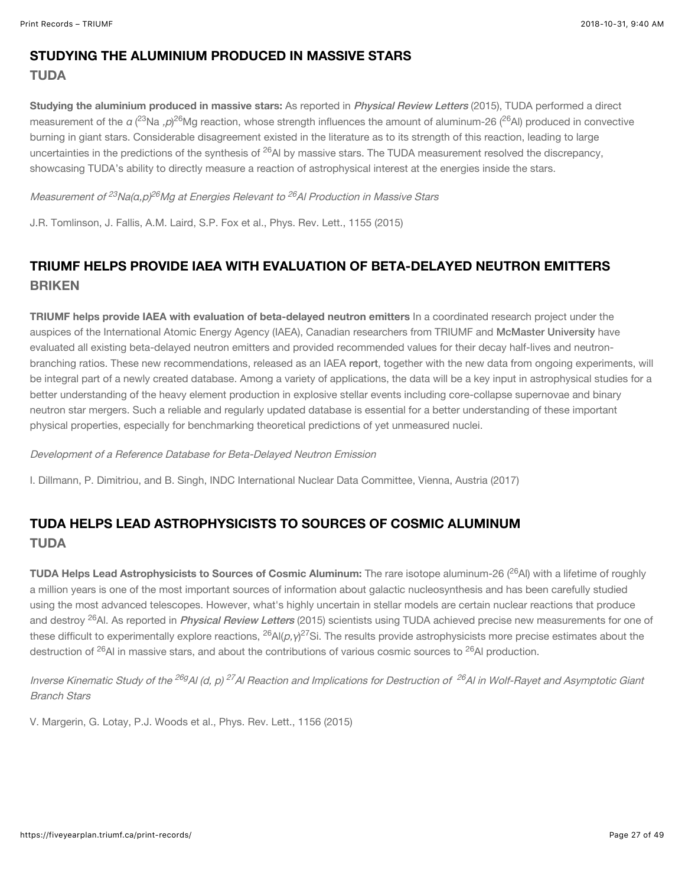## STUDYING THE ALUMINIUM PRODUCED IN MASSIVE STARS

### TUDA

**Studying the aluminium produced in massive stars:** As reported in ***Physical Review Letters*** (2015), TUDA performed a direct measurement of the $\alpha$ ($^{23}$Na ,$p$)$^{26}$Mg reaction, whose strength influences the amount of aluminum-26 ($^{26}$Al) produced in convective burning in giant stars. Considerable disagreement existed in the literature as to its strength of this reaction, leading to large uncertainties in the predictions of the synthesis of $^{26}$Al by massive stars. The TUDA measurement resolved the discrepancy, showcasing TUDA's ability to directly measure a reaction of astrophysical interest at the energies inside the stars.

*Measurement of $^{23}$Na($\alpha$,p)$^{26}$Mg at Energies Relevant to $^{26}$Al Production in Massive Stars*

J.R. Tomlinson, J. Fallis, A.M. Laird, S.P. Fox et al., Phys. Rev. Lett., 1155 (2015)

## TRIUMF HELPS PROVIDE IAEA WITH EVALUATION OF BETA-DELAYED NEUTRON EMITTERS

### BRIKEN

**TRIUMF helps provide IAEA with evaluation of beta-delayed neutron emitters** In a coordinated research project under the auspices of the International Atomic Energy Agency (IAEA), Canadian researchers from TRIUMF and McMaster University have evaluated all existing beta-delayed neutron emitters and provided recommended values for their decay half-lives and neutron-branching ratios. These new recommendations, released as an IAEA report, together with the new data from ongoing experiments, will be integral part of a newly created database. Among a variety of applications, the data will be a key input in astrophysical studies for a better understanding of the heavy element production in explosive stellar events including core-collapse supernovae and binary neutron star mergers. Such a reliable and regularly updated database is essential for a better understanding of these important physical properties, especially for benchmarking theoretical predictions of yet unmeasured nuclei.

*Development of a Reference Database for Beta-Delayed Neutron Emission*

I. Dillmann, P. Dimitriou, and B. Singh, INDC International Nuclear Data Committee, Vienna, Austria (2017)

## TUDA HELPS LEAD ASTROPHYSICISTS TO SOURCES OF COSMIC ALUMINUM

### TUDA

**TUDA Helps Lead Astrophysicists to Sources of Cosmic Aluminum:** The rare isotope aluminum-26 ($^{26}$Al) with a lifetime of roughly a million years is one of the most important sources of information about galactic nucleosynthesis and has been carefully studied using the most advanced telescopes. However, what's highly uncertain in stellar models are certain nuclear reactions that produce and destroy $^{26}$Al. As reported in ***Physical Review Letters*** (2015) scientists using TUDA achieved precise new measurements for one of these difficult to experimentally explore reactions, $^{26}$Al($p,\gamma$)$^{27}$Si. The results provide astrophysicists more precise estimates about the destruction of $^{26}$Al in massive stars, and about the contributions of various cosmic sources to $^{26}$Al production.

*Inverse Kinematic Study of the $^{26g}$Al (d, p) $^{27}$Al Reaction and Implications for Destruction of $^{26}$Al in Wolf-Rayet and Asymptotic Giant Branch Stars*

V. Margerin, G. Lotay, P.J. Woods et al., Phys. Rev. Lett., 1156 (2015)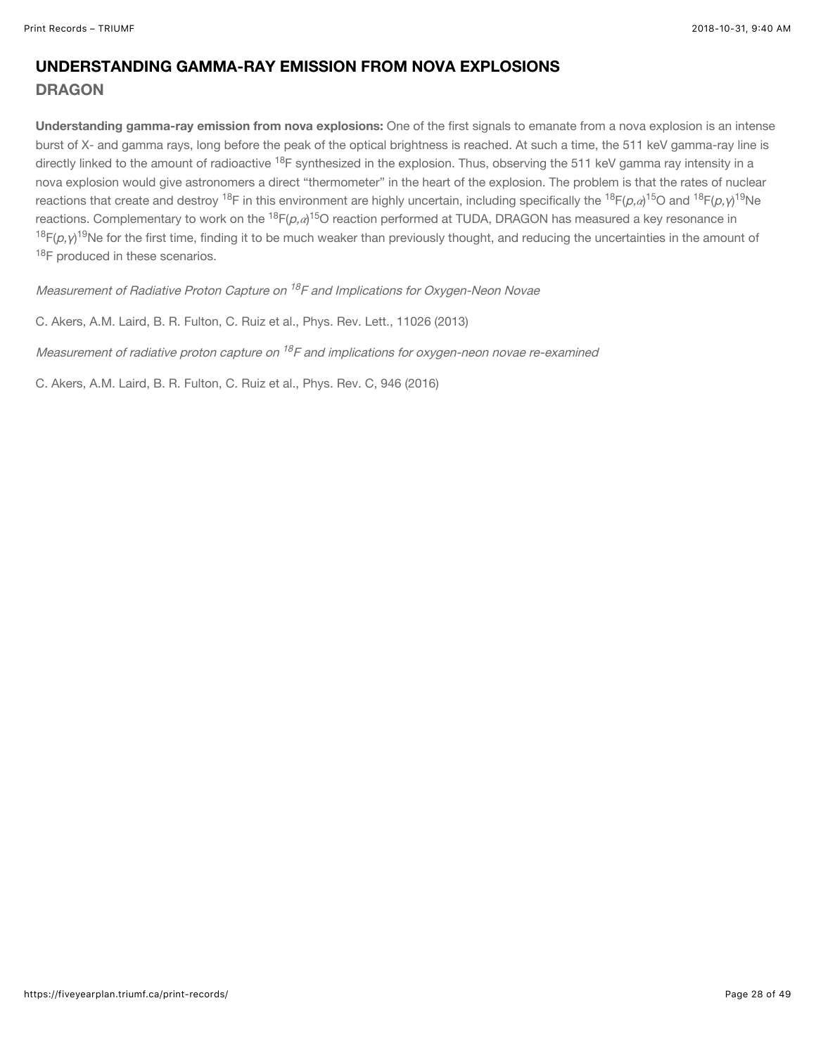## UNDERSTANDING GAMMA-RAY EMISSION FROM NOVA EXPLOSIONS

### DRAGON

**Understanding gamma-ray emission from nova explosions:** One of the first signals to emanate from a nova explosion is an intense burst of X- and gamma rays, long before the peak of the optical brightness is reached. At such a time, the 511 keV gamma-ray line is directly linked to the amount of radioactive $^{18}F$ synthesized in the explosion. Thus, observing the 511 keV gamma ray intensity in a nova explosion would give astronomers a direct "thermometer" in the heart of the explosion. The problem is that the rates of nuclear reactions that create and destroy $^{18}F$ in this environment are highly uncertain, including specifically the $^{18}F(p,\alpha)^{15}O$ and $^{18}F(p,\gamma)^{19}Ne$ reactions. Complementary to work on the $^{18}F(p,\alpha)^{15}O$ reaction performed at TUDA, DRAGON has measured a key resonance in $^{18}F(p,\gamma)^{19}Ne$ for the first time, finding it to be much weaker than previously thought, and reducing the uncertainties in the amount of $^{18}F$ produced in these scenarios.

*Measurement of Radiative Proton Capture on $^{18}F$ and Implications for Oxygen-Neon Novae*

C. Akers, A.M. Laird, B. R. Fulton, C. Ruiz et al., Phys. Rev. Lett., 11026 (2013)

*Measurement of radiative proton capture on $^{18}F$ and implications for oxygen-neon novae re-examined*

C. Akers, A.M. Laird, B. R. Fulton, C. Ruiz et al., Phys. Rev. C, 946 (2016)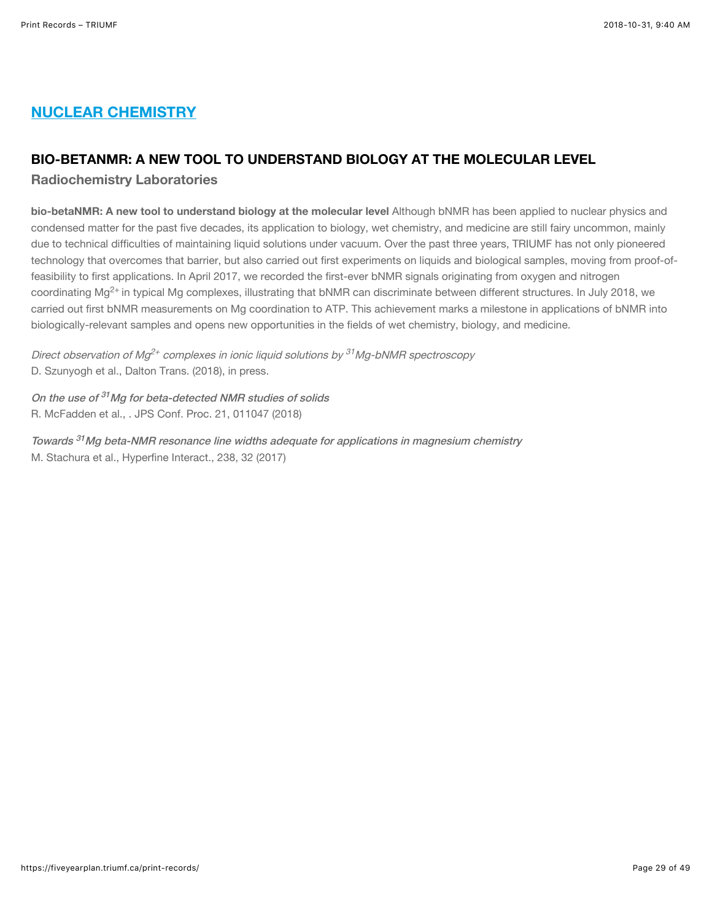## [NUCLEAR CHEMISTRY](https://fiveyearplan.triumf.ca/print-records/)

### BIO-BETANMR: A NEW TOOL TO UNDERSTAND BIOLOGY AT THE MOLECULAR LEVEL

**Radiochemistry Laboratories**

**bio-betaNMR: A new tool to understand biology at the molecular level** Although bNMR has been applied to nuclear physics and condensed matter for the past five decades, its application to biology, wet chemistry, and medicine are still fairy uncommon, mainly due to technical difficulties of maintaining liquid solutions under vacuum. Over the past three years, TRIUMF has not only pioneered technology that overcomes that barrier, but also carried out first experiments on liquids and biological samples, moving from proof-of-feasibility to first applications. In April 2017, we recorded the first-ever bNMR signals originating from oxygen and nitrogen coordinating $Mg^{2+}$ in typical Mg complexes, illustrating that bNMR can discriminate between different structures. In July 2018, we carried out first bNMR measurements on Mg coordination to ATP. This achievement marks a milestone in applications of bNMR into biologically-relevant samples and opens new opportunities in the fields of wet chemistry, biology, and medicine.

*Direct observation of $Mg^{2+}$ complexes in ionic liquid solutions by $^{31}Mg$-bNMR spectroscopy*
D. Szunyogh et al., Dalton Trans. (2018), in press.

*On the use of $^{31}Mg$ for beta-detected NMR studies of solids*
R. McFadden et al., . JPS Conf. Proc. 21, 011047 (2018)

*Towards $^{31}Mg$ beta-NMR resonance line widths adequate for applications in magnesium chemistry*
M. Stachura et al., Hyperfine Interact., 238, 32 (2017)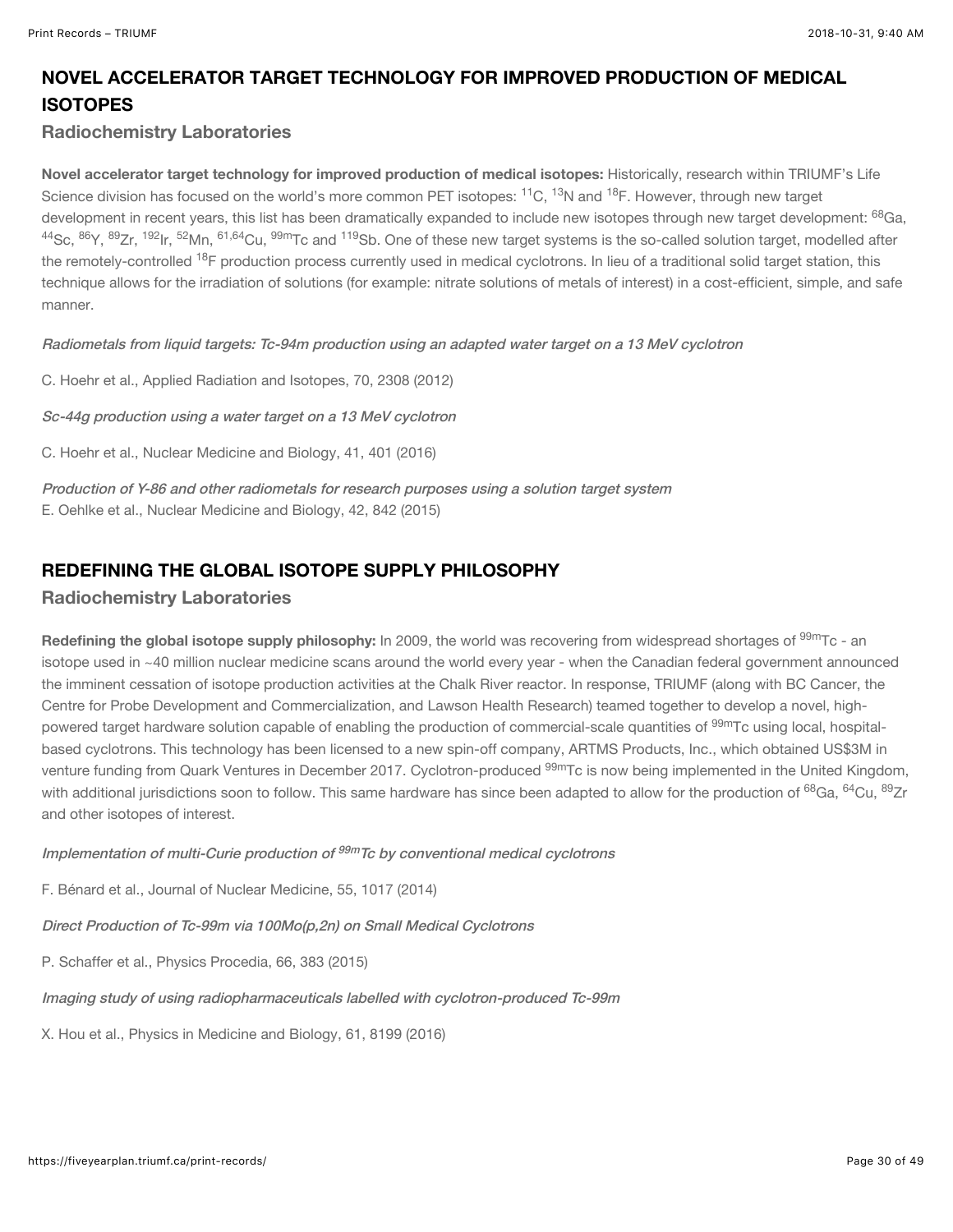## NOVEL ACCELERATOR TARGET TECHNOLOGY FOR IMPROVED PRODUCTION OF MEDICAL ISOTOPES

### Radiochemistry Laboratories

**Novel accelerator target technology for improved production of medical isotopes:** Historically, research within TRIUMF's Life Science division has focused on the world's more common PET isotopes: $^{11}C$, $^{13}N$ and $^{18}F$. However, through new target development in recent years, this list has been dramatically expanded to include new isotopes through new target development: $^{68}Ga$, $^{44}Sc$, $^{86}Y$, $^{89}Zr$, $^{192}Ir$, $^{52}Mn$, $^{61,64}Cu$, $^{99m}Tc$ and $^{119}Sb$. One of these new target systems is the so-called solution target, modelled after the remotely-controlled $^{18}F$ production process currently used in medical cyclotrons. In lieu of a traditional solid target station, this technique allows for the irradiation of solutions (for example: nitrate solutions of metals of interest) in a cost-efficient, simple, and safe manner.

*Radiometals from liquid targets: Tc-94m production using an adapted water target on a 13 MeV cyclotron*

C. Hoehr et al., Applied Radiation and Isotopes, 70, 2308 (2012)

*Sc-44g production using a water target on a 13 MeV cyclotron*

C. Hoehr et al., Nuclear Medicine and Biology, 41, 401 (2016)

*Production of Y-86 and other radiometals for research purposes using a solution target system*
E. Oehlke et al., Nuclear Medicine and Biology, 42, 842 (2015)

## REDEFINING THE GLOBAL ISOTOPE SUPPLY PHILOSOPHY

### Radiochemistry Laboratories

**Redefining the global isotope supply philosophy:** In 2009, the world was recovering from widespread shortages of $^{99m}Tc$ - an isotope used in ~40 million nuclear medicine scans around the world every year - when the Canadian federal government announced the imminent cessation of isotope production activities at the Chalk River reactor. In response, TRIUMF (along with BC Cancer, the Centre for Probe Development and Commercialization, and Lawson Health Research) teamed together to develop a novel, high-powered target hardware solution capable of enabling the production of commercial-scale quantities of $^{99m}Tc$ using local, hospital-based cyclotrons. This technology has been licensed to a new spin-off company, ARTMS Products, Inc., which obtained US$3M in venture funding from Quark Ventures in December 2017. Cyclotron-produced $^{99m}Tc$ is now being implemented in the United Kingdom, with additional jurisdictions soon to follow. This same hardware has since been adapted to allow for the production of $^{68}Ga$, $^{64}Cu$, $^{89}Zr$ and other isotopes of interest.

*Implementation of multi-Curie production of $^{99m}Tc$ by conventional medical cyclotrons*

F. Bénard et al., Journal of Nuclear Medicine, 55, 1017 (2014)

*Direct Production of Tc-99m via 100Mo(p,2n) on Small Medical Cyclotrons*

P. Schaffer et al., Physics Procedia, 66, 383 (2015)

*Imaging study of using radiopharmaceuticals labelled with cyclotron-produced Tc-99m*

X. Hou et al., Physics in Medicine and Biology, 61, 8199 (2016)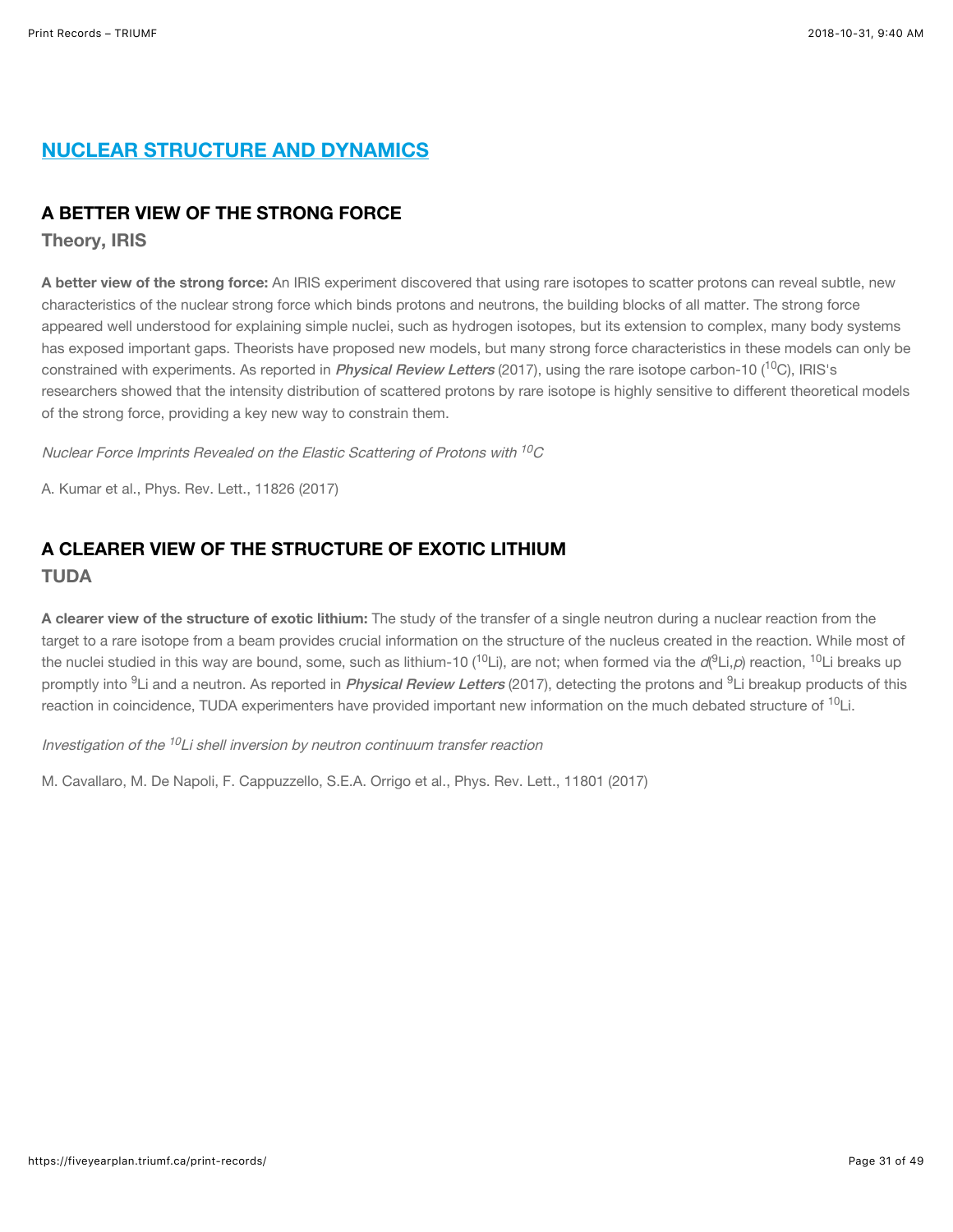## NUCLEAR STRUCTURE AND DYNAMICS

### A BETTER VIEW OF THE STRONG FORCE

**Theory, IRIS**

**A better view of the strong force:** An IRIS experiment discovered that using rare isotopes to scatter protons can reveal subtle, new characteristics of the nuclear strong force which binds protons and neutrons, the building blocks of all matter. The strong force appeared well understood for explaining simple nuclei, such as hydrogen isotopes, but its extension to complex, many body systems has exposed important gaps. Theorists have proposed new models, but many strong force characteristics in these models can only be constrained with experiments. As reported in ***Physical Review Letters*** (2017), using the rare isotope carbon-10 ($^{10}C$), IRIS's researchers showed that the intensity distribution of scattered protons by rare isotope is highly sensitive to different theoretical models of the strong force, providing a key new way to constrain them.

*Nuclear Force Imprints Revealed on the Elastic Scattering of Protons with $^{10}C$*

A. Kumar et al., Phys. Rev. Lett., 11826 (2017)

### A CLEARER VIEW OF THE STRUCTURE OF EXOTIC LITHIUM

**TUDA**

**A clearer view of the structure of exotic lithium:** The study of the transfer of a single neutron during a nuclear reaction from the target to a rare isotope from a beam provides crucial information on the structure of the nucleus created in the reaction. While most of the nuclei studied in this way are bound, some, such as lithium-10 ($^{10}Li$), are not; when formed via the $d(^{9}Li,p)$ reaction, $^{10}Li$ breaks up promptly into $^{9}Li$ and a neutron. As reported in ***Physical Review Letters*** (2017), detecting the protons and $^{9}Li$ breakup products of this reaction in coincidence, TUDA experimenters have provided important new information on the much debated structure of $^{10}Li$.

*Investigation of the $^{10}Li$ shell inversion by neutron continuum transfer reaction*

M. Cavallaro, M. De Napoli, F. Cappuzzello, S.E.A. Orrigo et al., Phys. Rev. Lett., 11801 (2017)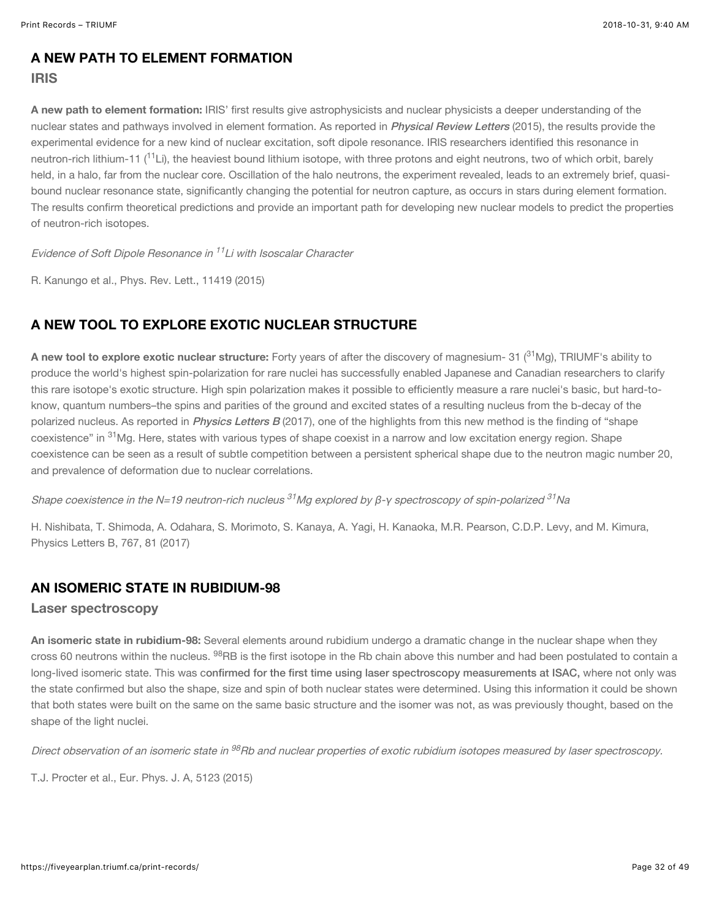## A NEW PATH TO ELEMENT FORMATION

### IRIS

**A new path to element formation:** IRIS' first results give astrophysicists and nuclear physicists a deeper understanding of the nuclear states and pathways involved in element formation. As reported in ***Physical Review Letters*** (2015), the results provide the experimental evidence for a new kind of nuclear excitation, soft dipole resonance. IRIS researchers identified this resonance in neutron-rich lithium-11 ($^{11}$Li), the heaviest bound lithium isotope, with three protons and eight neutrons, two of which orbit, barely held, in a halo, far from the nuclear core. Oscillation of the halo neutrons, the experiment revealed, leads to an extremely brief, quasi-bound nuclear resonance state, significantly changing the potential for neutron capture, as occurs in stars during element formation. The results confirm theoretical predictions and provide an important path for developing new nuclear models to predict the properties of neutron-rich isotopes.

*Evidence of Soft Dipole Resonance in $^{11}$Li with Isoscalar Character*

R. Kanungo et al., Phys. Rev. Lett., 11419 (2015)

## A NEW TOOL TO EXPLORE EXOTIC NUCLEAR STRUCTURE

**A new tool to explore exotic nuclear structure:** Forty years of after the discovery of magnesium- 31 ($^{31}$Mg), TRIUMF's ability to produce the world's highest spin-polarization for rare nuclei has successfully enabled Japanese and Canadian researchers to clarify this rare isotope's exotic structure. High spin polarization makes it possible to efficiently measure a rare nuclei's basic, but hard-to-know, quantum numbers–the spins and parities of the ground and excited states of a resulting nucleus from the b-decay of the polarized nucleus. As reported in ***Physics Letters B*** (2017), one of the highlights from this new method is the finding of "shape coexistence" in $^{31}$Mg. Here, states with various types of shape coexist in a narrow and low excitation energy region. Shape coexistence can be seen as a result of subtle competition between a persistent spherical shape due to the neutron magic number 20, and prevalence of deformation due to nuclear correlations.

*Shape coexistence in the N=19 neutron-rich nucleus $^{31}$Mg explored by β-γ spectroscopy of spin-polarized $^{31}$Na*

H. Nishibata, T. Shimoda, A. Odahara, S. Morimoto, S. Kanaya, A. Yagi, H. Kanaoka, M.R. Pearson, C.D.P. Levy, and M. Kimura, Physics Letters B, 767, 81 (2017)

## AN ISOMERIC STATE IN RUBIDIUM-98

### Laser spectroscopy

**An isomeric state in rubidium-98:** Several elements around rubidium undergo a dramatic change in the nuclear shape when they cross 60 neutrons within the nucleus. $^{98}$RB is the first isotope in the Rb chain above this number and had been postulated to contain a long-lived isomeric state. This was confirmed for the first time using laser spectroscopy measurements at ISAC, where not only was the state confirmed but also the shape, size and spin of both nuclear states were determined. Using this information it could be shown that both states were built on the same on the same basic structure and the isomer was not, as was previously thought, based on the shape of the light nuclei.

*Direct observation of an isomeric state in $^{98}$Rb and nuclear properties of exotic rubidium isotopes measured by laser spectroscopy.*

T.J. Procter et al., Eur. Phys. J. A, 5123 (2015)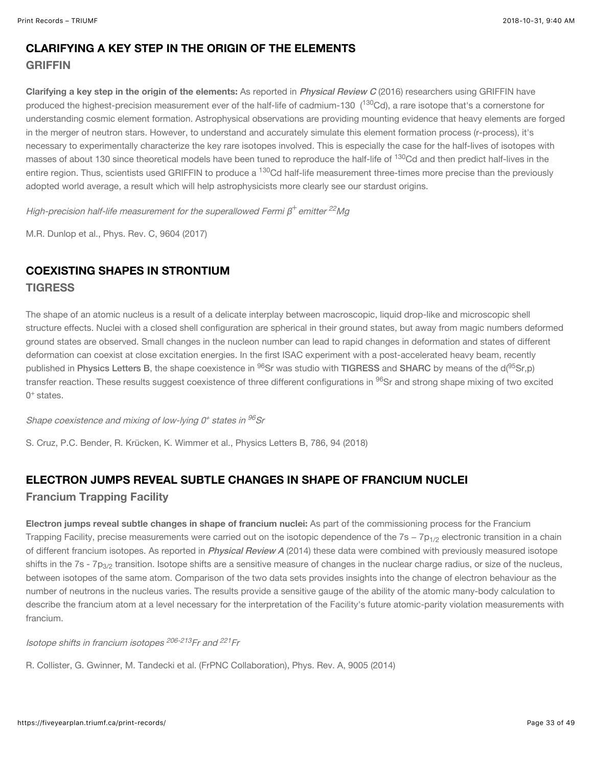## CLARIFYING A KEY STEP IN THE ORIGIN OF THE ELEMENTS

### GRIFFIN

**Clarifying a key step in the origin of the elements:** As reported in ***Physical Review C*** (2016) researchers using GRIFFIN have produced the highest-precision measurement ever of the half-life of cadmium-130 ($^{130}$Cd), a rare isotope that's a cornerstone for understanding cosmic element formation. Astrophysical observations are providing mounting evidence that heavy elements are forged in the merger of neutron stars. However, to understand and accurately simulate this element formation process (r-process), it's necessary to experimentally characterize the key rare isotopes involved. This is especially the case for the half-lives of isotopes with masses of about 130 since theoretical models have been tuned to reproduce the half-life of $^{130}$Cd and then predict half-lives in the entire region. Thus, scientists used GRIFFIN to produce a $^{130}$Cd half-life measurement three-times more precise than the previously adopted world average, a result which will help astrophysicists more clearly see our stardust origins.

*High-precision half-life measurement for the superallowed Fermi $\beta^+$ emitter $^{22}$Mg*

M.R. Dunlop et al., Phys. Rev. C, 9604 (2017)

## COEXISTING SHAPES IN STRONTIUM

### TIGRESS

The shape of an atomic nucleus is a result of a delicate interplay between macroscopic, liquid drop-like and microscopic shell structure effects. Nuclei with a closed shell configuration are spherical in their ground states, but away from magic numbers deformed ground states are observed. Small changes in the nucleon number can lead to rapid changes in deformation and states of different deformation can coexist at close excitation energies. In the first ISAC experiment with a post-accelerated heavy beam, recently published in Physics Letters B, the shape coexistence in $^{96}$Sr was studio with TIGRESS and SHARC by means of the d($^{95}$Sr,p) transfer reaction. These results suggest coexistence of three different configurations in $^{96}$Sr and strong shape mixing of two excited $0^+$ states.

*Shape coexistence and mixing of low-lying $0^+$ states in $^{96}$Sr*

S. Cruz, P.C. Bender, R. Krücken, K. Wimmer et al., Physics Letters B, 786, 94 (2018)

## ELECTRON JUMPS REVEAL SUBTLE CHANGES IN SHAPE OF FRANCIUM NUCLEI

### Francium Trapping Facility

**Electron jumps reveal subtle changes in shape of francium nuclei:** As part of the commissioning process for the Francium Trapping Facility, precise measurements were carried out on the isotopic dependence of the 7s – $7p_{1/2}$ electronic transition in a chain of different francium isotopes. As reported in ***Physical Review A*** (2014) these data were combined with previously measured isotope shifts in the 7s - $7p_{3/2}$ transition. Isotope shifts are a sensitive measure of changes in the nuclear charge radius, or size of the nucleus, between isotopes of the same atom. Comparison of the two data sets provides insights into the change of electron behaviour as the number of neutrons in the nucleus varies. The results provide a sensitive gauge of the ability of the atomic many-body calculation to describe the francium atom at a level necessary for the interpretation of the Facility's future atomic-parity violation measurements with francium.

*Isotope shifts in francium isotopes $^{206-213}$Fr and $^{221}$Fr*

R. Collister, G. Gwinner, M. Tandecki et al. (FrPNC Collaboration), Phys. Rev. A, 9005 (2014)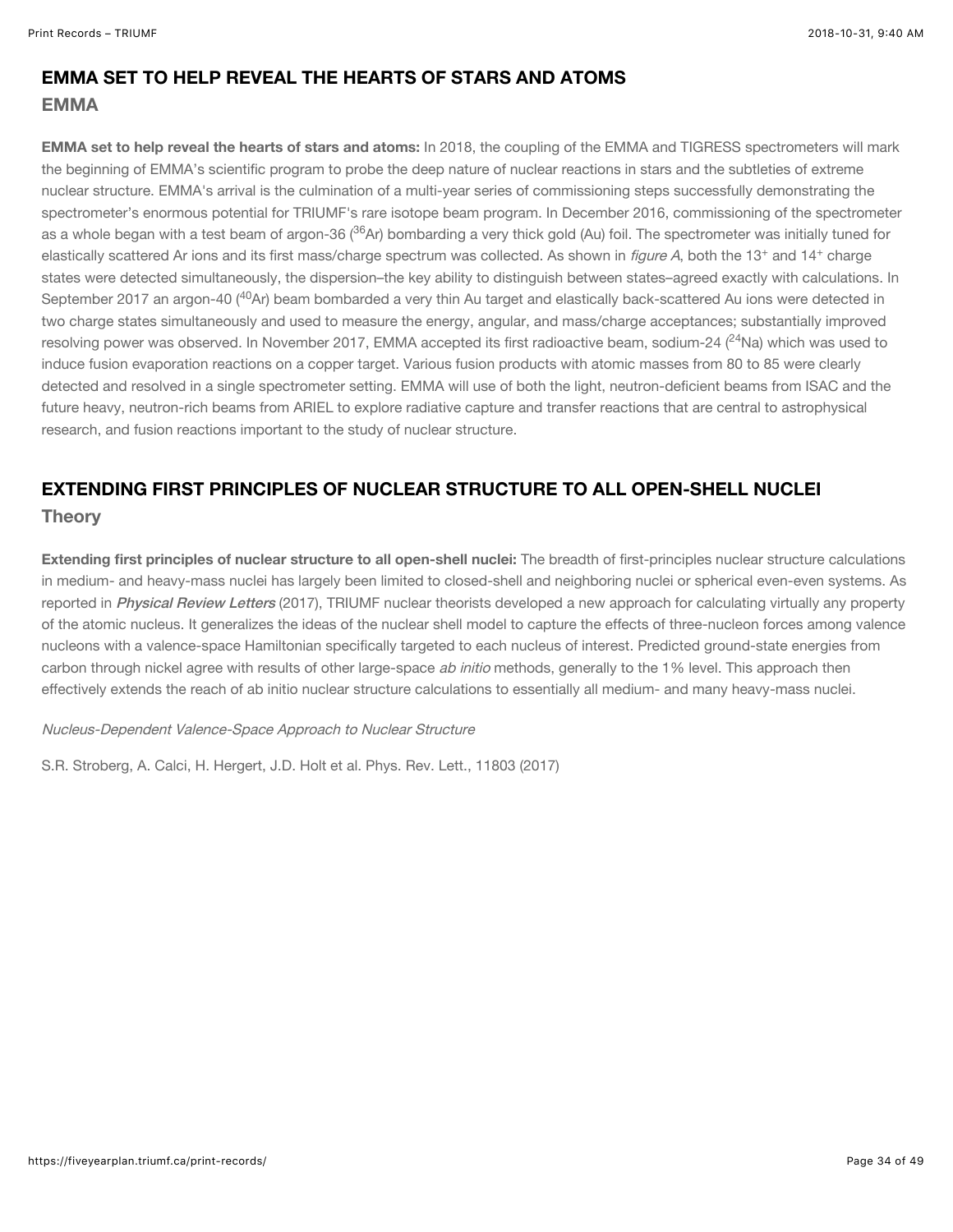## EMMA SET TO HELP REVEAL THE HEARTS OF STARS AND ATOMS

### EMMA

**EMMA set to help reveal the hearts of stars and atoms:** In 2018, the coupling of the EMMA and TIGRESS spectrometers will mark the beginning of EMMA's scientific program to probe the deep nature of nuclear reactions in stars and the subtleties of extreme nuclear structure. EMMA's arrival is the culmination of a multi-year series of commissioning steps successfully demonstrating the spectrometer's enormous potential for TRIUMF's rare isotope beam program. In December 2016, commissioning of the spectrometer as a whole began with a test beam of argon-36 ($^{36}$Ar) bombarding a very thick gold (Au) foil. The spectrometer was initially tuned for elastically scattered Ar ions and its first mass/charge spectrum was collected. As shown in *figure A*, both the $13^{+}$ and $14^{+}$ charge states were detected simultaneously, the dispersion–the key ability to distinguish between states–agreed exactly with calculations. In September 2017 an argon-40 ($^{40}$Ar) beam bombarded a very thin Au target and elastically back-scattered Au ions were detected in two charge states simultaneously and used to measure the energy, angular, and mass/charge acceptances; substantially improved resolving power was observed. In November 2017, EMMA accepted its first radioactive beam, sodium-24 ($^{24}$Na) which was used to induce fusion evaporation reactions on a copper target. Various fusion products with atomic masses from 80 to 85 were clearly detected and resolved in a single spectrometer setting. EMMA will use of both the light, neutron-deficient beams from ISAC and the future heavy, neutron-rich beams from ARIEL to explore radiative capture and transfer reactions that are central to astrophysical research, and fusion reactions important to the study of nuclear structure.

## EXTENDING FIRST PRINCIPLES OF NUCLEAR STRUCTURE TO ALL OPEN-SHELL NUCLEI

### Theory

**Extending first principles of nuclear structure to all open-shell nuclei:** The breadth of first-principles nuclear structure calculations in medium- and heavy-mass nuclei has largely been limited to closed-shell and neighboring nuclei or spherical even-even systems. As reported in ***Physical Review Letters*** (2017), TRIUMF nuclear theorists developed a new approach for calculating virtually any property of the atomic nucleus. It generalizes the ideas of the nuclear shell model to capture the effects of three-nucleon forces among valence nucleons with a valence-space Hamiltonian specifically targeted to each nucleus of interest. Predicted ground-state energies from carbon through nickel agree with results of other large-space *ab initio* methods, generally to the 1% level. This approach then effectively extends the reach of ab initio nuclear structure calculations to essentially all medium- and many heavy-mass nuclei.

*Nucleus-Dependent Valence-Space Approach to Nuclear Structure*

S.R. Stroberg, A. Calci, H. Hergert, J.D. Holt et al. Phys. Rev. Lett., 11803 (2017)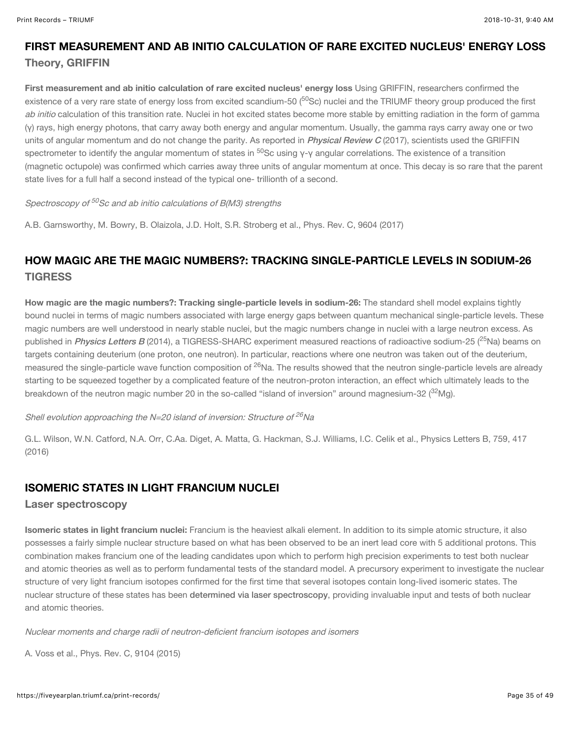## FIRST MEASUREMENT AND AB INITIO CALCULATION OF RARE EXCITED NUCLEUS' ENERGY LOSS

### Theory, GRIFFIN

**First measurement and ab initio calculation of rare excited nucleus' energy loss** Using GRIFFIN, researchers confirmed the existence of a very rare state of energy loss from excited scandium-50 ($^{50}$Sc) nuclei and the TRIUMF theory group produced the first *ab initio* calculation of this transition rate. Nuclei in hot excited states become more stable by emitting radiation in the form of gamma (γ) rays, high energy photons, that carry away both energy and angular momentum. Usually, the gamma rays carry away one or two units of angular momentum and do not change the parity. As reported in ***Physical Review C*** (2017), scientists used the GRIFFIN spectrometer to identify the angular momentum of states in $^{50}$Sc using γ-γ angular correlations. The existence of a transition (magnetic octupole) was confirmed which carries away three units of angular momentum at once. This decay is so rare that the parent state lives for a full half a second instead of the typical one- trillionth of a second.

*Spectroscopy of $^{50}$Sc and ab initio calculations of B(M3) strengths*

A.B. Garnsworthy, M. Bowry, B. Olaizola, J.D. Holt, S.R. Stroberg et al., Phys. Rev. C, 9604 (2017)

## HOW MAGIC ARE THE MAGIC NUMBERS?: TRACKING SINGLE-PARTICLE LEVELS IN SODIUM-26

### TIGRESS

**How magic are the magic numbers?: Tracking single-particle levels in sodium-26:** The standard shell model explains tightly bound nuclei in terms of magic numbers associated with large energy gaps between quantum mechanical single-particle levels. These magic numbers are well understood in nearly stable nuclei, but the magic numbers change in nuclei with a large neutron excess. As published in ***Physics Letters B*** (2014), a TIGRESS-SHARC experiment measured reactions of radioactive sodium-25 ($^{25}$Na) beams on targets containing deuterium (one proton, one neutron). In particular, reactions where one neutron was taken out of the deuterium, measured the single-particle wave function composition of $^{26}$Na. The results showed that the neutron single-particle levels are already starting to be squeezed together by a complicated feature of the neutron-proton interaction, an effect which ultimately leads to the breakdown of the neutron magic number 20 in the so-called "island of inversion" around magnesium-32 ($^{32}$Mg).

*Shell evolution approaching the N=20 island of inversion: Structure of $^{26}$Na*

G.L. Wilson, W.N. Catford, N.A. Orr, C.Aa. Diget, A. Matta, G. Hackman, S.J. Williams, I.C. Celik et al., Physics Letters B, 759, 417 (2016)

## ISOMERIC STATES IN LIGHT FRANCIUM NUCLEI

### Laser spectroscopy

**Isomeric states in light francium nuclei:** Francium is the heaviest alkali element. In addition to its simple atomic structure, it also possesses a fairly simple nuclear structure based on what has been observed to be an inert lead core with 5 additional protons. This combination makes francium one of the leading candidates upon which to perform high precision experiments to test both nuclear and atomic theories as well as to perform fundamental tests of the standard model. A precursory experiment to investigate the nuclear structure of very light francium isotopes confirmed for the first time that several isotopes contain long-lived isomeric states. The nuclear structure of these states has been determined via laser spectroscopy, providing invaluable input and tests of both nuclear and atomic theories.

*Nuclear moments and charge radii of neutron-deficient francium isotopes and isomers*

A. Voss et al., Phys. Rev. C, 9104 (2015)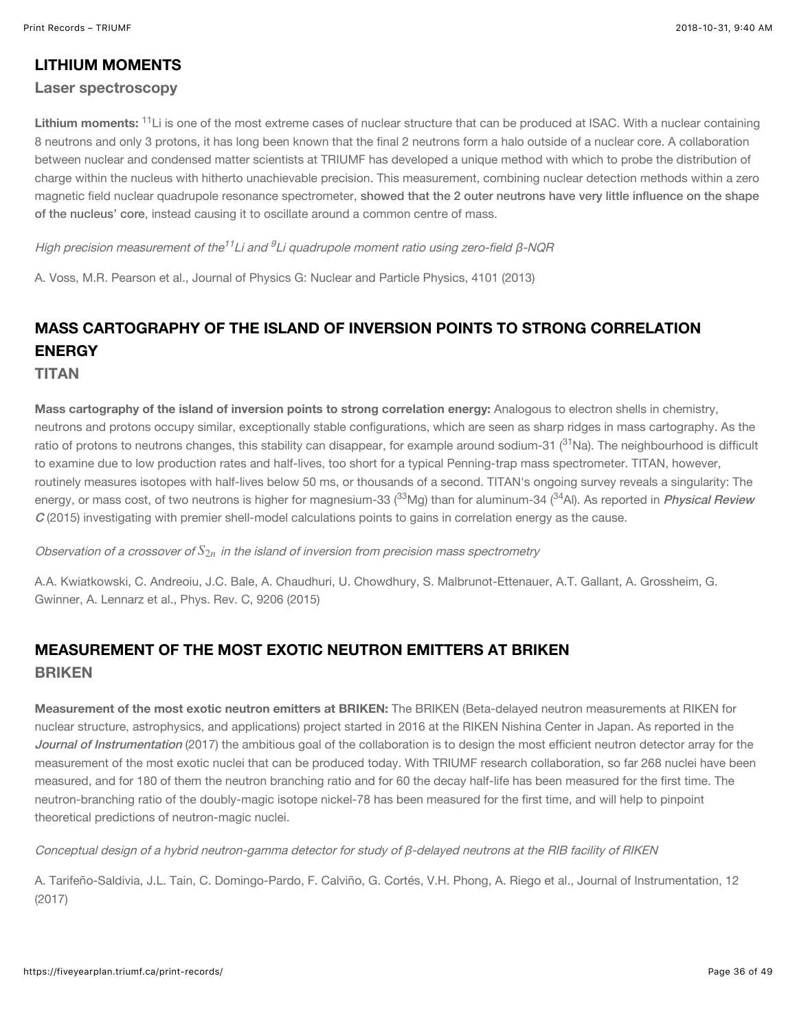## LITHIUM MOMENTS

### Laser spectroscopy

**Lithium moments:** $^{11}$Li is one of the most extreme cases of nuclear structure that can be produced at ISAC. With a nuclear containing 8 neutrons and only 3 protons, it has long been known that the final 2 neutrons form a halo outside of a nuclear core. A collaboration between nuclear and condensed matter scientists at TRIUMF has developed a unique method with which to probe the distribution of charge within the nucleus with hitherto unachievable precision. This measurement, combining nuclear detection methods within a zero magnetic field nuclear quadrupole resonance spectrometer, showed that the 2 outer neutrons have very little influence on the shape of the nucleus' core, instead causing it to oscillate around a common centre of mass.

*High precision measurement of the $^{11}$Li and $^{9}$Li quadrupole moment ratio using zero-field β-NQR*

A. Voss, M.R. Pearson et al., Journal of Physics G: Nuclear and Particle Physics, 4101 (2013)

## MASS CARTOGRAPHY OF THE ISLAND OF INVERSION POINTS TO STRONG CORRELATION ENERGY

### TITAN

**Mass cartography of the island of inversion points to strong correlation energy:** Analogous to electron shells in chemistry, neutrons and protons occupy similar, exceptionally stable configurations, which are seen as sharp ridges in mass cartography. As the ratio of protons to neutrons changes, this stability can disappear, for example around sodium-31 ($^{31}$Na). The neighbourhood is difficult to examine due to low production rates and half-lives, too short for a typical Penning-trap mass spectrometer. TITAN, however, routinely measures isotopes with half-lives below 50 ms, or thousands of a second. TITAN's ongoing survey reveals a singularity: The energy, or mass cost, of two neutrons is higher for magnesium-33 ($^{33}$Mg) than for aluminum-34 ($^{34}$Al). As reported in ***Physical Review C*** (2015) investigating with premier shell-model calculations points to gains in correlation energy as the cause.

*Observation of a crossover of $S_{2n}$ in the island of inversion from precision mass spectrometry*

A.A. Kwiatkowski, C. Andreoiu, J.C. Bale, A. Chaudhuri, U. Chowdhury, S. Malbrunot-Ettenauer, A.T. Gallant, A. Grossheim, G. Gwinner, A. Lennarz et al., Phys. Rev. C, 9206 (2015)

## MEASUREMENT OF THE MOST EXOTIC NEUTRON EMITTERS AT BRIKEN

### BRIKEN

**Measurement of the most exotic neutron emitters at BRIKEN:** The BRIKEN (Beta-delayed neutron measurements at RIKEN for nuclear structure, astrophysics, and applications) project started in 2016 at the RIKEN Nishina Center in Japan. As reported in the ***Journal of Instrumentation*** (2017) the ambitious goal of the collaboration is to design the most efficient neutron detector array for the measurement of the most exotic nuclei that can be produced today. With TRIUMF research collaboration, so far 268 nuclei have been measured, and for 180 of them the neutron branching ratio and for 60 the decay half-life has been measured for the first time. The neutron-branching ratio of the doubly-magic isotope nickel-78 has been measured for the first time, and will help to pinpoint theoretical predictions of neutron-magic nuclei.

*Conceptual design of a hybrid neutron-gamma detector for study of β-delayed neutrons at the RIB facility of RIKEN*

A. Tarifeño-Saldivia, J.L. Tain, C. Domingo-Pardo, F. Calviño, G. Cortés, V.H. Phong, A. Riego et al., Journal of Instrumentation, 12 (2017)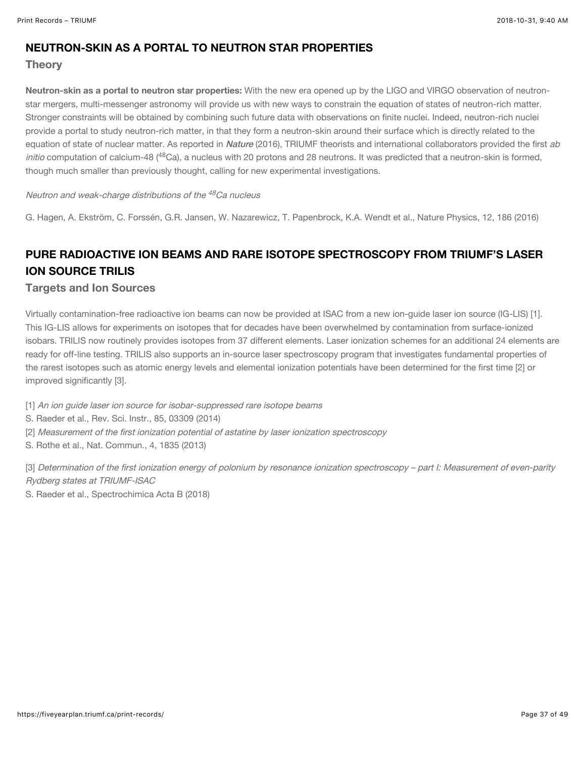## NEUTRON-SKIN AS A PORTAL TO NEUTRON STAR PROPERTIES

### Theory

**Neutron-skin as a portal to neutron star properties:** With the new era opened up by the LIGO and VIRGO observation of neutron-star mergers, multi-messenger astronomy will provide us with new ways to constrain the equation of states of neutron-rich matter. Stronger constraints will be obtained by combining such future data with observations on finite nuclei. Indeed, neutron-rich nuclei provide a portal to study neutron-rich matter, in that they form a neutron-skin around their surface which is directly related to the equation of state of nuclear matter. As reported in ***Nature*** (2016), TRIUMF theorists and international collaborators provided the first *ab initio* computation of calcium-48 ($^{48}$Ca), a nucleus with 20 protons and 28 neutrons. It was predicted that a neutron-skin is formed, though much smaller than previously thought, calling for new experimental investigations.

*Neutron and weak-charge distributions of the $^{48}$Ca nucleus*

G. Hagen, A. Ekström, C. Forssén, G.R. Jansen, W. Nazarewicz, T. Papenbrock, K.A. Wendt et al., Nature Physics, 12, 186 (2016)

## PURE RADIOACTIVE ION BEAMS AND RARE ISOTOPE SPECTROSCOPY FROM TRIUMF'S LASER ION SOURCE TRILIS

### Targets and Ion Sources

Virtually contamination-free radioactive ion beams can now be provided at ISAC from a new ion-guide laser ion source (IG-LIS) [1]. This IG-LIS allows for experiments on isotopes that for decades have been overwhelmed by contamination from surface-ionized isobars. TRILIS now routinely provides isotopes from 37 different elements. Laser ionization schemes for an additional 24 elements are ready for off-line testing. TRILIS also supports an in-source laser spectroscopy program that investigates fundamental properties of the rarest isotopes such as atomic energy levels and elemental ionization potentials have been determined for the first time [2] or improved significantly [3].

[1] *An ion guide laser ion source for isobar-suppressed rare isotope beams*
S. Raeder et al., Rev. Sci. Instr., 85, 03309 (2014)
[2] *Measurement of the first ionization potential of astatine by laser ionization spectroscopy*
S. Rothe et al., Nat. Commun., 4, 1835 (2013)

[3] *Determination of the first ionization energy of polonium by resonance ionization spectroscopy – part I: Measurement of even-parity Rydberg states at TRIUMF-ISAC*
S. Raeder et al., Spectrochimica Acta B (2018)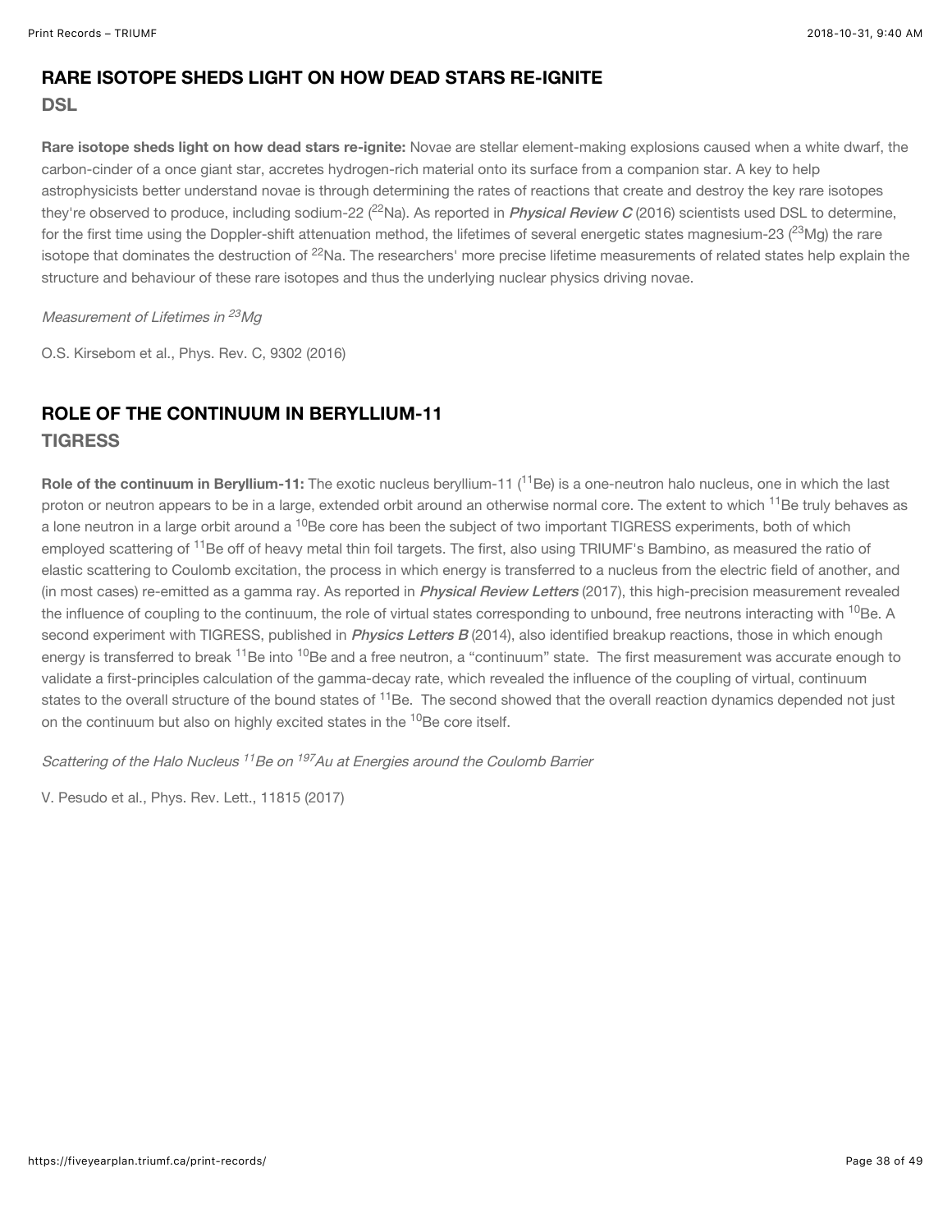## RARE ISOTOPE SHEDS LIGHT ON HOW DEAD STARS RE-IGNITE

### DSL

**Rare isotope sheds light on how dead stars re-ignite:** Novae are stellar element-making explosions caused when a white dwarf, the carbon-cinder of a once giant star, accretes hydrogen-rich material onto its surface from a companion star. A key to help astrophysicists better understand novae is through determining the rates of reactions that create and destroy the key rare isotopes they're observed to produce, including sodium-22 ($^{22}$Na). As reported in ***Physical Review C*** (2016) scientists used DSL to determine, for the first time using the Doppler-shift attenuation method, the lifetimes of several energetic states magnesium-23 ($^{23}$Mg) the rare isotope that dominates the destruction of $^{22}$Na. The researchers' more precise lifetime measurements of related states help explain the structure and behaviour of these rare isotopes and thus the underlying nuclear physics driving novae.

*Measurement of Lifetimes in $^{23}$Mg*

O.S. Kirsebom et al., Phys. Rev. C, 9302 (2016)

## ROLE OF THE CONTINUUM IN BERYLLIUM-11

### TIGRESS

**Role of the continuum in Beryllium-11:** The exotic nucleus beryllium-11 ($^{11}$Be) is a one-neutron halo nucleus, one in which the last proton or neutron appears to be in a large, extended orbit around an otherwise normal core. The extent to which $^{11}$Be truly behaves as a lone neutron in a large orbit around a $^{10}$Be core has been the subject of two important TIGRESS experiments, both of which employed scattering of $^{11}$Be off of heavy metal thin foil targets. The first, also using TRIUMF's Bambino, as measured the ratio of elastic scattering to Coulomb excitation, the process in which energy is transferred to a nucleus from the electric field of another, and (in most cases) re-emitted as a gamma ray. As reported in ***Physical Review Letters*** (2017), this high-precision measurement revealed the influence of coupling to the continuum, the role of virtual states corresponding to unbound, free neutrons interacting with $^{10}$Be. A second experiment with TIGRESS, published in ***Physics Letters B*** (2014), also identified breakup reactions, those in which enough energy is transferred to break $^{11}$Be into $^{10}$Be and a free neutron, a "continuum" state. The first measurement was accurate enough to validate a first-principles calculation of the gamma-decay rate, which revealed the influence of the coupling of virtual, continuum states to the overall structure of the bound states of $^{11}$Be. The second showed that the overall reaction dynamics depended not just on the continuum but also on highly excited states in the $^{10}$Be core itself.

*Scattering of the Halo Nucleus $^{11}$Be on $^{197}$Au at Energies around the Coulomb Barrier*

V. Pesudo et al., Phys. Rev. Lett., 11815 (2017)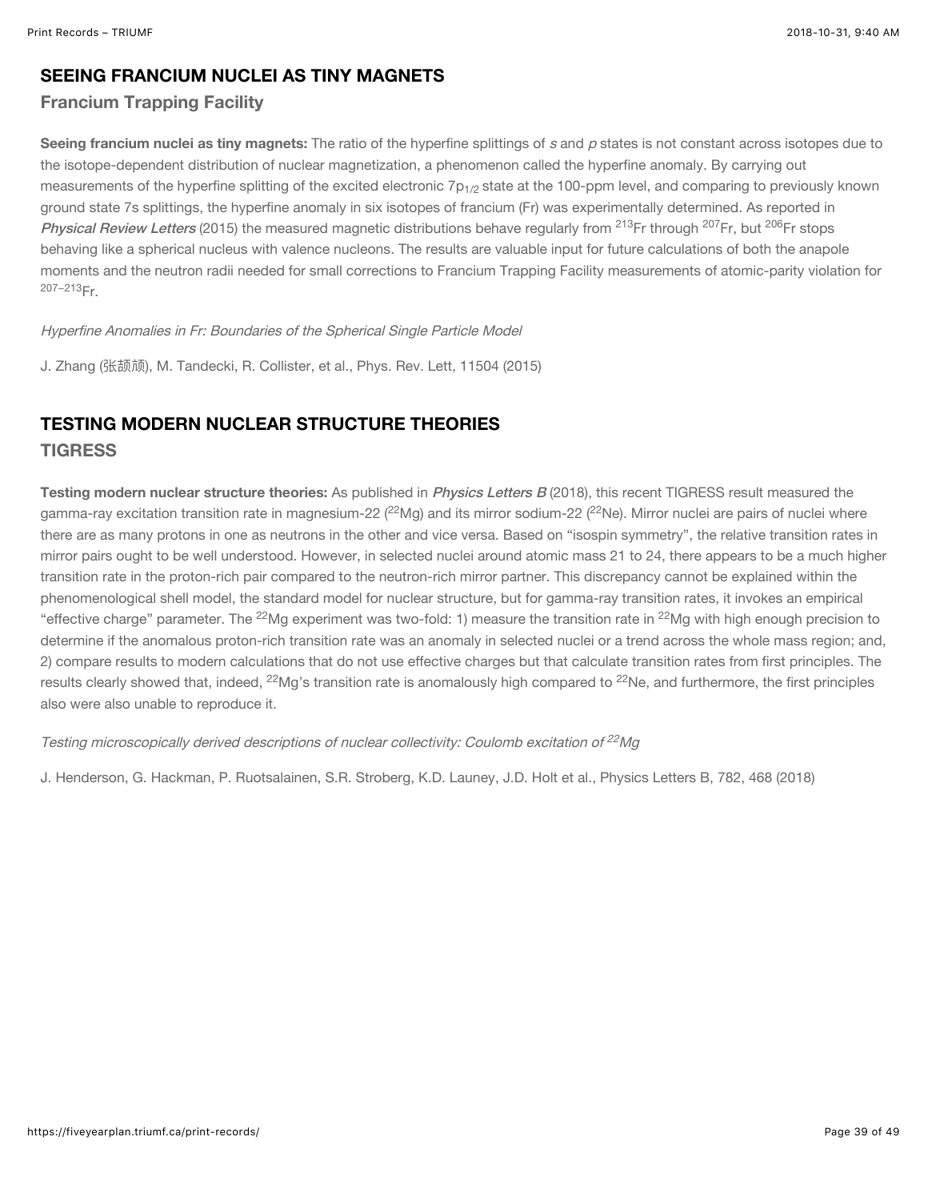## SEEING FRANCIUM NUCLEI AS TINY MAGNETS

### Francium Trapping Facility

**Seeing francium nuclei as tiny magnets:** The ratio of the hyperfine splittings of *s* and *p* states is not constant across isotopes due to the isotope-dependent distribution of nuclear magnetization, a phenomenon called the hyperfine anomaly. By carrying out measurements of the hyperfine splitting of the excited electronic $7p_{1/2}$ state at the 100-ppm level, and comparing to previously known ground state 7s splittings, the hyperfine anomaly in six isotopes of francium (Fr) was experimentally determined. As reported in ***Physical Review Letters*** (2015) the measured magnetic distributions behave regularly from $^{213}$Fr through $^{207}$Fr, but $^{206}$Fr stops behaving like a spherical nucleus with valence nucleons. The results are valuable input for future calculations of both the anapole moments and the neutron radii needed for small corrections to Francium Trapping Facility measurements of atomic-parity violation for $^{207-213}$Fr.

*Hyperfine Anomalies in Fr: Boundaries of the Spherical Single Particle Model*

J. Zhang (张颉颃), M. Tandecki, R. Collister, et al., Phys. Rev. Lett, 11504 (2015)

## TESTING MODERN NUCLEAR STRUCTURE THEORIES

### TIGRESS

**Testing modern nuclear structure theories:** As published in ***Physics Letters B*** (2018), this recent TIGRESS result measured the gamma-ray excitation transition rate in magnesium-22 ($^{22}$Mg) and its mirror sodium-22 ($^{22}$Ne). Mirror nuclei are pairs of nuclei where there are as many protons in one as neutrons in the other and vice versa. Based on “isospin symmetry”, the relative transition rates in mirror pairs ought to be well understood. However, in selected nuclei around atomic mass 21 to 24, there appears to be a much higher transition rate in the proton-rich pair compared to the neutron-rich mirror partner. This discrepancy cannot be explained within the phenomenological shell model, the standard model for nuclear structure, but for gamma-ray transition rates, it invokes an empirical “effective charge” parameter. The $^{22}$Mg experiment was two-fold: 1) measure the transition rate in $^{22}$Mg with high enough precision to determine if the anomalous proton-rich transition rate was an anomaly in selected nuclei or a trend across the whole mass region; and, 2) compare results to modern calculations that do not use effective charges but that calculate transition rates from first principles. The results clearly showed that, indeed, $^{22}$Mg’s transition rate is anomalously high compared to $^{22}$Ne, and furthermore, the first principles also were also unable to reproduce it.

*Testing microscopically derived descriptions of nuclear collectivity: Coulomb excitation of $^{22}$Mg*

J. Henderson, G. Hackman, P. Ruotsalainen, S.R. Stroberg, K.D. Launey, J.D. Holt et al., Physics Letters B, 782, 468 (2018)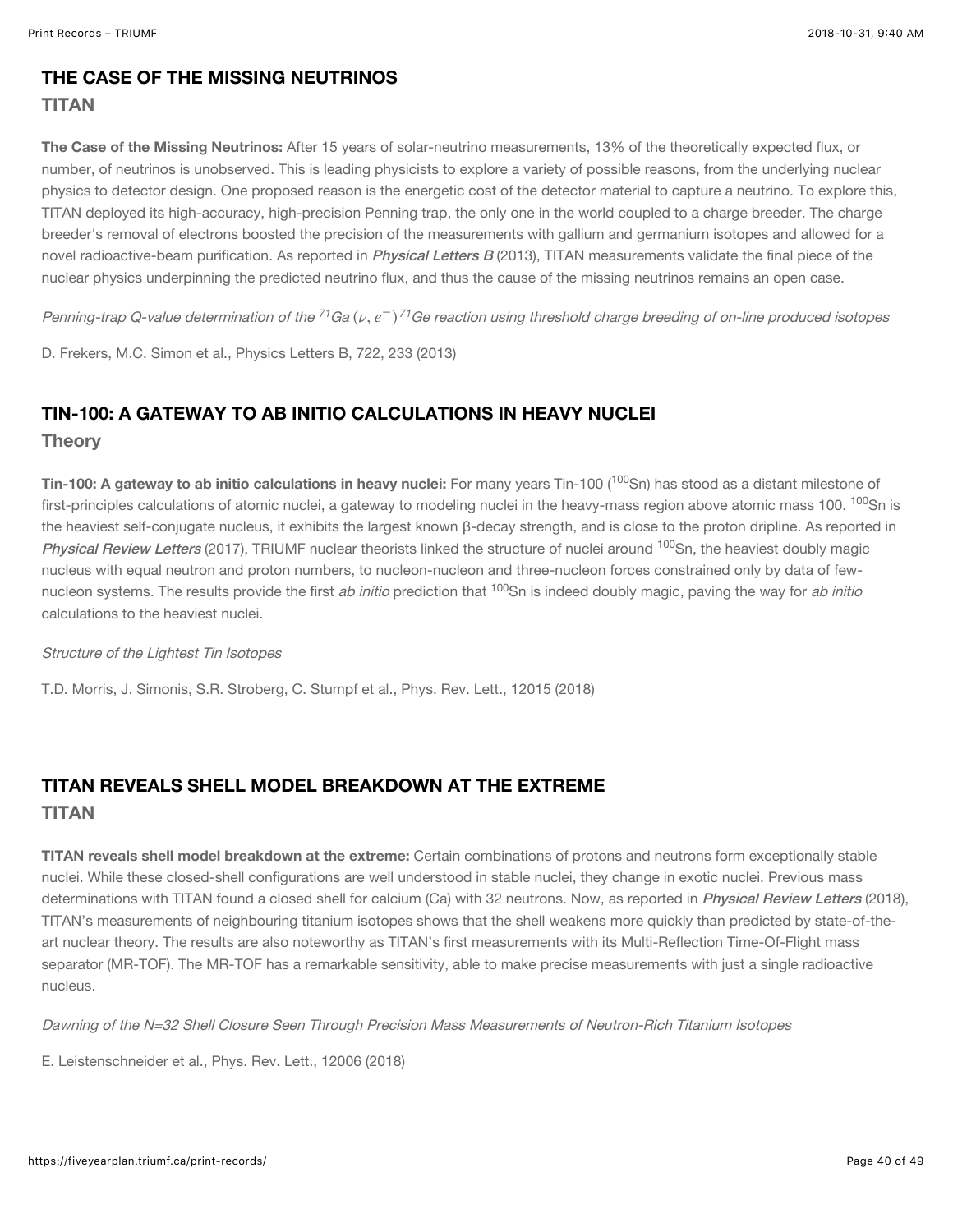## THE CASE OF THE MISSING NEUTRINOS

### TITAN

**The Case of the Missing Neutrinos:** After 15 years of solar-neutrino measurements, 13% of the theoretically expected flux, or number, of neutrinos is unobserved. This is leading physicists to explore a variety of possible reasons, from the underlying nuclear physics to detector design. One proposed reason is the energetic cost of the detector material to capture a neutrino. To explore this, TITAN deployed its high-accuracy, high-precision Penning trap, the only one in the world coupled to a charge breeder. The charge breeder's removal of electrons boosted the precision of the measurements with gallium and germanium isotopes and allowed for a novel radioactive-beam purification. As reported in ***Physical Letters B*** (2013), TITAN measurements validate the final piece of the nuclear physics underpinning the predicted neutrino flux, and thus the cause of the missing neutrinos remains an open case.

*Penning-trap Q-value determination of the $^{71}Ga\,(\nu, e^{-})\,^{71}Ge$ reaction using threshold charge breeding of on-line produced isotopes*

D. Frekers, M.C. Simon et al., Physics Letters B, 722, 233 (2013)

## TIN-100: A GATEWAY TO AB INITIO CALCULATIONS IN HEAVY NUCLEI

### Theory

**Tin-100: A gateway to ab initio calculations in heavy nuclei:** For many years Tin-100 ($^{100}$Sn) has stood as a distant milestone of first-principles calculations of atomic nuclei, a gateway to modeling nuclei in the heavy-mass region above atomic mass 100. $^{100}$Sn is the heaviest self-conjugate nucleus, it exhibits the largest known β-decay strength, and is close to the proton dripline. As reported in ***Physical Review Letters*** (2017), TRIUMF nuclear theorists linked the structure of nuclei around $^{100}$Sn, the heaviest doubly magic nucleus with equal neutron and proton numbers, to nucleon-nucleon and three-nucleon forces constrained only by data of few-nucleon systems. The results provide the first *ab initio* prediction that $^{100}$Sn is indeed doubly magic, paving the way for *ab initio* calculations to the heaviest nuclei.

*Structure of the Lightest Tin Isotopes*

T.D. Morris, J. Simonis, S.R. Stroberg, C. Stumpf et al., Phys. Rev. Lett., 12015 (2018)

## TITAN REVEALS SHELL MODEL BREAKDOWN AT THE EXTREME

### TITAN

**TITAN reveals shell model breakdown at the extreme:** Certain combinations of protons and neutrons form exceptionally stable nuclei. While these closed-shell configurations are well understood in stable nuclei, they change in exotic nuclei. Previous mass determinations with TITAN found a closed shell for calcium (Ca) with 32 neutrons. Now, as reported in ***Physical Review Letters*** (2018), TITAN's measurements of neighbouring titanium isotopes shows that the shell weakens more quickly than predicted by state-of-the-art nuclear theory. The results are also noteworthy as TITAN's first measurements with its Multi-Reflection Time-Of-Flight mass separator (MR-TOF). The MR-TOF has a remarkable sensitivity, able to make precise measurements with just a single radioactive nucleus.

*Dawning of the N=32 Shell Closure Seen Through Precision Mass Measurements of Neutron-Rich Titanium Isotopes*

E. Leistenschneider et al., Phys. Rev. Lett., 12006 (2018)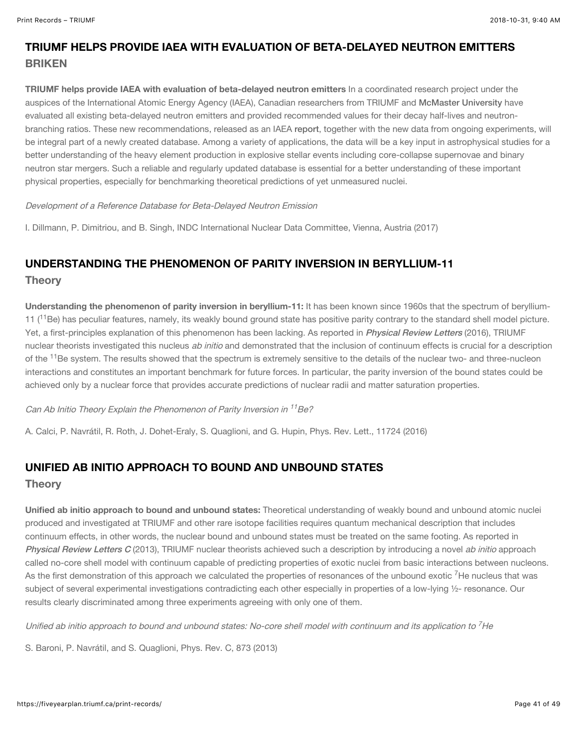## TRIUMF HELPS PROVIDE IAEA WITH EVALUATION OF BETA-DELAYED NEUTRON EMITTERS

### BRIKEN

**TRIUMF helps provide IAEA with evaluation of beta-delayed neutron emitters** In a coordinated research project under the auspices of the International Atomic Energy Agency (IAEA), Canadian researchers from TRIUMF and McMaster University have evaluated all existing beta-delayed neutron emitters and provided recommended values for their decay half-lives and neutron-branching ratios. These new recommendations, released as an IAEA report, together with the new data from ongoing experiments, will be integral part of a newly created database. Among a variety of applications, the data will be a key input in astrophysical studies for a better understanding of the heavy element production in explosive stellar events including core-collapse supernovae and binary neutron star mergers. Such a reliable and regularly updated database is essential for a better understanding of these important physical properties, especially for benchmarking theoretical predictions of yet unmeasured nuclei.

*Development of a Reference Database for Beta-Delayed Neutron Emission*

I. Dillmann, P. Dimitriou, and B. Singh, INDC International Nuclear Data Committee, Vienna, Austria (2017)

## UNDERSTANDING THE PHENOMENON OF PARITY INVERSION IN BERYLLIUM-11

### Theory

**Understanding the phenomenon of parity inversion in beryllium-11:** It has been known since 1960s that the spectrum of beryllium-11 ($^{11}$Be) has peculiar features, namely, its weakly bound ground state has positive parity contrary to the standard shell model picture. Yet, a first-principles explanation of this phenomenon has been lacking. As reported in ***Physical Review Letters*** (2016), TRIUMF nuclear theorists investigated this nucleus *ab initio* and demonstrated that the inclusion of continuum effects is crucial for a description of the $^{11}$Be system. The results showed that the spectrum is extremely sensitive to the details of the nuclear two- and three-nucleon interactions and constitutes an important benchmark for future forces. In particular, the parity inversion of the bound states could be achieved only by a nuclear force that provides accurate predictions of nuclear radii and matter saturation properties.

*Can Ab Initio Theory Explain the Phenomenon of Parity Inversion in $^{11}$Be?*

A. Calci, P. Navrátil, R. Roth, J. Dohet-Eraly, S. Quaglioni, and G. Hupin, Phys. Rev. Lett., 11724 (2016)

## UNIFIED AB INITIO APPROACH TO BOUND AND UNBOUND STATES

### Theory

**Unified ab initio approach to bound and unbound states:** Theoretical understanding of weakly bound and unbound atomic nuclei produced and investigated at TRIUMF and other rare isotope facilities requires quantum mechanical description that includes continuum effects, in other words, the nuclear bound and unbound states must be treated on the same footing. As reported in ***Physical Review Letters C*** (2013), TRIUMF nuclear theorists achieved such a description by introducing a novel *ab initio* approach called no-core shell model with continuum capable of predicting properties of exotic nuclei from basic interactions between nucleons. As the first demonstration of this approach we calculated the properties of resonances of the unbound exotic $^{7}$He nucleus that was subject of several experimental investigations contradicting each other especially in properties of a low-lying ½- resonance. Our results clearly discriminated among three experiments agreeing with only one of them.

*Unified ab initio approach to bound and unbound states: No-core shell model with continuum and its application to $^{7}$He*

S. Baroni, P. Navrátil, and S. Quaglioni, Phys. Rev. C, 873 (2013)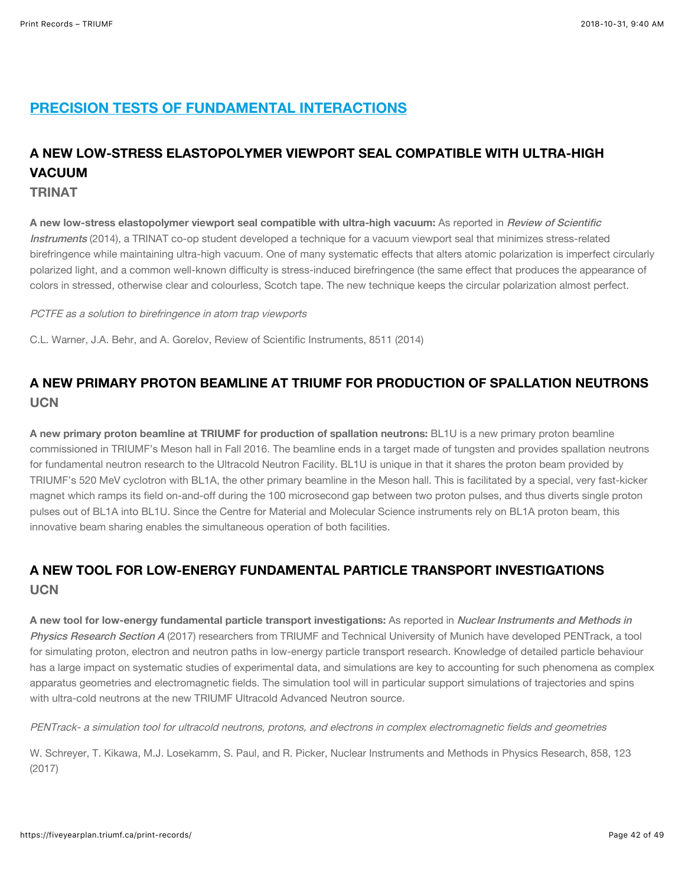## [PRECISION TESTS OF FUNDAMENTAL INTERACTIONS]

### A NEW LOW-STRESS ELASTOPOLYMER VIEWPORT SEAL COMPATIBLE WITH ULTRA-HIGH VACUUM

**TRINAT**

**A new low-stress elastopolymer viewport seal compatible with ultra-high vacuum:** As reported in *Review of Scientific Instruments* (2014), a TRINAT co-op student developed a technique for a vacuum viewport seal that minimizes stress-related birefringence while maintaining ultra-high vacuum. One of many systematic effects that alters atomic polarization is imperfect circularly polarized light, and a common well-known difficulty is stress-induced birefringence (the same effect that produces the appearance of colors in stressed, otherwise clear and colourless, Scotch tape. The new technique keeps the circular polarization almost perfect.

*PCTFE as a solution to birefringence in atom trap viewports*

C.L. Warner, J.A. Behr, and A. Gorelov, Review of Scientific Instruments, 8511 (2014)

### A NEW PRIMARY PROTON BEAMLINE AT TRIUMF FOR PRODUCTION OF SPALLATION NEUTRONS

**UCN**

**A new primary proton beamline at TRIUMF for production of spallation neutrons:** BL1U is a new primary proton beamline commissioned in TRIUMF's Meson hall in Fall 2016. The beamline ends in a target made of tungsten and provides spallation neutrons for fundamental neutron research to the Ultracold Neutron Facility. BL1U is unique in that it shares the proton beam provided by TRIUMF's 520 MeV cyclotron with BL1A, the other primary beamline in the Meson hall. This is facilitated by a special, very fast-kicker magnet which ramps its field on-and-off during the 100 microsecond gap between two proton pulses, and thus diverts single proton pulses out of BL1A into BL1U. Since the Centre for Material and Molecular Science instruments rely on BL1A proton beam, this innovative beam sharing enables the simultaneous operation of both facilities.

### A NEW TOOL FOR LOW-ENERGY FUNDAMENTAL PARTICLE TRANSPORT INVESTIGATIONS

**UCN**

**A new tool for low-energy fundamental particle transport investigations:** As reported in *Nuclear Instruments and Methods in Physics Research Section A* (2017) researchers from TRIUMF and Technical University of Munich have developed PENTrack, a tool for simulating proton, electron and neutron paths in low-energy particle transport research. Knowledge of detailed particle behaviour has a large impact on systematic studies of experimental data, and simulations are key to accounting for such phenomena as complex apparatus geometries and electromagnetic fields. The simulation tool will in particular support simulations of trajectories and spins with ultra-cold neutrons at the new TRIUMF Ultracold Advanced Neutron source.

*PENTrack- a simulation tool for ultracold neutrons, protons, and electrons in complex electromagnetic fields and geometries*

W. Schreyer, T. Kikawa, M.J. Losekamm, S. Paul, and R. Picker, Nuclear Instruments and Methods in Physics Research, 858, 123 (2017)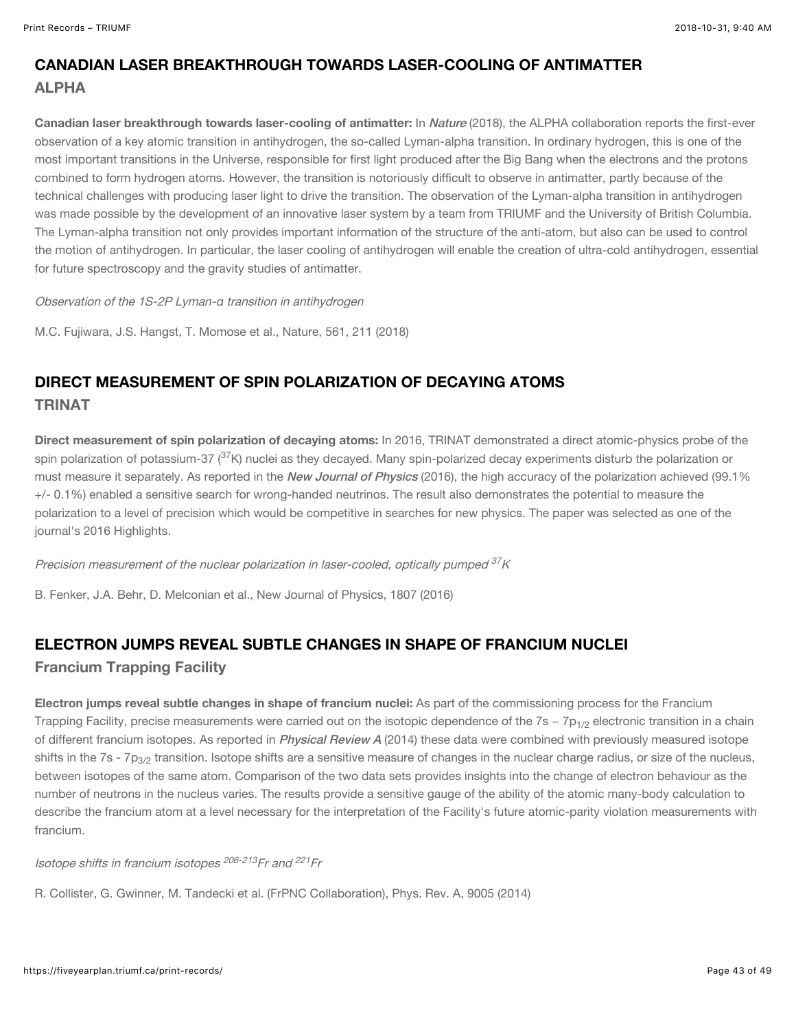## CANADIAN LASER BREAKTHROUGH TOWARDS LASER-COOLING OF ANTIMATTER

### ALPHA

**Canadian laser breakthrough towards laser-cooling of antimatter:** In *Nature* (2018), the ALPHA collaboration reports the first-ever observation of a key atomic transition in antihydrogen, the so-called Lyman-alpha transition. In ordinary hydrogen, this is one of the most important transitions in the Universe, responsible for first light produced after the Big Bang when the electrons and the protons combined to form hydrogen atoms. However, the transition is notoriously difficult to observe in antimatter, partly because of the technical challenges with producing laser light to drive the transition. The observation of the Lyman-alpha transition in antihydrogen was made possible by the development of an innovative laser system by a team from TRIUMF and the University of British Columbia. The Lyman-alpha transition not only provides important information of the structure of the anti-atom, but also can be used to control the motion of antihydrogen. In particular, the laser cooling of antihydrogen will enable the creation of ultra-cold antihydrogen, essential for future spectroscopy and the gravity studies of antimatter.

*Observation of the 1S-2P Lyman-α transition in antihydrogen*

M.C. Fujiwara, J.S. Hangst, T. Momose et al., Nature, 561, 211 (2018)

## DIRECT MEASUREMENT OF SPIN POLARIZATION OF DECAYING ATOMS

### TRINAT

**Direct measurement of spin polarization of decaying atoms:** In 2016, TRINAT demonstrated a direct atomic-physics probe of the spin polarization of potassium-37 ($^{37}K$) nuclei as they decayed. Many spin-polarized decay experiments disturb the polarization or must measure it separately. As reported in the ***New Journal of Physics*** (2016), the high accuracy of the polarization achieved (99.1% +/- 0.1%) enabled a sensitive search for wrong-handed neutrinos. The result also demonstrates the potential to measure the polarization to a level of precision which would be competitive in searches for new physics. The paper was selected as one of the journal's 2016 Highlights.

*Precision measurement of the nuclear polarization in laser-cooled, optically pumped $^{37}K$*

B. Fenker, J.A. Behr, D. Melconian et al., New Journal of Physics, 1807 (2016)

## ELECTRON JUMPS REVEAL SUBTLE CHANGES IN SHAPE OF FRANCIUM NUCLEI

### Francium Trapping Facility

**Electron jumps reveal subtle changes in shape of francium nuclei:** As part of the commissioning process for the Francium Trapping Facility, precise measurements were carried out on the isotopic dependence of the 7s – $7p_{1/2}$ electronic transition in a chain of different francium isotopes. As reported in ***Physical Review A*** (2014) these data were combined with previously measured isotope shifts in the 7s - $7p_{3/2}$ transition. Isotope shifts are a sensitive measure of changes in the nuclear charge radius, or size of the nucleus, between isotopes of the same atom. Comparison of the two data sets provides insights into the change of electron behaviour as the number of neutrons in the nucleus varies. The results provide a sensitive gauge of the ability of the atomic many-body calculation to describe the francium atom at a level necessary for the interpretation of the Facility's future atomic-parity violation measurements with francium.

*Isotope shifts in francium isotopes $^{206-213}Fr$ and $^{221}Fr$*

R. Collister, G. Gwinner, M. Tandecki et al. (FrPNC Collaboration), Phys. Rev. A, 9005 (2014)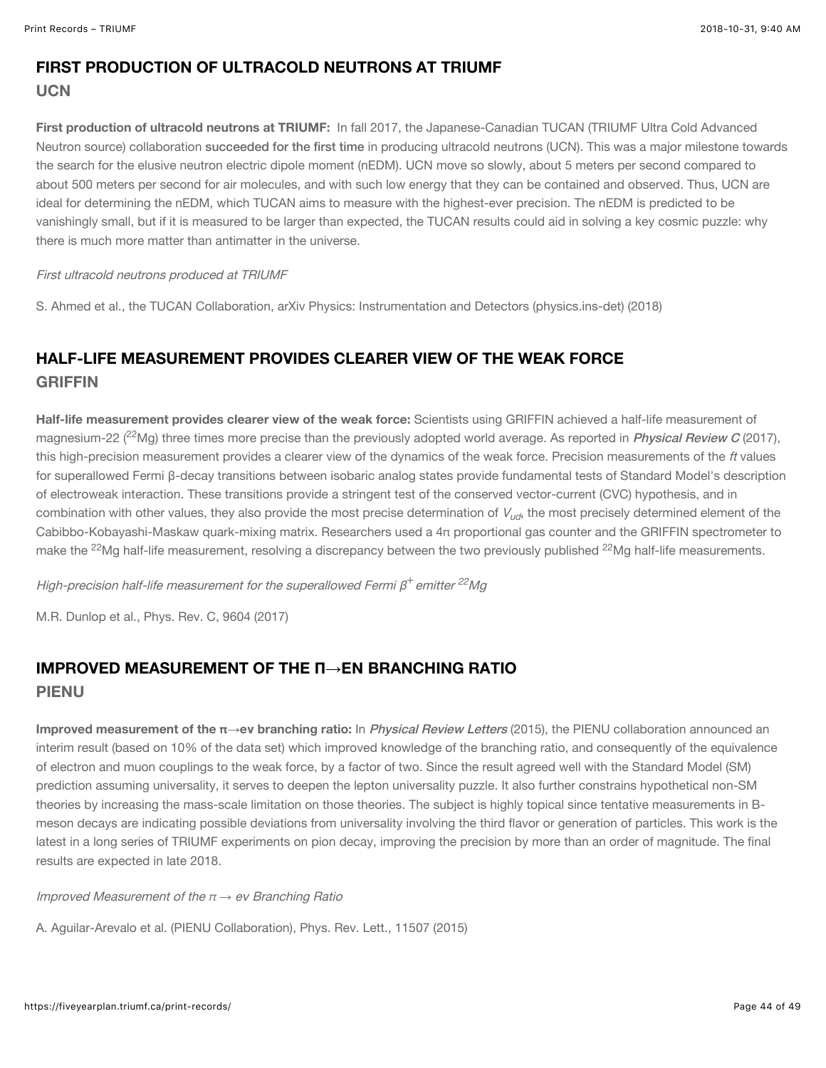## FIRST PRODUCTION OF ULTRACOLD NEUTRONS AT TRIUMF

### UCN

**First production of ultracold neutrons at TRIUMF:** In fall 2017, the Japanese-Canadian TUCAN (TRIUMF Ultra Cold Advanced Neutron source) collaboration **succeeded for the first time** in producing ultracold neutrons (UCN). This was a major milestone towards the search for the elusive neutron electric dipole moment (nEDM). UCN move so slowly, about 5 meters per second compared to about 500 meters per second for air molecules, and with such low energy that they can be contained and observed. Thus, UCN are ideal for determining the nEDM, which TUCAN aims to measure with the highest-ever precision. The nEDM is predicted to be vanishingly small, but if it is measured to be larger than expected, the TUCAN results could aid in solving a key cosmic puzzle: why there is much more matter than antimatter in the universe.

*First ultracold neutrons produced at TRIUMF*

S. Ahmed et al., the TUCAN Collaboration, arXiv Physics: Instrumentation and Detectors (physics.ins-det) (2018)

## HALF-LIFE MEASUREMENT PROVIDES CLEARER VIEW OF THE WEAK FORCE

### GRIFFIN

**Half-life measurement provides clearer view of the weak force:** Scientists using GRIFFIN achieved a half-life measurement of magnesium-22 ($^{22}Mg$) three times more precise than the previously adopted world average. As reported in ***Physical Review C*** (2017), this high-precision measurement provides a clearer view of the dynamics of the weak force. Precision measurements of the *ft* values for superallowed Fermi β-decay transitions between isobaric analog states provide fundamental tests of Standard Model's description of electroweak interaction. These transitions provide a stringent test of the conserved vector-current (CVC) hypothesis, and in combination with other values, they also provide the most precise determination of $V_{ud}$, the most precisely determined element of the Cabibbo-Kobayashi-Maskaw quark-mixing matrix. Researchers used a 4π proportional gas counter and the GRIFFIN spectrometer to make the $^{22}Mg$ half-life measurement, resolving a discrepancy between the two previously published $^{22}Mg$ half-life measurements.

*High-precision half-life measurement for the superallowed Fermi $\beta^+$ emitter $^{22}Mg$*

M.R. Dunlop et al., Phys. Rev. C, 9604 (2017)

## IMPROVED MEASUREMENT OF THE Π→EN BRANCHING RATIO

### PIENU

**Improved measurement of the π→ev branching ratio:** In ***Physical Review Letters*** (2015), the PIENU collaboration announced an interim result (based on 10% of the data set) which improved knowledge of the branching ratio, and consequently of the equivalence of electron and muon couplings to the weak force, by a factor of two. Since the result agreed well with the Standard Model (SM) prediction assuming universality, it serves to deepen the lepton universality puzzle. It also further constrains hypothetical non-SM theories by increasing the mass-scale limitation on those theories. The subject is highly topical since tentative measurements in B-meson decays are indicating possible deviations from universality involving the third flavor or generation of particles. This work is the latest in a long series of TRIUMF experiments on pion decay, improving the precision by more than an order of magnitude. The final results are expected in late 2018.

*Improved Measurement of the π → ev Branching Ratio*

A. Aguilar-Arevalo et al. (PIENU Collaboration), Phys. Rev. Lett., 11507 (2015)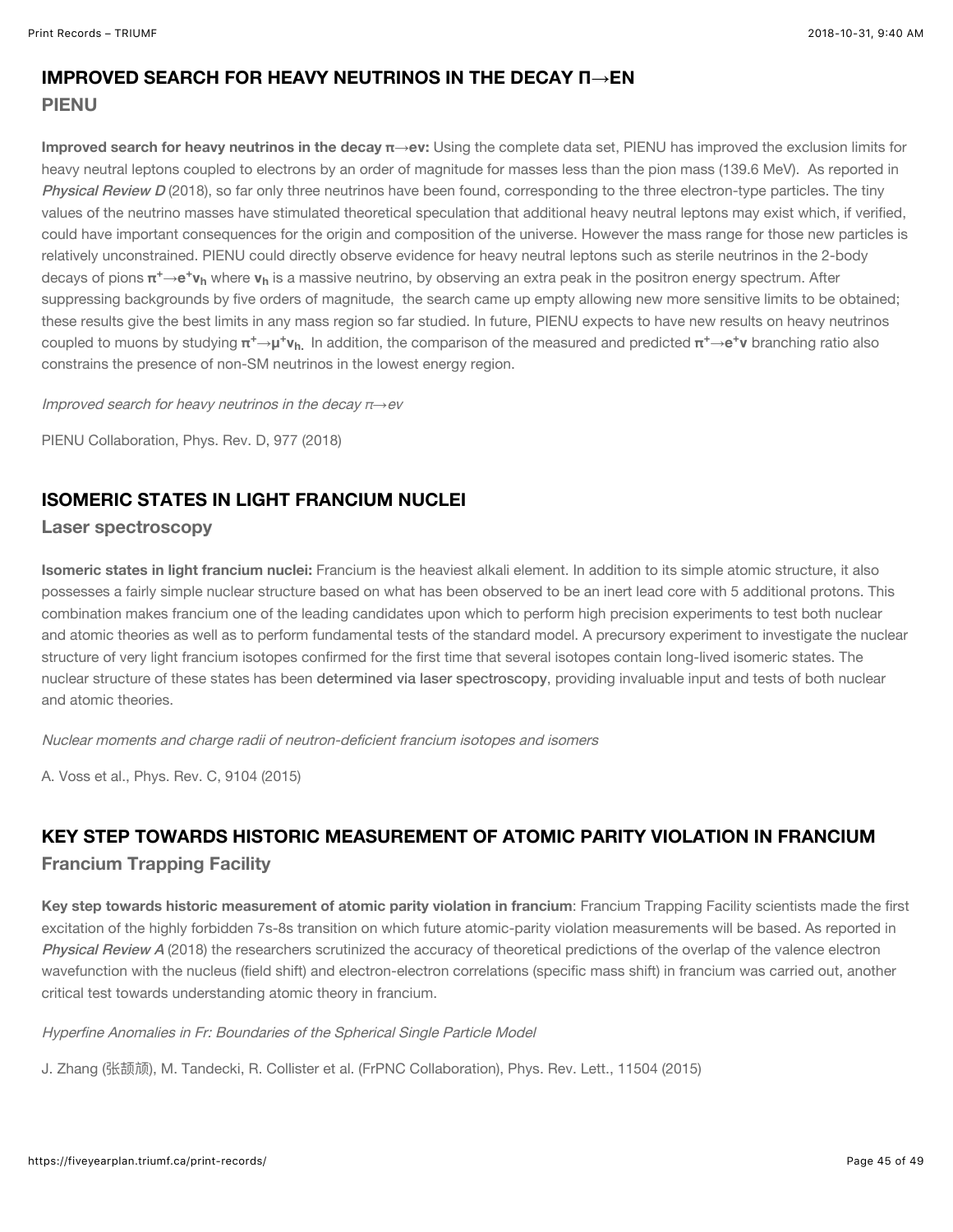## IMPROVED SEARCH FOR HEAVY NEUTRINOS IN THE DECAY Π→EN

### PIENU

**Improved search for heavy neutrinos in the decay π→eν:** Using the complete data set, PIENU has improved the exclusion limits for heavy neutral leptons coupled to electrons by an order of magnitude for masses less than the pion mass (139.6 MeV). As reported in *Physical Review D* (2018), so far only three neutrinos have been found, corresponding to the three electron-type particles. The tiny values of the neutrino masses have stimulated theoretical speculation that additional heavy neutral leptons may exist which, if verified, could have important consequences for the origin and composition of the universe. However the mass range for those new particles is relatively unconstrained. PIENU could directly observe evidence for heavy neutral leptons such as sterile neutrinos in the 2-body decays of pions $\pi^+ \rightarrow e^+\nu_h$ where $\nu_h$ is a massive neutrino, by observing an extra peak in the positron energy spectrum. After suppressing backgrounds by five orders of magnitude, the search came up empty allowing new more sensitive limits to be obtained; these results give the best limits in any mass region so far studied. In future, PIENU expects to have new results on heavy neutrinos coupled to muons by studying $\pi^+ \rightarrow \mu^+\nu_h$. In addition, the comparison of the measured and predicted $\pi^+ \rightarrow e^+\nu$ branching ratio also constrains the presence of non-SM neutrinos in the lowest energy region.

*Improved search for heavy neutrinos in the decay π→eν*

PIENU Collaboration, Phys. Rev. D, 977 (2018)

## ISOMERIC STATES IN LIGHT FRANCIUM NUCLEI

### Laser spectroscopy

**Isomeric states in light francium nuclei:** Francium is the heaviest alkali element. In addition to its simple atomic structure, it also possesses a fairly simple nuclear structure based on what has been observed to be an inert lead core with 5 additional protons. This combination makes francium one of the leading candidates upon which to perform high precision experiments to test both nuclear and atomic theories as well as to perform fundamental tests of the standard model. A precursory experiment to investigate the nuclear structure of very light francium isotopes confirmed for the first time that several isotopes contain long-lived isomeric states. The nuclear structure of these states has been determined via laser spectroscopy, providing invaluable input and tests of both nuclear and atomic theories.

*Nuclear moments and charge radii of neutron-deficient francium isotopes and isomers*

A. Voss et al., Phys. Rev. C, 9104 (2015)

## KEY STEP TOWARDS HISTORIC MEASUREMENT OF ATOMIC PARITY VIOLATION IN FRANCIUM

### Francium Trapping Facility

**Key step towards historic measurement of atomic parity violation in francium**: Francium Trapping Facility scientists made the first excitation of the highly forbidden 7s-8s transition on which future atomic-parity violation measurements will be based. As reported in *Physical Review A* (2018) the researchers scrutinized the accuracy of theoretical predictions of the overlap of the valence electron wavefunction with the nucleus (field shift) and electron-electron correlations (specific mass shift) in francium was carried out, another critical test towards understanding atomic theory in francium.

*Hyperfine Anomalies in Fr: Boundaries of the Spherical Single Particle Model*

J. Zhang (张颉颃), M. Tandecki, R. Collister et al. (FrPNC Collaboration), Phys. Rev. Lett., 11504 (2015)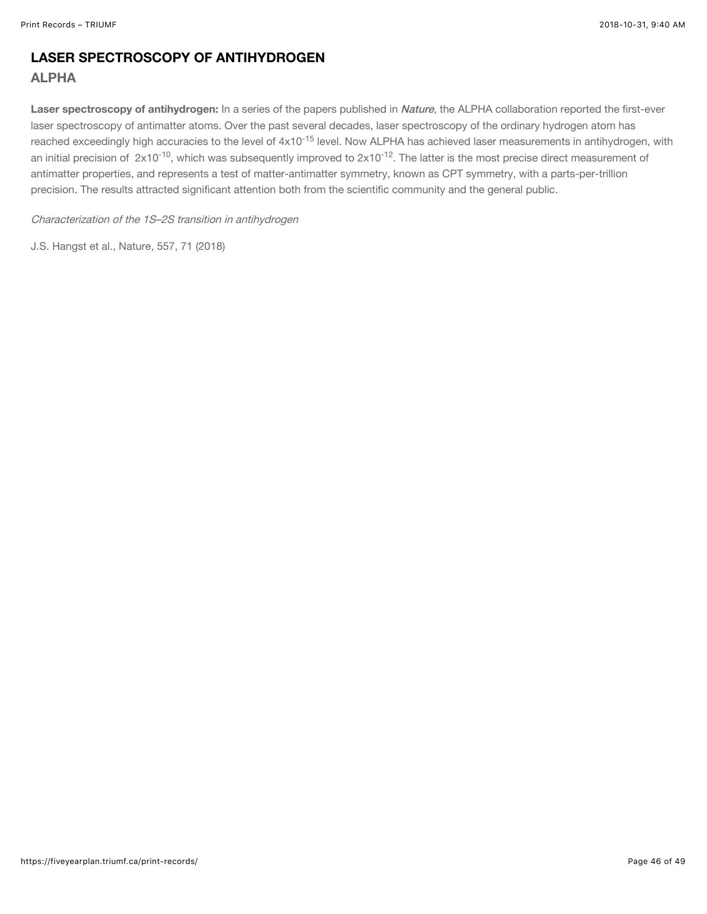## LASER SPECTROSCOPY OF ANTIHYDROGEN

### ALPHA

**Laser spectroscopy of antihydrogen:** In a series of the papers published in ***Nature***, the ALPHA collaboration reported the first-ever laser spectroscopy of antimatter atoms. Over the past several decades, laser spectroscopy of the ordinary hydrogen atom has reached exceedingly high accuracies to the level of $4 \times 10^{-15}$ level. Now ALPHA has achieved laser measurements in antihydrogen, with an initial precision of $2 \times 10^{-10}$, which was subsequently improved to $2 \times 10^{-12}$. The latter is the most precise direct measurement of antimatter properties, and represents a test of matter-antimatter symmetry, known as CPT symmetry, with a parts-per-trillion precision. The results attracted significant attention both from the scientific community and the general public.

*Characterization of the 1S–2S transition in antihydrogen*

J.S. Hangst et al., Nature, 557, 71 (2018)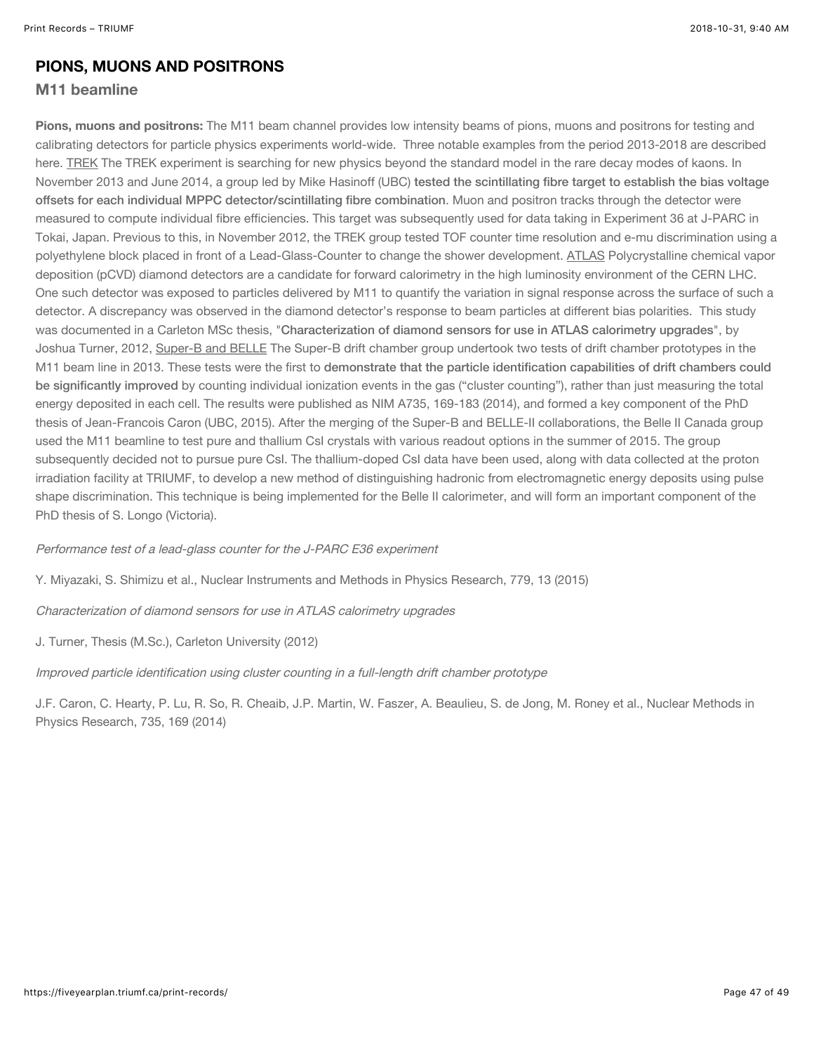## PIONS, MUONS AND POSITRONS

### M11 beamline

**Pions, muons and positrons:** The M11 beam channel provides low intensity beams of pions, muons and positrons for testing and calibrating detectors for particle physics experiments world-wide. Three notable examples from the period 2013-2018 are described here. TREK The TREK experiment is searching for new physics beyond the standard model in the rare decay modes of kaons. In November 2013 and June 2014, a group led by Mike Hasinoff (UBC) tested the scintillating fibre target to establish the bias voltage offsets for each individual MPPC detector/scintillating fibre combination. Muon and positron tracks through the detector were measured to compute individual fibre efficiencies. This target was subsequently used for data taking in Experiment 36 at J-PARC in Tokai, Japan. Previous to this, in November 2012, the TREK group tested TOF counter time resolution and e-mu discrimination using a polyethylene block placed in front of a Lead-Glass-Counter to change the shower development. ATLAS Polycrystalline chemical vapor deposition (pCVD) diamond detectors are a candidate for forward calorimetry in the high luminosity environment of the CERN LHC. One such detector was exposed to particles delivered by M11 to quantify the variation in signal response across the surface of such a detector. A discrepancy was observed in the diamond detector's response to beam particles at different bias polarities. This study was documented in a Carleton MSc thesis, "Characterization of diamond sensors for use in ATLAS calorimetry upgrades", by Joshua Turner, 2012, Super-B and BELLE The Super-B drift chamber group undertook two tests of drift chamber prototypes in the M11 beam line in 2013. These tests were the first to demonstrate that the particle identification capabilities of drift chambers could be significantly improved by counting individual ionization events in the gas ("cluster counting"), rather than just measuring the total energy deposited in each cell. The results were published as NIM A735, 169-183 (2014), and formed a key component of the PhD thesis of Jean-Francois Caron (UBC, 2015). After the merging of the Super-B and BELLE-II collaborations, the Belle II Canada group used the M11 beamline to test pure and thallium CsI crystals with various readout options in the summer of 2015. The group subsequently decided not to pursue pure CsI. The thallium-doped CsI data have been used, along with data collected at the proton irradiation facility at TRIUMF, to develop a new method of distinguishing hadronic from electromagnetic energy deposits using pulse shape discrimination. This technique is being implemented for the Belle II calorimeter, and will form an important component of the PhD thesis of S. Longo (Victoria).

*Performance test of a lead-glass counter for the J-PARC E36 experiment*

Y. Miyazaki, S. Shimizu et al., Nuclear Instruments and Methods in Physics Research, 779, 13 (2015)

*Characterization of diamond sensors for use in ATLAS calorimetry upgrades*

J. Turner, Thesis (M.Sc.), Carleton University (2012)

*Improved particle identification using cluster counting in a full-length drift chamber prototype*

J.F. Caron, C. Hearty, P. Lu, R. So, R. Cheaib, J.P. Martin, W. Faszer, A. Beaulieu, S. de Jong, M. Roney et al., Nuclear Methods in Physics Research, 735, 169 (2014)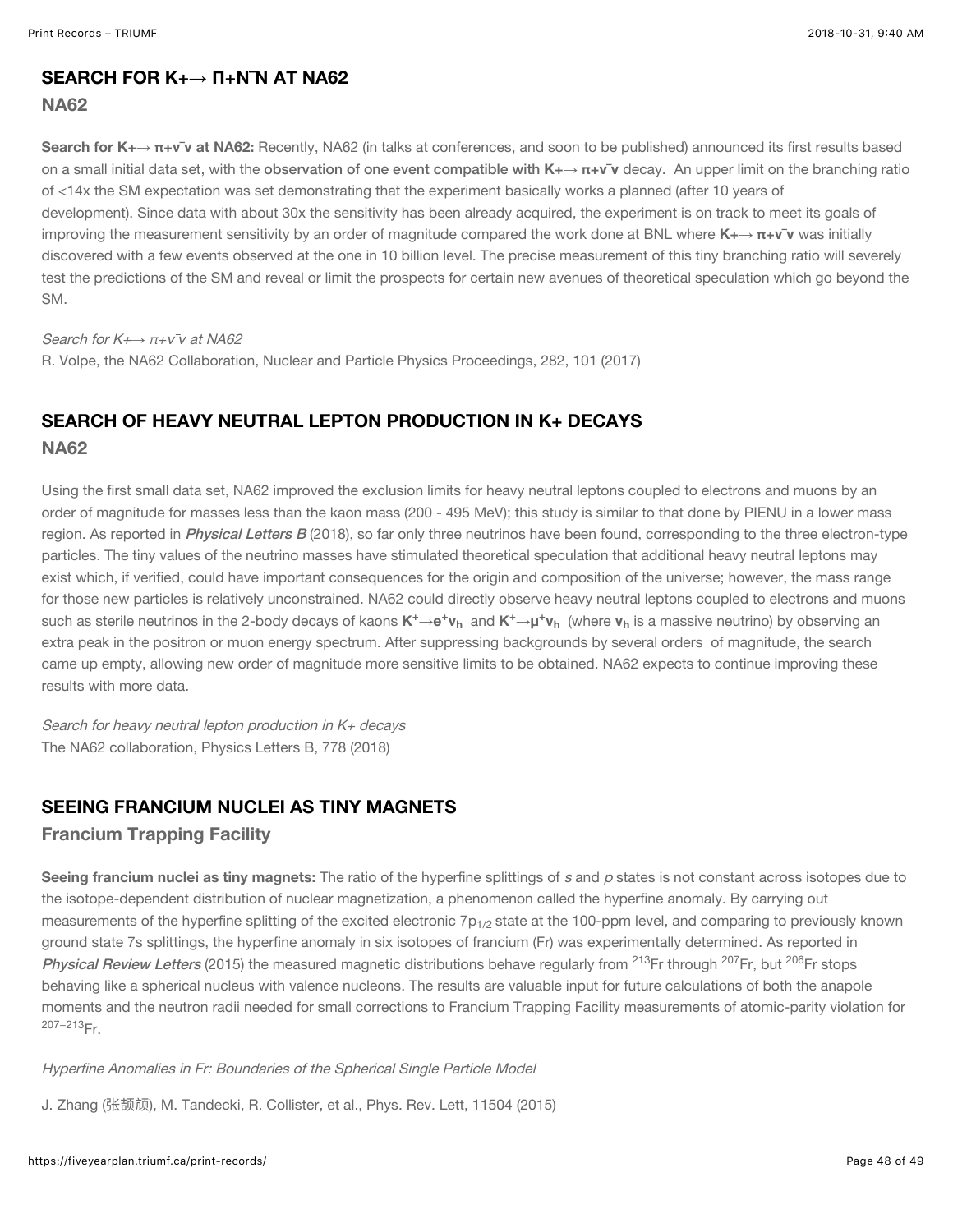## SEARCH FOR K+→ Π+N¯N AT NA62

### NA62

**Search for K+→ π+ν¯ν at NA62:** Recently, NA62 (in talks at conferences, and soon to be published) announced its first results based on a small initial data set, with the **observation of one event compatible with K+→ π+ν¯ν** decay. An upper limit on the branching ratio of <14x the SM expectation was set demonstrating that the experiment basically works a planned (after 10 years of development). Since data with about 30x the sensitivity has been already acquired, the experiment is on track to meet its goals of improving the measurement sensitivity by an order of magnitude compared the work done at BNL where **K+→ π+ν¯ν** was initially discovered with a few events observed at the one in 10 billion level. The precise measurement of this tiny branching ratio will severely test the predictions of the SM and reveal or limit the prospects for certain new avenues of theoretical speculation which go beyond the SM.

*Search for K+→ π+ν¯ν at NA62*
R. Volpe, the NA62 Collaboration, Nuclear and Particle Physics Proceedings, 282, 101 (2017)

## SEARCH OF HEAVY NEUTRAL LEPTON PRODUCTION IN K+ DECAYS

### NA62

Using the first small data set, NA62 improved the exclusion limits for heavy neutral leptons coupled to electrons and muons by an order of magnitude for masses less than the kaon mass (200 - 495 MeV); this study is similar to that done by PIENU in a lower mass region. As reported in ***Physical Letters B*** (2018), so far only three neutrinos have been found, corresponding to the three electron-type particles. The tiny values of the neutrino masses have stimulated theoretical speculation that additional heavy neutral leptons may exist which, if verified, could have important consequences for the origin and composition of the universe; however, the mass range for those new particles is relatively unconstrained. NA62 could directly observe heavy neutral leptons coupled to electrons and muons such as sterile neutrinos in the 2-body decays of kaons $\mathbf{K^+ \rightarrow e^+ \nu_h}$ and $\mathbf{K^+ \rightarrow \mu^+ \nu_h}$ (where $\mathbf{\nu_h}$ is a massive neutrino) by observing an extra peak in the positron or muon energy spectrum. After suppressing backgrounds by several orders of magnitude, the search came up empty, allowing new order of magnitude more sensitive limits to be obtained. NA62 expects to continue improving these results with more data.

*Search for heavy neutral lepton production in K+ decays*
The NA62 collaboration, Physics Letters B, 778 (2018)

## SEEING FRANCIUM NUCLEI AS TINY MAGNETS

### Francium Trapping Facility

**Seeing francium nuclei as tiny magnets:** The ratio of the hyperfine splittings of *s* and *p* states is not constant across isotopes due to the isotope-dependent distribution of nuclear magnetization, a phenomenon called the hyperfine anomaly. By carrying out measurements of the hyperfine splitting of the excited electronic $7p_{1/2}$ state at the 100-ppm level, and comparing to previously known ground state 7s splittings, the hyperfine anomaly in six isotopes of francium (Fr) was experimentally determined. As reported in ***Physical Review Letters*** (2015) the measured magnetic distributions behave regularly from $^{213}$Fr through $^{207}$Fr, but $^{206}$Fr stops behaving like a spherical nucleus with valence nucleons. The results are valuable input for future calculations of both the anapole moments and the neutron radii needed for small corrections to Francium Trapping Facility measurements of atomic-parity violation for $^{207-213}$Fr.

*Hyperfine Anomalies in Fr: Boundaries of the Spherical Single Particle Model*

J. Zhang (张颉颃), M. Tandecki, R. Collister, et al., Phys. Rev. Lett, 11504 (2015)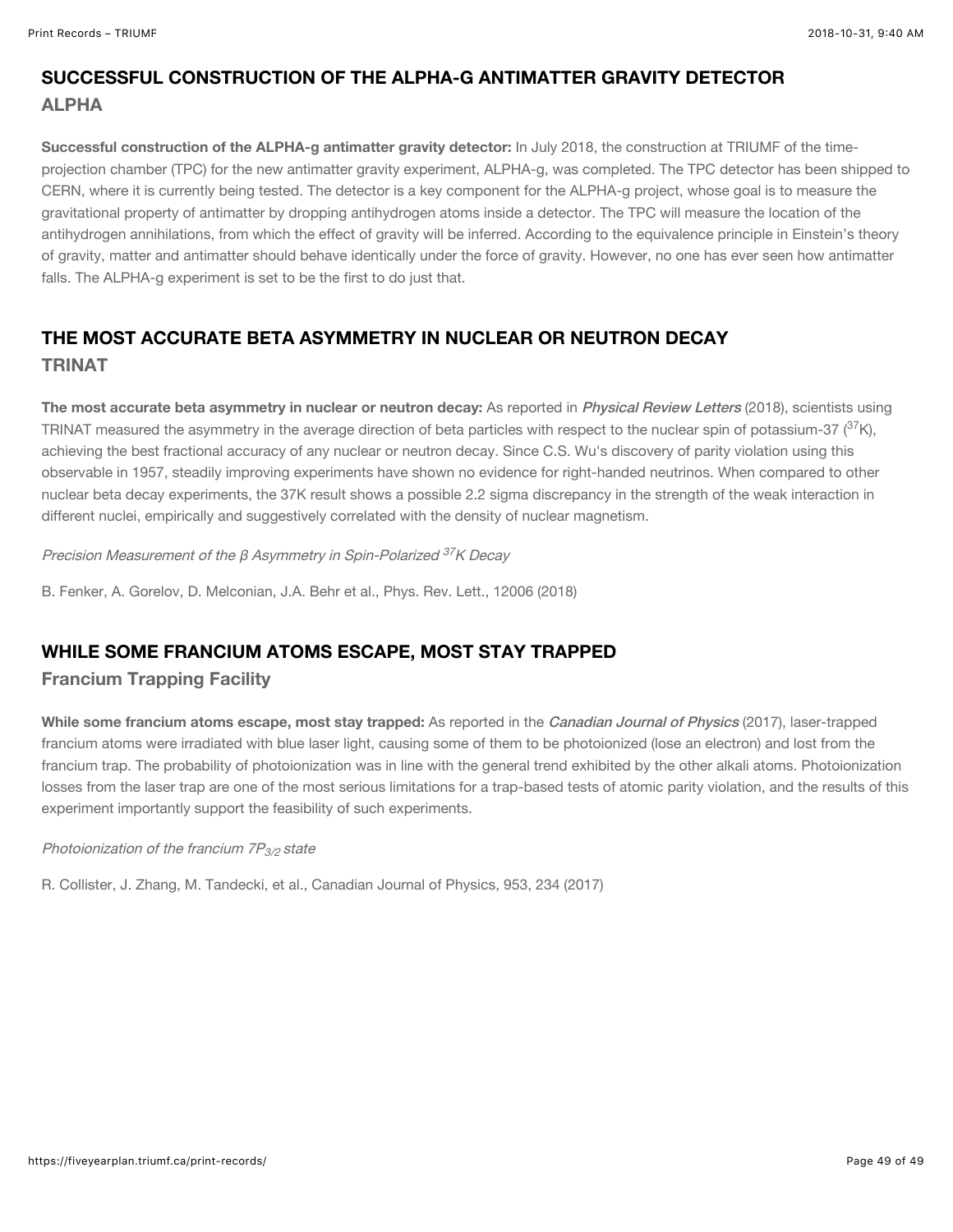## SUCCESSFUL CONSTRUCTION OF THE ALPHA-G ANTIMATTER GRAVITY DETECTOR

### ALPHA

**Successful construction of the ALPHA-g antimatter gravity detector:** In July 2018, the construction at TRIUMF of the time-projection chamber (TPC) for the new antimatter gravity experiment, ALPHA-g, was completed. The TPC detector has been shipped to CERN, where it is currently being tested. The detector is a key component for the ALPHA-g project, whose goal is to measure the gravitational property of antimatter by dropping antihydrogen atoms inside a detector. The TPC will measure the location of the antihydrogen annihilations, from which the effect of gravity will be inferred. According to the equivalence principle in Einstein's theory of gravity, matter and antimatter should behave identically under the force of gravity. However, no one has ever seen how antimatter falls. The ALPHA-g experiment is set to be the first to do just that.

## THE MOST ACCURATE BETA ASYMMETRY IN NUCLEAR OR NEUTRON DECAY

### TRINAT

**The most accurate beta asymmetry in nuclear or neutron decay:** As reported in *Physical Review Letters* (2018), scientists using TRINAT measured the asymmetry in the average direction of beta particles with respect to the nuclear spin of potassium-37 ($^{37}$K), achieving the best fractional accuracy of any nuclear or neutron decay. Since C.S. Wu's discovery of parity violation using this observable in 1957, steadily improving experiments have shown no evidence for right-handed neutrinos. When compared to other nuclear beta decay experiments, the 37K result shows a possible 2.2 sigma discrepancy in the strength of the weak interaction in different nuclei, empirically and suggestively correlated with the density of nuclear magnetism.

*Precision Measurement of the β Asymmetry in Spin-Polarized $^{37}$K Decay*

B. Fenker, A. Gorelov, D. Melconian, J.A. Behr et al., Phys. Rev. Lett., 12006 (2018)

## WHILE SOME FRANCIUM ATOMS ESCAPE, MOST STAY TRAPPED

### Francium Trapping Facility

**While some francium atoms escape, most stay trapped:** As reported in the *Canadian Journal of Physics* (2017), laser-trapped francium atoms were irradiated with blue laser light, causing some of them to be photoionized (lose an electron) and lost from the francium trap. The probability of photoionization was in line with the general trend exhibited by the other alkali atoms. Photoionization losses from the laser trap are one of the most serious limitations for a trap-based tests of atomic parity violation, and the results of this experiment importantly support the feasibility of such experiments.

*Photoionization of the francium $7P_{3/2}$ state*

R. Collister, J. Zhang, M. Tandecki, et al., Canadian Journal of Physics, 953, 234 (2017)